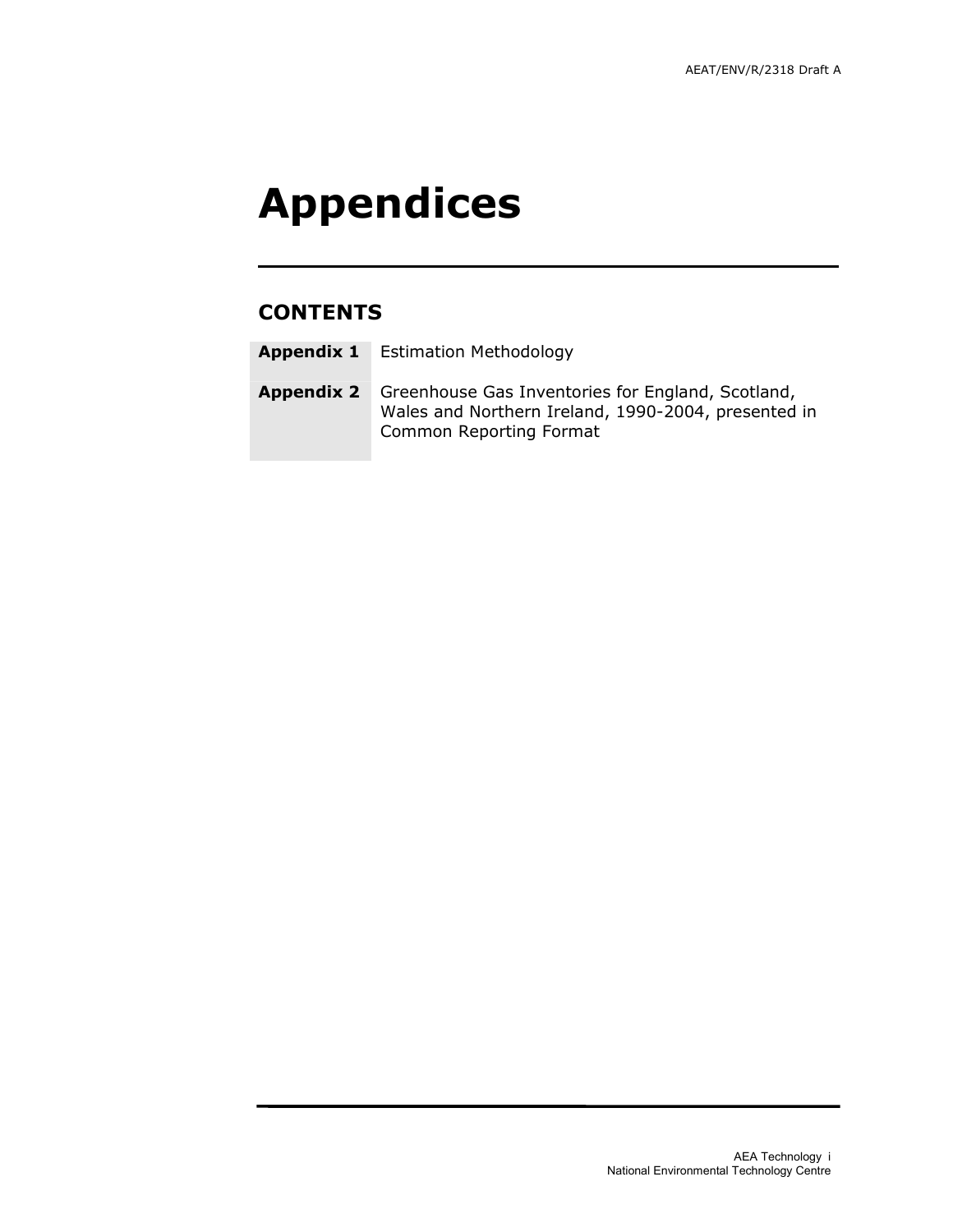# Appendices

## CONTENTS

| | |
|---|---|
| **Appendix 1** | Estimation Methodology |
| **Appendix 2** | Greenhouse Gas Inventories for England, Scotland, Wales and Northern Ireland, 1990-2004, presented in Common Reporting Format |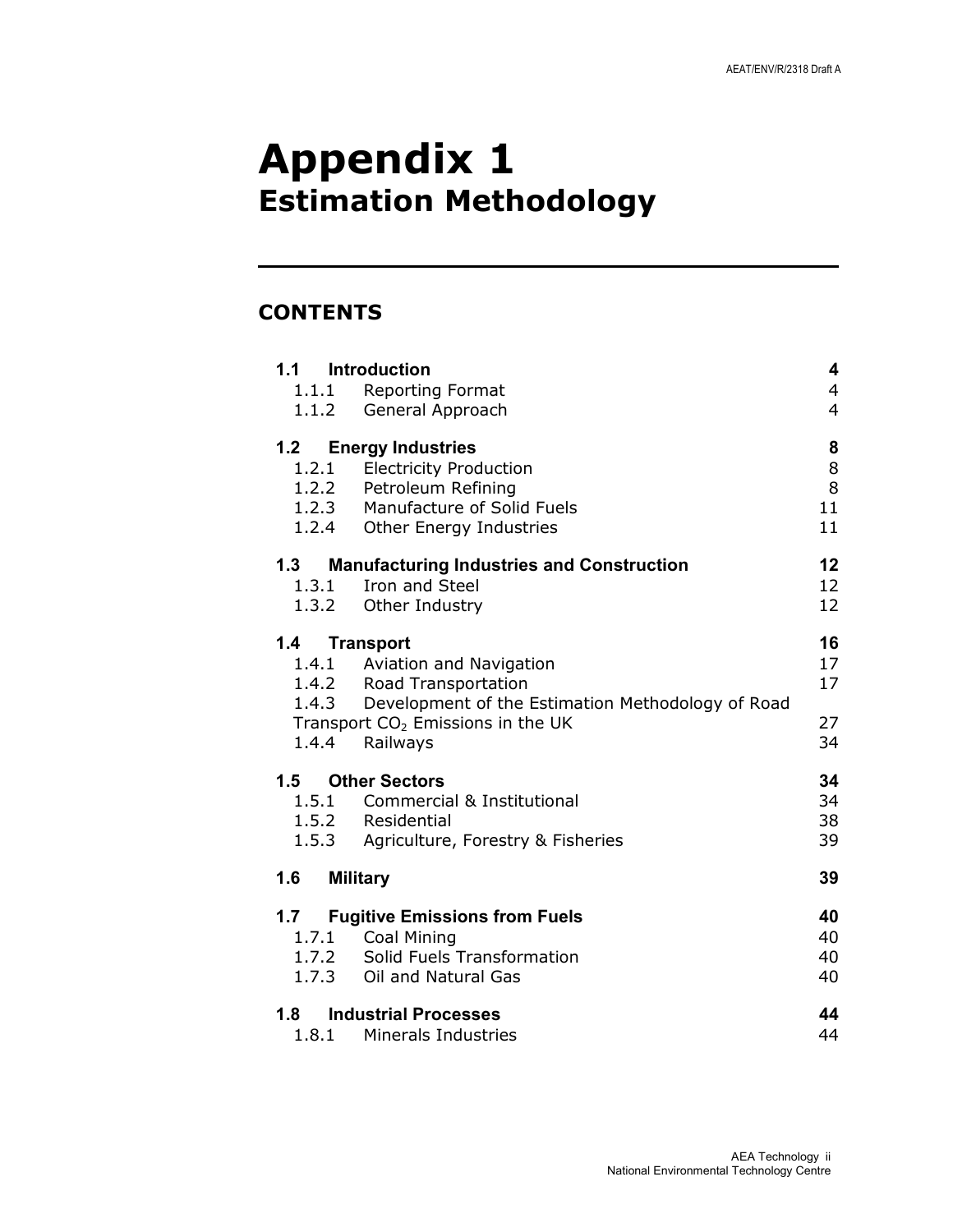# Appendix 1
## Estimation Methodology

---

## CONTENTS

| | |
|---|---|
| **1.1 Introduction** | **4** |
| 1.1.1 Reporting Format | 4 |
| 1.1.2 General Approach | 4 |
| **1.2 Energy Industries** | **8** |
| 1.2.1 Electricity Production | 8 |
| 1.2.2 Petroleum Refining | 8 |
| 1.2.3 Manufacture of Solid Fuels | 11 |
| 1.2.4 Other Energy Industries | 11 |
| **1.3 Manufacturing Industries and Construction** | **12** |
| 1.3.1 Iron and Steel | 12 |
| 1.3.2 Other Industry | 12 |
| **1.4 Transport** | **16** |
| 1.4.1 Aviation and Navigation | 17 |
| 1.4.2 Road Transportation | 17 |
| 1.4.3 Development of the Estimation Methodology of Road Transport $CO_2$ Emissions in the UK | 27 |
| 1.4.4 Railways | 34 |
| **1.5 Other Sectors** | **34** |
| 1.5.1 Commercial & Institutional | 34 |
| 1.5.2 Residential | 38 |
| 1.5.3 Agriculture, Forestry & Fisheries | 39 |
| **1.6 Military** | **39** |
| **1.7 Fugitive Emissions from Fuels** | **40** |
| 1.7.1 Coal Mining | 40 |
| 1.7.2 Solid Fuels Transformation | 40 |
| 1.7.3 Oil and Natural Gas | 40 |
| **1.8 Industrial Processes** | **44** |
| 1.8.1 Minerals Industries | 44 |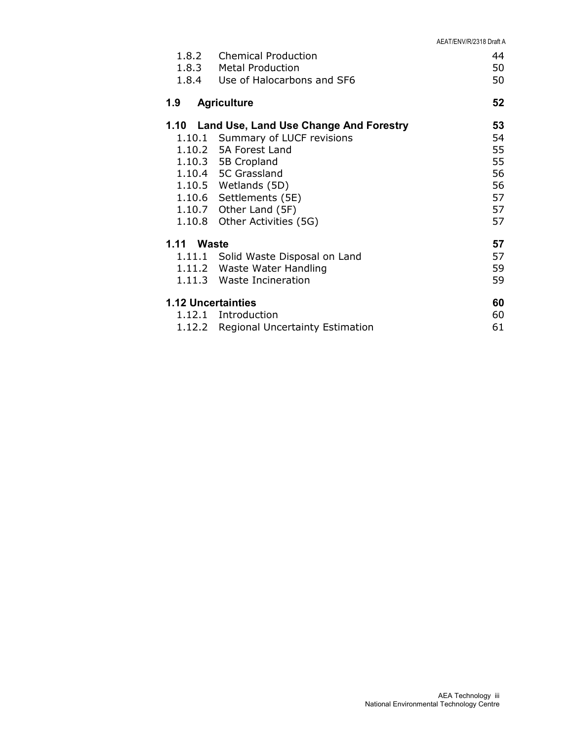| | | |
|---|---|---|
| 1.8.2 | Chemical Production | 44 |
| 1.8.3 | Metal Production | 50 |
| 1.8.4 | Use of Halocarbons and SF6 | 50 |
| **1.9** | **Agriculture** | **52** |
| **1.10** | **Land Use, Land Use Change And Forestry** | **53** |
| 1.10.1 | Summary of LUCF revisions | 54 |
| 1.10.2 | 5A Forest Land | 55 |
| 1.10.3 | 5B Cropland | 55 |
| 1.10.4 | 5C Grassland | 56 |
| 1.10.5 | Wetlands (5D) | 56 |
| 1.10.6 | Settlements (5E) | 57 |
| 1.10.7 | Other Land (5F) | 57 |
| 1.10.8 | Other Activities (5G) | 57 |
| **1.11** | **Waste** | **57** |
| 1.11.1 | Solid Waste Disposal on Land | 57 |
| 1.11.2 | Waste Water Handling | 59 |
| 1.11.3 | Waste Incineration | 59 |
| **1.12** | **Uncertainties** | **60** |
| 1.12.1 | Introduction | 60 |
| 1.12.2 | Regional Uncertainty Estimation | 61 |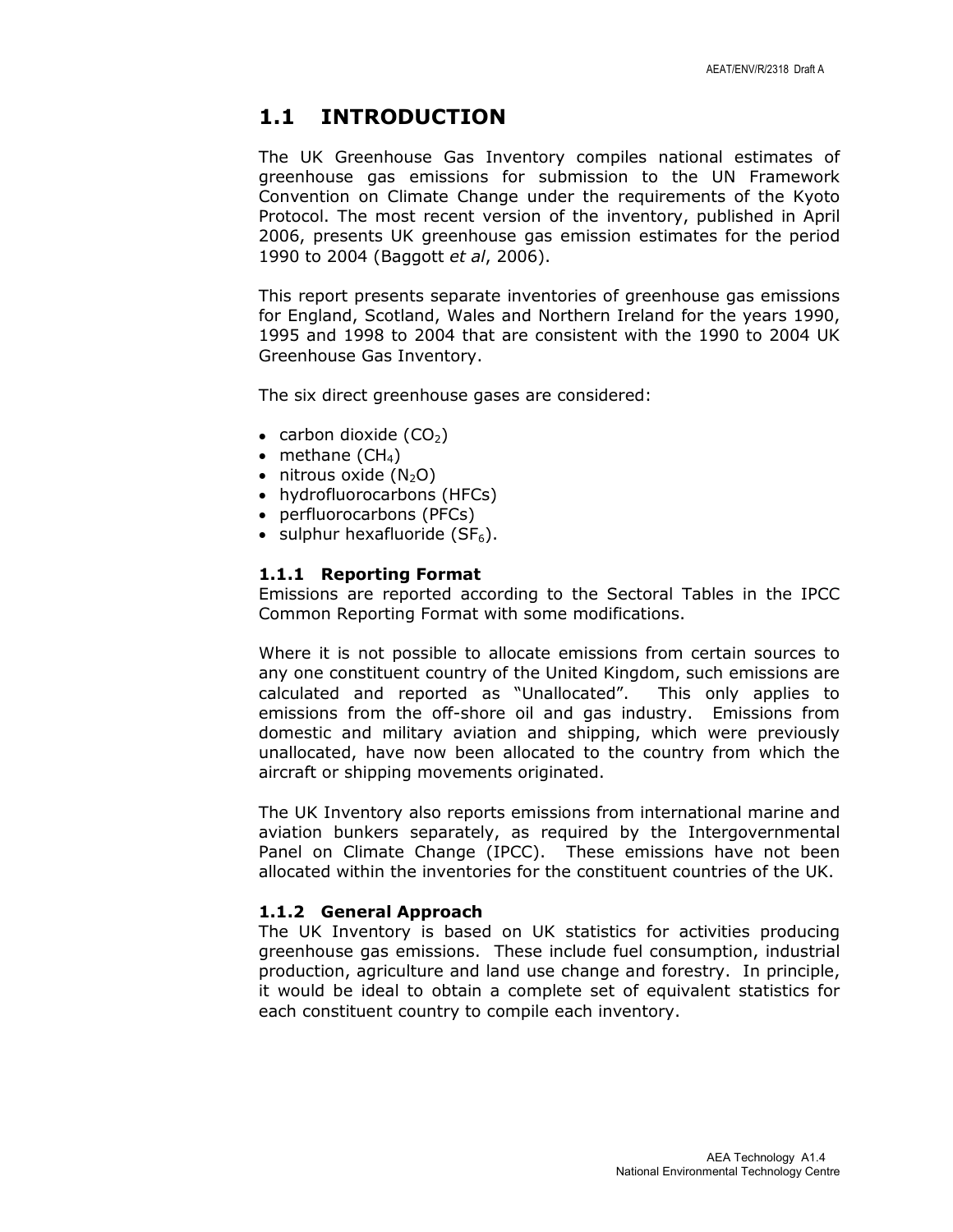# 1.1 INTRODUCTION

The UK Greenhouse Gas Inventory compiles national estimates of greenhouse gas emissions for submission to the UN Framework Convention on Climate Change under the requirements of the Kyoto Protocol. The most recent version of the inventory, published in April 2006, presents UK greenhouse gas emission estimates for the period 1990 to 2004 (Baggott *et al*, 2006).

This report presents separate inventories of greenhouse gas emissions for England, Scotland, Wales and Northern Ireland for the years 1990, 1995 and 1998 to 2004 that are consistent with the 1990 to 2004 UK Greenhouse Gas Inventory.

The six direct greenhouse gases are considered:

- carbon dioxide ($CO_2$)
- methane ($CH_4$)
- nitrous oxide ($N_2O$)
- hydrofluorocarbons (HFCs)
- perfluorocarbons (PFCs)
- sulphur hexafluoride ($SF_6$).

### 1.1.1 Reporting Format

Emissions are reported according to the Sectoral Tables in the IPCC Common Reporting Format with some modifications.

Where it is not possible to allocate emissions from certain sources to any one constituent country of the United Kingdom, such emissions are calculated and reported as "Unallocated". This only applies to emissions from the off-shore oil and gas industry. Emissions from domestic and military aviation and shipping, which were previously unallocated, have now been allocated to the country from which the aircraft or shipping movements originated.

The UK Inventory also reports emissions from international marine and aviation bunkers separately, as required by the Intergovernmental Panel on Climate Change (IPCC). These emissions have not been allocated within the inventories for the constituent countries of the UK.

### 1.1.2 General Approach

The UK Inventory is based on UK statistics for activities producing greenhouse gas emissions. These include fuel consumption, industrial production, agriculture and land use change and forestry. In principle, it would be ideal to obtain a complete set of equivalent statistics for each constituent country to compile each inventory.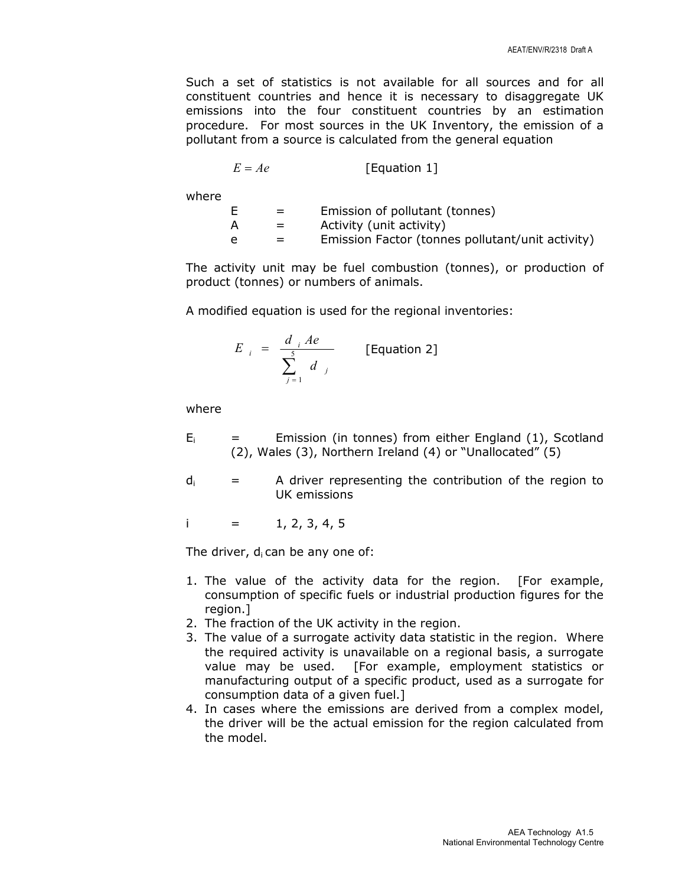Such a set of statistics is not available for all sources and for all constituent countries and hence it is necessary to disaggregate UK emissions into the four constituent countries by an estimation procedure. For most sources in the UK Inventory, the emission of a pollutant from a source is calculated from the general equation

$$E = Ae \qquad \text{[Equation 1]}$$

where

| | | |
|---|---|---|
| E | = | Emission of pollutant (tonnes) |
| A | = | Activity (unit activity) |
| e | = | Emission Factor (tonnes pollutant/unit activity) |

The activity unit may be fuel combustion (tonnes), or production of product (tonnes) or numbers of animals.

A modified equation is used for the regional inventories:

$$E_i = \frac{d_i Ae}{\sum_{j=1}^{5} d_j} \qquad \text{[Equation 2]}$$

where

$E_i$ = Emission (in tonnes) from either England (1), Scotland (2), Wales (3), Northern Ireland (4) or "Unallocated" (5)

$d_i$ = A driver representing the contribution of the region to UK emissions

$i$ = 1, 2, 3, 4, 5

The driver, $d_i$ can be any one of:

1. The value of the activity data for the region. [For example, consumption of specific fuels or industrial production figures for the region.]
2. The fraction of the UK activity in the region.
3. The value of a surrogate activity data statistic in the region. Where the required activity is unavailable on a regional basis, a surrogate value may be used. [For example, employment statistics or manufacturing output of a specific product, used as a surrogate for consumption data of a given fuel.]
4. In cases where the emissions are derived from a complex model, the driver will be the actual emission for the region calculated from the model.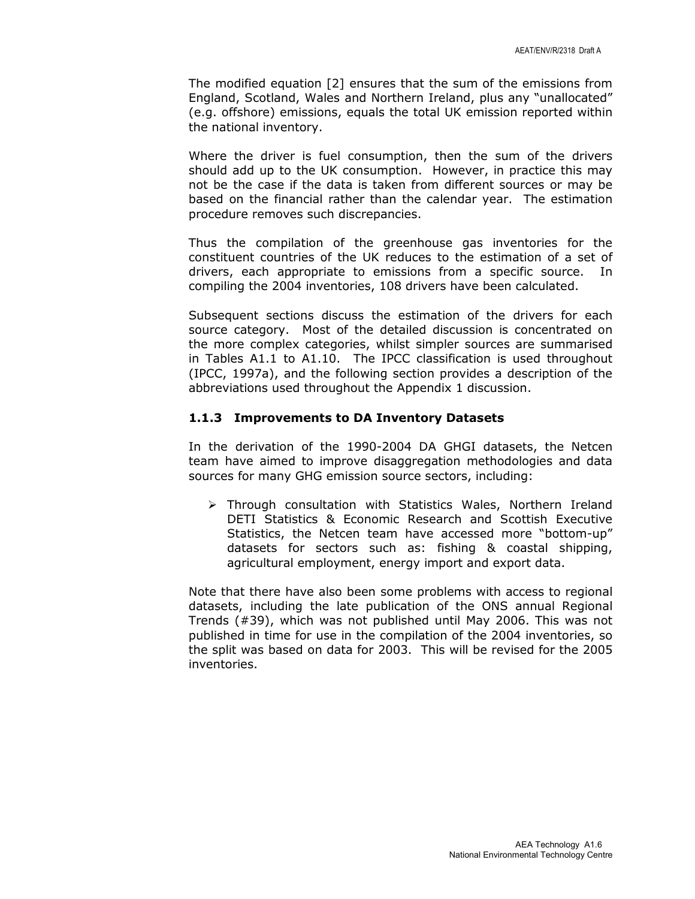The modified equation [2] ensures that the sum of the emissions from England, Scotland, Wales and Northern Ireland, plus any "unallocated" (e.g. offshore) emissions, equals the total UK emission reported within the national inventory.

Where the driver is fuel consumption, then the sum of the drivers should add up to the UK consumption. However, in practice this may not be the case if the data is taken from different sources or may be based on the financial rather than the calendar year. The estimation procedure removes such discrepancies.

Thus the compilation of the greenhouse gas inventories for the constituent countries of the UK reduces to the estimation of a set of drivers, each appropriate to emissions from a specific source. In compiling the 2004 inventories, 108 drivers have been calculated.

Subsequent sections discuss the estimation of the drivers for each source category. Most of the detailed discussion is concentrated on the more complex categories, whilst simpler sources are summarised in Tables A1.1 to A1.10. The IPCC classification is used throughout (IPCC, 1997a), and the following section provides a description of the abbreviations used throughout the Appendix 1 discussion.

### 1.1.3 Improvements to DA Inventory Datasets

In the derivation of the 1990-2004 DA GHGI datasets, the Netcen team have aimed to improve disaggregation methodologies and data sources for many GHG emission source sectors, including:

- Through consultation with Statistics Wales, Northern Ireland DETI Statistics & Economic Research and Scottish Executive Statistics, the Netcen team have accessed more "bottom-up" datasets for sectors such as: fishing & coastal shipping, agricultural employment, energy import and export data.

Note that there have also been some problems with access to regional datasets, including the late publication of the ONS annual Regional Trends (#39), which was not published until May 2006. This was not published in time for use in the compilation of the 2004 inventories, so the split was based on data for 2003. This will be revised for the 2005 inventories.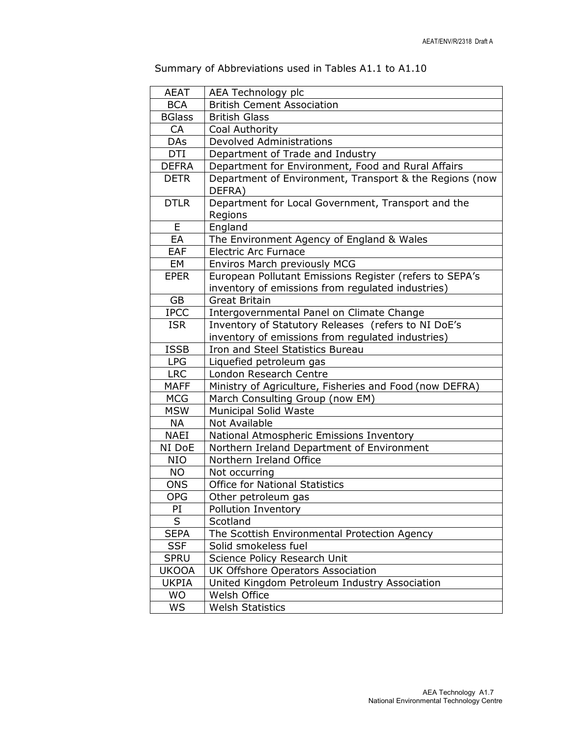Summary of Abbreviations used in Tables A1.1 to A1.10

| Abbreviation | Meaning |
|---|---|
| AEAT | AEA Technology plc |
| BCA | British Cement Association |
| BGlass | British Glass |
| CA | Coal Authority |
| DAs | Devolved Administrations |
| DTI | Department of Trade and Industry |
| DEFRA | Department for Environment, Food and Rural Affairs |
| DETR | Department of Environment, Transport & the Regions (now DEFRA) |
| DTLR | Department for Local Government, Transport and the Regions |
| E | England |
| EA | The Environment Agency of England & Wales |
| EAF | Electric Arc Furnace |
| EM | Enviros March previously MCG |
| EPER | European Pollutant Emissions Register (refers to SEPA's inventory of emissions from regulated industries) |
| GB | Great Britain |
| IPCC | Intergovernmental Panel on Climate Change |
| ISR | Inventory of Statutory Releases (refers to NI DoE's inventory of emissions from regulated industries) |
| ISSB | Iron and Steel Statistics Bureau |
| LPG | Liquefied petroleum gas |
| LRC | London Research Centre |
| MAFF | Ministry of Agriculture, Fisheries and Food (now DEFRA) |
| MCG | March Consulting Group (now EM) |
| MSW | Municipal Solid Waste |
| NA | Not Available |
| NAEI | National Atmospheric Emissions Inventory |
| NI DoE | Northern Ireland Department of Environment |
| NIO | Northern Ireland Office |
| NO | Not occurring |
| ONS | Office for National Statistics |
| OPG | Other petroleum gas |
| PI | Pollution Inventory |
| S | Scotland |
| SEPA | The Scottish Environmental Protection Agency |
| SSF | Solid smokeless fuel |
| SPRU | Science Policy Research Unit |
| UKOOA | UK Offshore Operators Association |
| UKPIA | United Kingdom Petroleum Industry Association |
| WO | Welsh Office |
| WS | Welsh Statistics |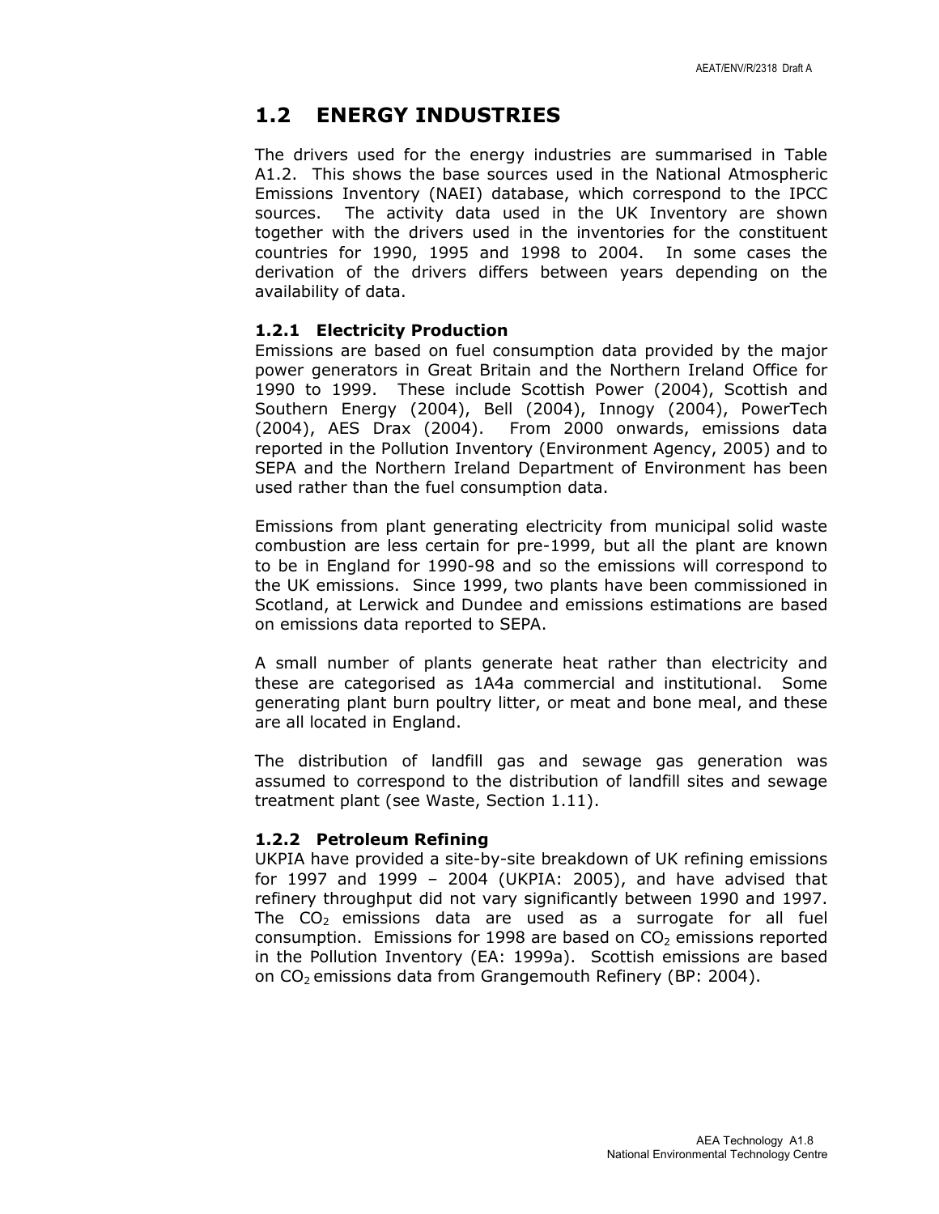## 1.2 ENERGY INDUSTRIES

The drivers used for the energy industries are summarised in Table A1.2. This shows the base sources used in the National Atmospheric Emissions Inventory (NAEI) database, which correspond to the IPCC sources. The activity data used in the UK Inventory are shown together with the drivers used in the inventories for the constituent countries for 1990, 1995 and 1998 to 2004. In some cases the derivation of the drivers differs between years depending on the availability of data.

### 1.2.1 Electricity Production

Emissions are based on fuel consumption data provided by the major power generators in Great Britain and the Northern Ireland Office for 1990 to 1999. These include Scottish Power (2004), Scottish and Southern Energy (2004), Bell (2004), Innogy (2004), PowerTech (2004), AES Drax (2004). From 2000 onwards, emissions data reported in the Pollution Inventory (Environment Agency, 2005) and to SEPA and the Northern Ireland Department of Environment has been used rather than the fuel consumption data.

Emissions from plant generating electricity from municipal solid waste combustion are less certain for pre-1999, but all the plant are known to be in England for 1990-98 and so the emissions will correspond to the UK emissions. Since 1999, two plants have been commissioned in Scotland, at Lerwick and Dundee and emissions estimations are based on emissions data reported to SEPA.

A small number of plants generate heat rather than electricity and these are categorised as 1A4a commercial and institutional. Some generating plant burn poultry litter, or meat and bone meal, and these are all located in England.

The distribution of landfill gas and sewage gas generation was assumed to correspond to the distribution of landfill sites and sewage treatment plant (see Waste, Section 1.11).

### 1.2.2 Petroleum Refining

UKPIA have provided a site-by-site breakdown of UK refining emissions for 1997 and 1999 – 2004 (UKPIA: 2005), and have advised that refinery throughput did not vary significantly between 1990 and 1997. The $CO_2$ emissions data are used as a surrogate for all fuel consumption. Emissions for 1998 are based on $CO_2$ emissions reported in the Pollution Inventory (EA: 1999a). Scottish emissions are based on $CO_2$ emissions data from Grangemouth Refinery (BP: 2004).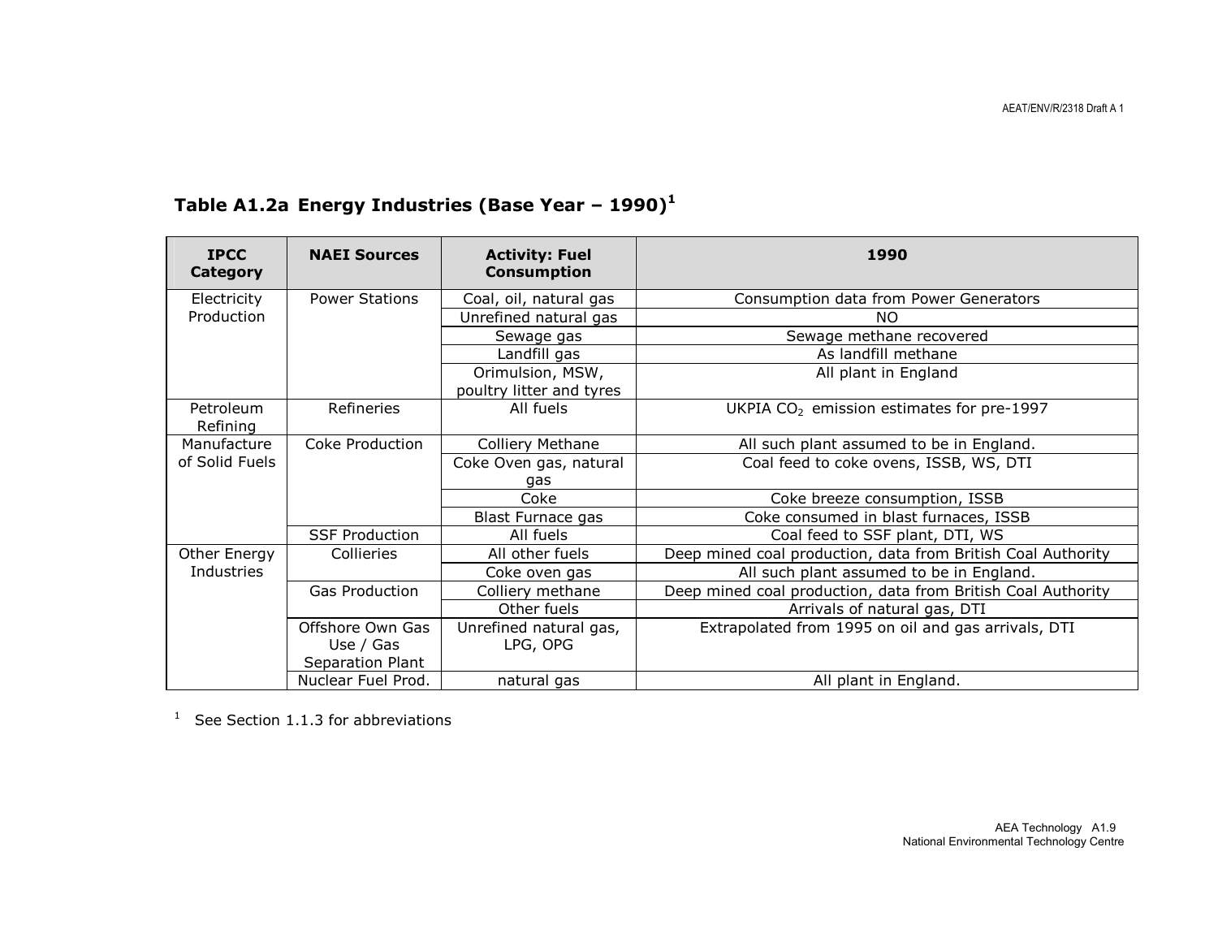### Table A1.2a Energy Industries (Base Year – 1990)[1]

| IPCC Category | NAEI Sources | Activity: Fuel Consumption | 1990 |
|---|---|---|---|
| Electricity Production | Power Stations | Coal, oil, natural gas | Consumption data from Power Generators |
| | | Unrefined natural gas | NO |
| | | Sewage gas | Sewage methane recovered |
| | | Landfill gas | As landfill methane |
| | | Orimulsion, MSW, poultry litter and tyres | All plant in England |
| Petroleum Refining | Refineries | All fuels | UKPIA $CO_2$ emission estimates for pre-1997 |
| Manufacture of Solid Fuels | Coke Production | Colliery Methane | All such plant assumed to be in England. |
| | | Coke Oven gas, natural gas | Coal feed to coke ovens, ISSB, WS, DTI |
| | | Coke | Coke breeze consumption, ISSB |
| | | Blast Furnace gas | Coke consumed in blast furnaces, ISSB |
| | SSF Production | All fuels | Coal feed to SSF plant, DTI, WS |
| Other Energy Industries | Collieries | All other fuels | Deep mined coal production, data from British Coal Authority |
| | | Coke oven gas | All such plant assumed to be in England. |
| | Gas Production | Colliery methane | Deep mined coal production, data from British Coal Authority |
| | | Other fuels | Arrivals of natural gas, DTI |
| | Offshore Own Gas Use / Gas Separation Plant | Unrefined natural gas, LPG, OPG | Extrapolated from 1995 on oil and gas arrivals, DTI |
| | Nuclear Fuel Prod. | natural gas | All plant in England. |

[1] See Section 1.1.3 for abbreviations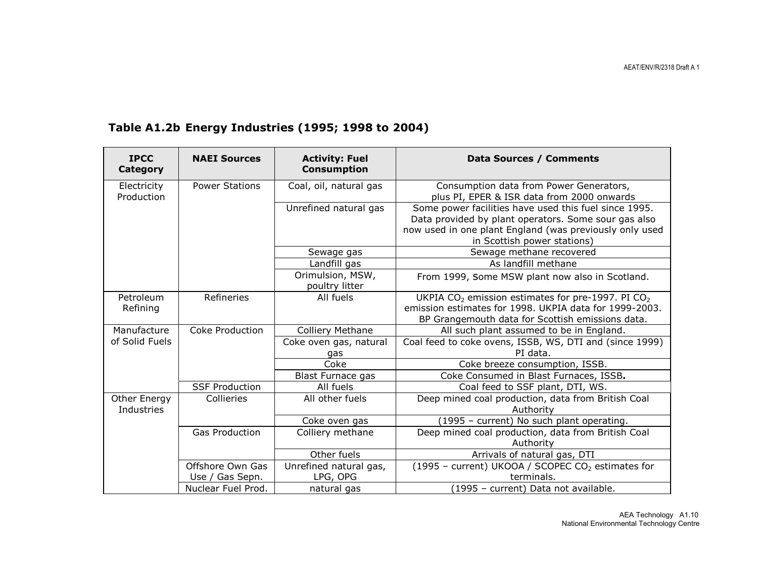**Table A1.2b Energy Industries (1995; 1998 to 2004)**

| IPCC Category | NAEI Sources | Activity: Fuel Consumption | Data Sources / Comments |
|---|---|---|---|
| Electricity Production | Power Stations | Coal, oil, natural gas | Consumption data from Power Generators, plus PI, EPER & ISR data from 2000 onwards |
| | | Unrefined natural gas | Some power facilities have used this fuel since 1995. Data provided by plant operators. Some sour gas also now used in one plant England (was previously only used in Scottish power stations) |
| | | Sewage gas | Sewage methane recovered |
| | | Landfill gas | As landfill methane |
| | | Orimulsion, MSW, poultry litter | From 1999, some MSW plant now also in Scotland. |
| Petroleum Refining | Refineries | All fuels | UKPIA $CO_2$ emission estimates for pre-1997. PI $CO_2$ emission estimates for 1998. UKPIA data for 1999-2003. BP Grangemouth data for Scottish emissions data. |
| Manufacture of Solid Fuels | Coke Production | Colliery Methane | All such plant assumed to be in England. |
| | | Coke oven gas, natural gas | Coal feed to coke ovens, ISSB, WS, DTI and (since 1999) PI data. |
| | | Coke | Coke breeze consumption, ISSB. |
| | | Blast Furnace gas | Coke Consumed in Blast Furnaces, ISSB**.** |
| | SSF Production | All fuels | Coal feed to SSF plant, DTI, WS. |
| Other Energy Industries | Collieries | All other fuels | Deep mined coal production, data from British Coal Authority |
| | | Coke oven gas | (1995 – current) No such plant operating. |
| | Gas Production | Colliery methane | Deep mined coal production, data from British Coal Authority |
| | | Other fuels | Arrivals of natural gas, DTI |
| | Offshore Own Gas Use / Gas Sepn. | Unrefined natural gas, LPG, OPG | (1995 – current) UKOOA / SCOPEC $CO_2$ estimates for terminals. |
| | Nuclear Fuel Prod. | natural gas | (1995 – current) Data not available. |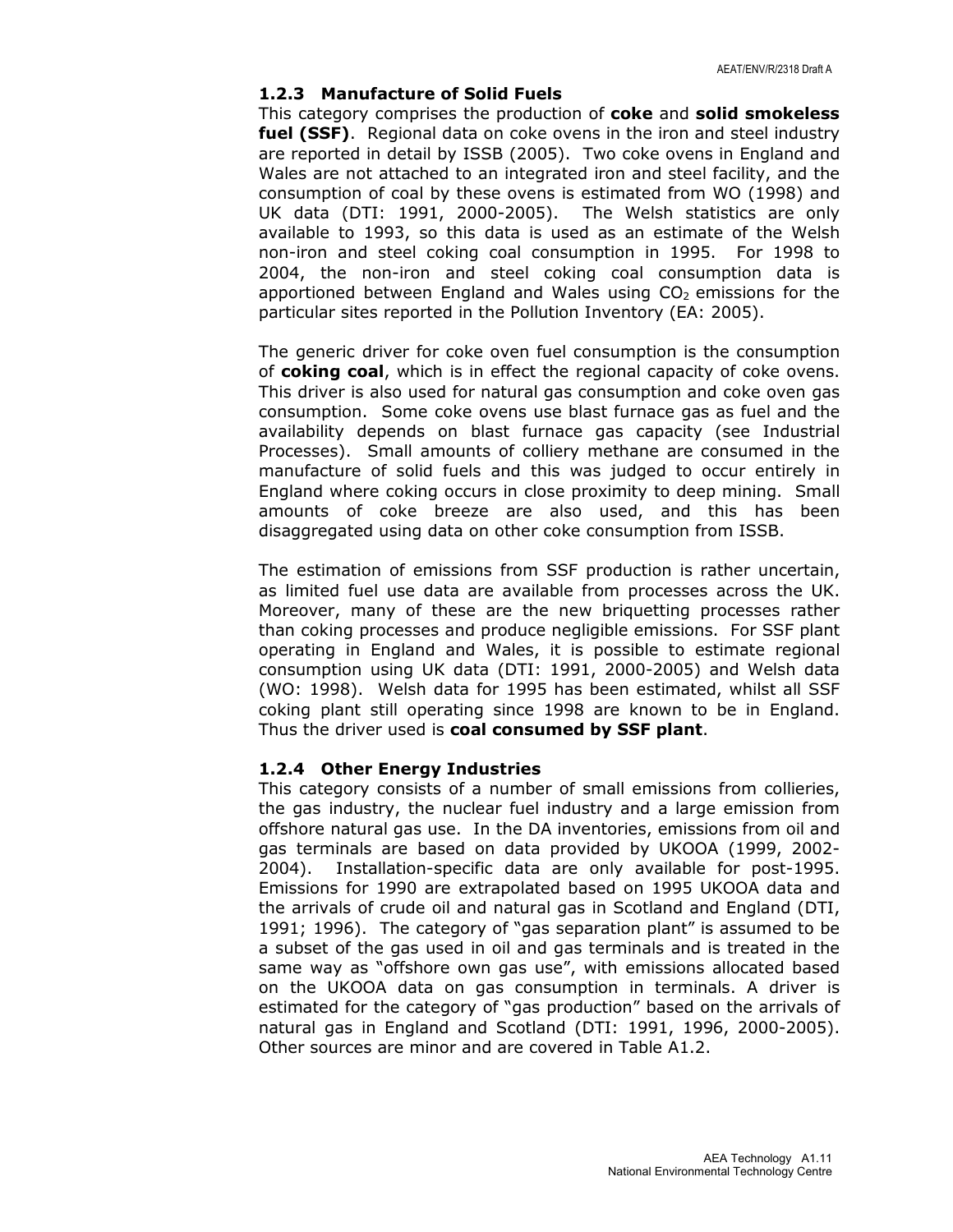### 1.2.3 Manufacture of Solid Fuels

This category comprises the production of **coke** and **solid smokeless fuel (SSF)**. Regional data on coke ovens in the iron and steel industry are reported in detail by ISSB (2005). Two coke ovens in England and Wales are not attached to an integrated iron and steel facility, and the consumption of coal by these ovens is estimated from WO (1998) and UK data (DTI: 1991, 2000-2005). The Welsh statistics are only available to 1993, so this data is used as an estimate of the Welsh non-iron and steel coking coal consumption in 1995. For 1998 to 2004, the non-iron and steel coking coal consumption data is apportioned between England and Wales using $CO_2$ emissions for the particular sites reported in the Pollution Inventory (EA: 2005).

The generic driver for coke oven fuel consumption is the consumption of **coking coal**, which is in effect the regional capacity of coke ovens. This driver is also used for natural gas consumption and coke oven gas consumption. Some coke ovens use blast furnace gas as fuel and the availability depends on blast furnace gas capacity (see Industrial Processes). Small amounts of colliery methane are consumed in the manufacture of solid fuels and this was judged to occur entirely in England where coking occurs in close proximity to deep mining. Small amounts of coke breeze are also used, and this has been disaggregated using data on other coke consumption from ISSB.

The estimation of emissions from SSF production is rather uncertain, as limited fuel use data are available from processes across the UK. Moreover, many of these are the new briquetting processes rather than coking processes and produce negligible emissions. For SSF plant operating in England and Wales, it is possible to estimate regional consumption using UK data (DTI: 1991, 2000-2005) and Welsh data (WO: 1998). Welsh data for 1995 has been estimated, whilst all SSF coking plant still operating since 1998 are known to be in England. Thus the driver used is **coal consumed by SSF plant**.

### 1.2.4 Other Energy Industries

This category consists of a number of small emissions from collieries, the gas industry, the nuclear fuel industry and a large emission from offshore natural gas use. In the DA inventories, emissions from oil and gas terminals are based on data provided by UKOOA (1999, 2002-2004). Installation-specific data are only available for post-1995. Emissions for 1990 are extrapolated based on 1995 UKOOA data and the arrivals of crude oil and natural gas in Scotland and England (DTI, 1991; 1996). The category of "gas separation plant" is assumed to be a subset of the gas used in oil and gas terminals and is treated in the same way as "offshore own gas use", with emissions allocated based on the UKOOA data on gas consumption in terminals. A driver is estimated for the category of "gas production" based on the arrivals of natural gas in England and Scotland (DTI: 1991, 1996, 2000-2005). Other sources are minor and are covered in Table A1.2.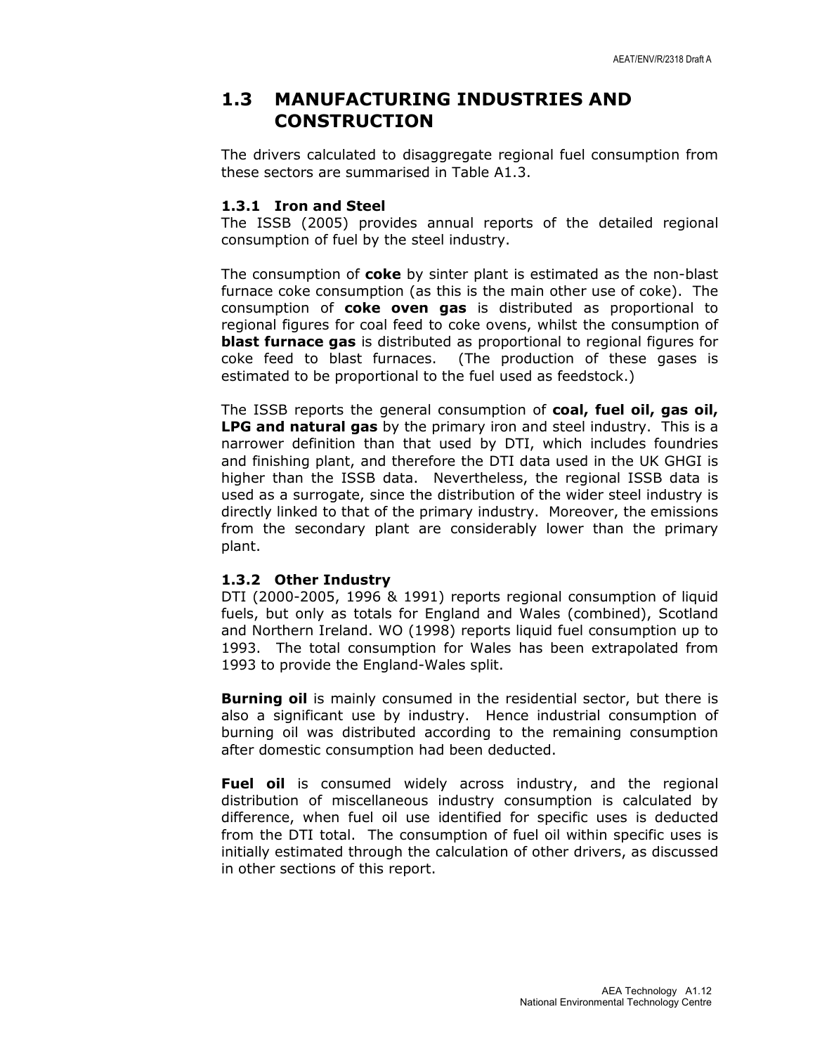## 1.3 MANUFACTURING INDUSTRIES AND CONSTRUCTION

The drivers calculated to disaggregate regional fuel consumption from these sectors are summarised in Table A1.3.

### 1.3.1 Iron and Steel

The ISSB (2005) provides annual reports of the detailed regional consumption of fuel by the steel industry.

The consumption of **coke** by sinter plant is estimated as the non-blast furnace coke consumption (as this is the main other use of coke). The consumption of **coke oven gas** is distributed as proportional to regional figures for coal feed to coke ovens, whilst the consumption of **blast furnace gas** is distributed as proportional to regional figures for coke feed to blast furnaces. (The production of these gases is estimated to be proportional to the fuel used as feedstock.)

The ISSB reports the general consumption of **coal, fuel oil, gas oil, LPG and natural gas** by the primary iron and steel industry. This is a narrower definition than that used by DTI, which includes foundries and finishing plant, and therefore the DTI data used in the UK GHGI is higher than the ISSB data. Nevertheless, the regional ISSB data is used as a surrogate, since the distribution of the wider steel industry is directly linked to that of the primary industry. Moreover, the emissions from the secondary plant are considerably lower than the primary plant.

### 1.3.2 Other Industry

DTI (2000-2005, 1996 & 1991) reports regional consumption of liquid fuels, but only as totals for England and Wales (combined), Scotland and Northern Ireland. WO (1998) reports liquid fuel consumption up to 1993. The total consumption for Wales has been extrapolated from 1993 to provide the England-Wales split.

**Burning oil** is mainly consumed in the residential sector, but there is also a significant use by industry. Hence industrial consumption of burning oil was distributed according to the remaining consumption after domestic consumption had been deducted.

**Fuel oil** is consumed widely across industry, and the regional distribution of miscellaneous industry consumption is calculated by difference, when fuel oil use identified for specific uses is deducted from the DTI total. The consumption of fuel oil within specific uses is initially estimated through the calculation of other drivers, as discussed in other sections of this report.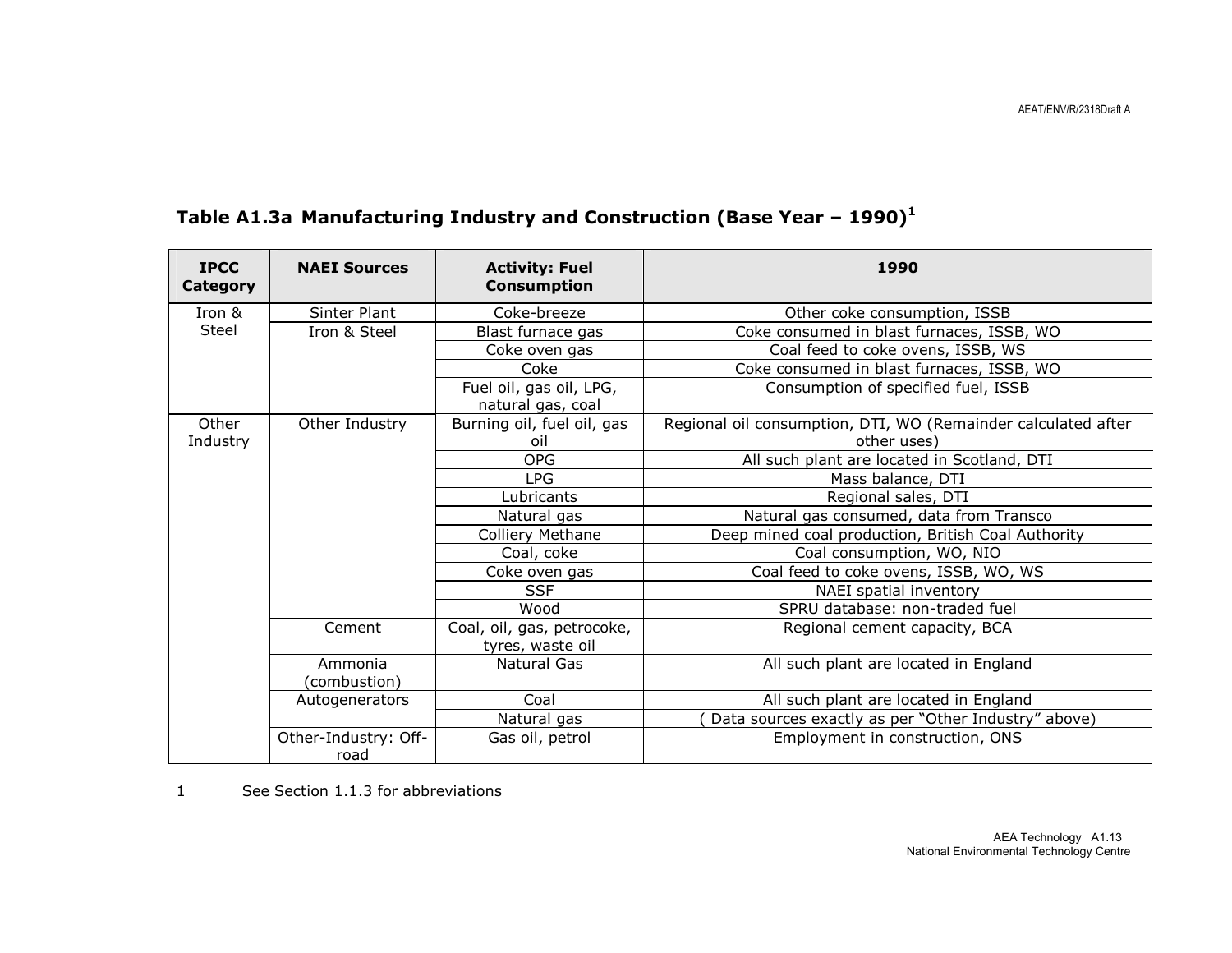## Table A1.3a Manufacturing Industry and Construction (Base Year – 1990)[1]

| IPCC Category | NAEI Sources | Activity: Fuel Consumption | 1990 |
|---|---|---|---|
| Iron & Steel | Sinter Plant | Coke-breeze | Other coke consumption, ISSB |
| | Iron & Steel | Blast furnace gas | Coke consumed in blast furnaces, ISSB, WO |
| | | Coke oven gas | Coal feed to coke ovens, ISSB, WS |
| | | Coke | Coke consumed in blast furnaces, ISSB, WO |
| | | Fuel oil, gas oil, LPG, natural gas, coal | Consumption of specified fuel, ISSB |
| Other Industry | Other Industry | Burning oil, fuel oil, gas oil | Regional oil consumption, DTI, WO (Remainder calculated after other uses) |
| | | OPG | All such plant are located in Scotland, DTI |
| | | LPG | Mass balance, DTI |
| | | Lubricants | Regional sales, DTI |
| | | Natural gas | Natural gas consumed, data from Transco |
| | | Colliery Methane | Deep mined coal production, British Coal Authority |
| | | Coal, coke | Coal consumption, WO, NIO |
| | | Coke oven gas | Coal feed to coke ovens, ISSB, WO, WS |
| | | SSF | NAEI spatial inventory |
| | | Wood | SPRU database: non-traded fuel |
| | Cement | Coal, oil, gas, petrocoke, tyres, waste oil | Regional cement capacity, BCA |
| | Ammonia (combustion) | Natural Gas | All such plant are located in England |
| | Autogenerators | Coal | All such plant are located in England |
| | | Natural gas | ( Data sources exactly as per "Other Industry" above) |
| | Other-Industry: Off-road | Gas oil, petrol | Employment in construction, ONS |

1 See Section 1.1.3 for abbreviations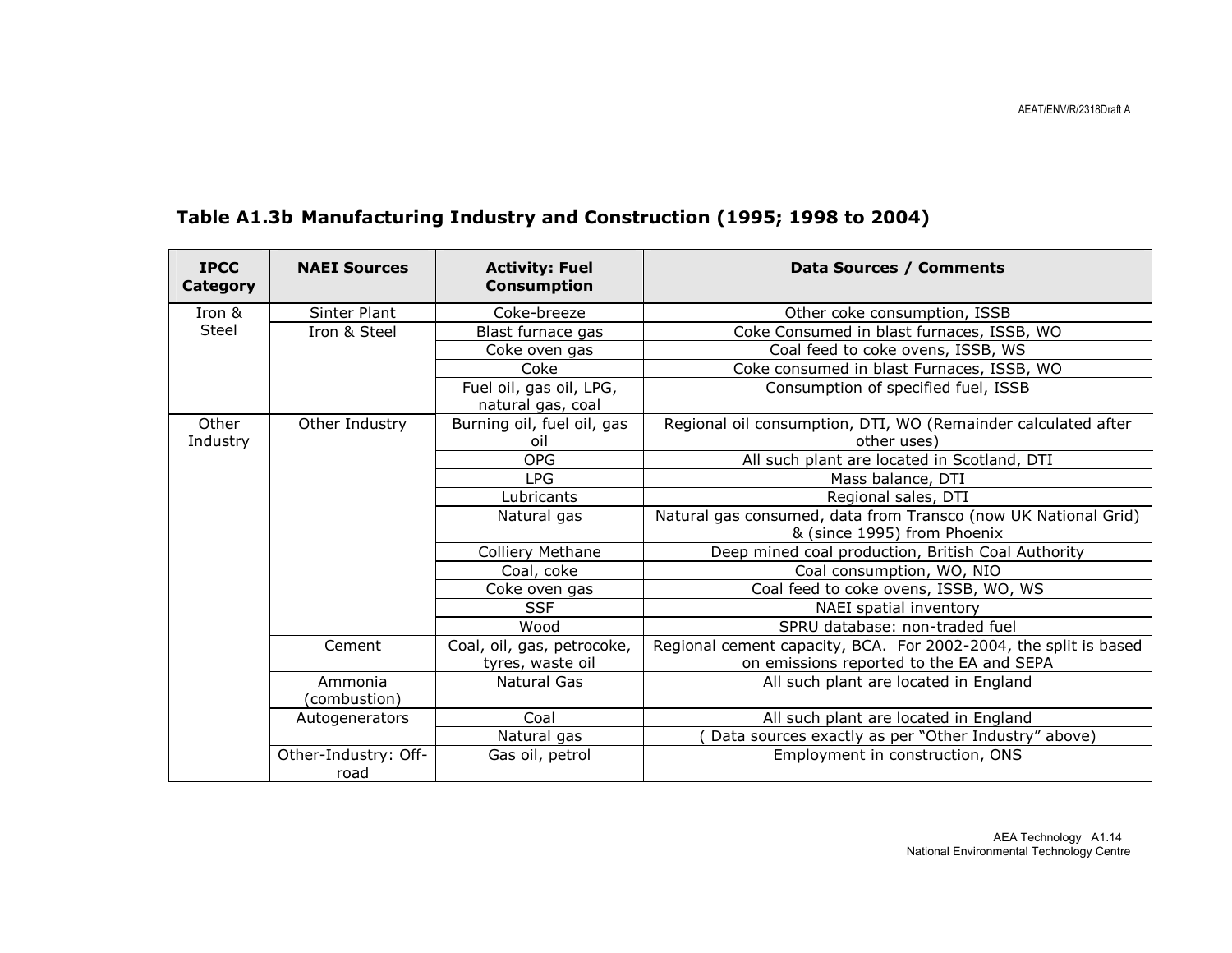## Table A1.3b Manufacturing Industry and Construction (1995; 1998 to 2004)

| IPCC Category | NAEI Sources | Activity: Fuel Consumption | Data Sources / Comments |
|---|---|---|---|
| Iron & Steel | Sinter Plant | Coke-breeze | Other coke consumption, ISSB |
| | Iron & Steel | Blast furnace gas | Coke Consumed in blast furnaces, ISSB, WO |
| | | Coke oven gas | Coal feed to coke ovens, ISSB, WS |
| | | Coke | Coke consumed in blast Furnaces, ISSB, WO |
| | | Fuel oil, gas oil, LPG, natural gas, coal | Consumption of specified fuel, ISSB |
| Other Industry | Other Industry | Burning oil, fuel oil, gas oil | Regional oil consumption, DTI, WO (Remainder calculated after other uses) |
| | | OPG | All such plant are located in Scotland, DTI |
| | | LPG | Mass balance, DTI |
| | | Lubricants | Regional sales, DTI |
| | | Natural gas | Natural gas consumed, data from Transco (now UK National Grid) & (since 1995) from Phoenix |
| | | Colliery Methane | Deep mined coal production, British Coal Authority |
| | | Coal, coke | Coal consumption, WO, NIO |
| | | Coke oven gas | Coal feed to coke ovens, ISSB, WO, WS |
| | | SSF | NAEI spatial inventory |
| | | Wood | SPRU database: non-traded fuel |
| | Cement | Coal, oil, gas, petrocoke, tyres, waste oil | Regional cement capacity, BCA. For 2002-2004, the split is based on emissions reported to the EA and SEPA |
| | Ammonia (combustion) | Natural Gas | All such plant are located in England |
| | Autogenerators | Coal | All such plant are located in England |
| | | Natural gas | ( Data sources exactly as per "Other Industry" above) |
| | Other-Industry: Off-road | Gas oil, petrol | Employment in construction, ONS |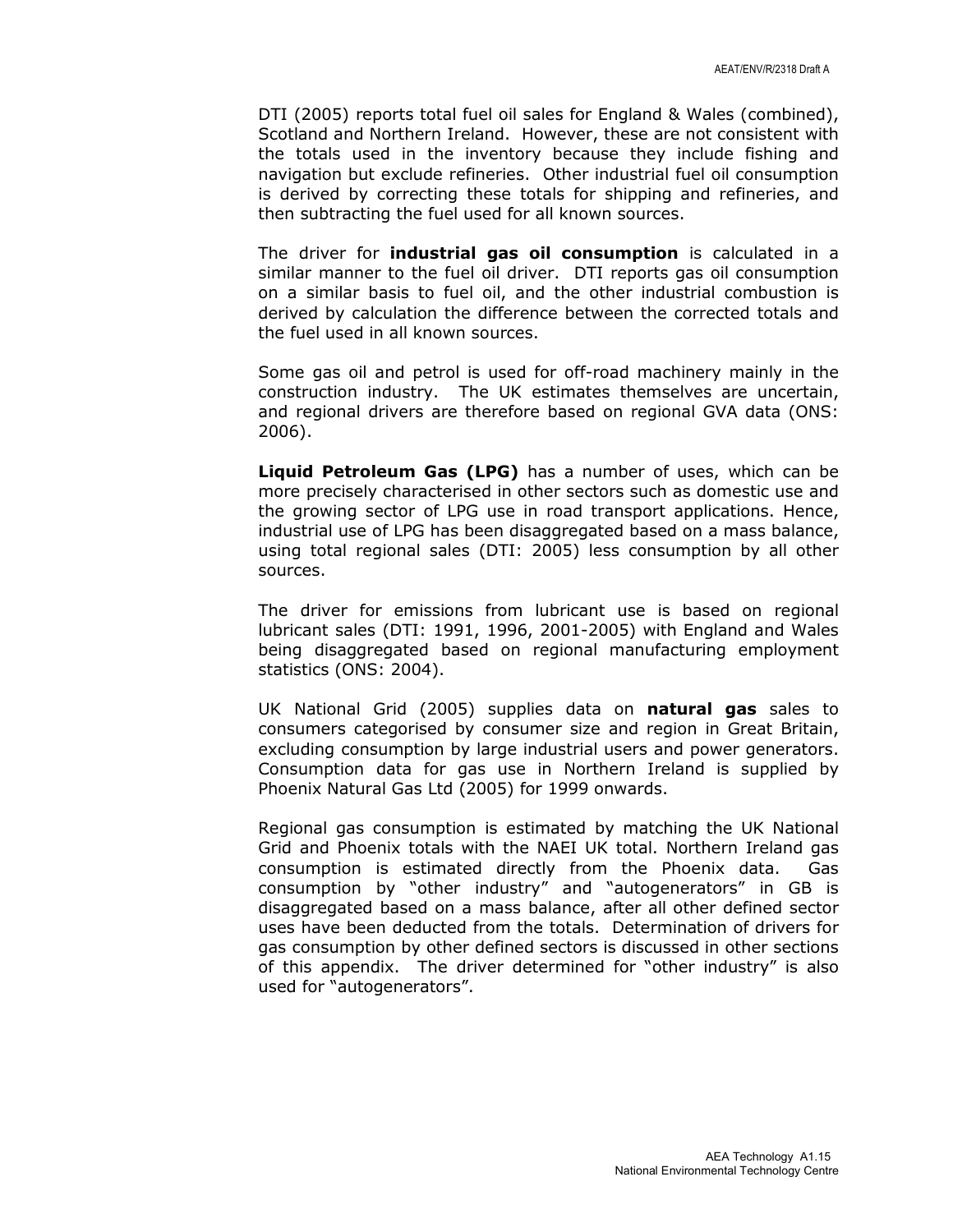DTI (2005) reports total fuel oil sales for England & Wales (combined), Scotland and Northern Ireland. However, these are not consistent with the totals used in the inventory because they include fishing and navigation but exclude refineries. Other industrial fuel oil consumption is derived by correcting these totals for shipping and refineries, and then subtracting the fuel used for all known sources.

The driver for **industrial gas oil consumption** is calculated in a similar manner to the fuel oil driver. DTI reports gas oil consumption on a similar basis to fuel oil, and the other industrial combustion is derived by calculation the difference between the corrected totals and the fuel used in all known sources.

Some gas oil and petrol is used for off-road machinery mainly in the construction industry. The UK estimates themselves are uncertain, and regional drivers are therefore based on regional GVA data (ONS: 2006).

**Liquid Petroleum Gas (LPG)** has a number of uses, which can be more precisely characterised in other sectors such as domestic use and the growing sector of LPG use in road transport applications. Hence, industrial use of LPG has been disaggregated based on a mass balance, using total regional sales (DTI: 2005) less consumption by all other sources.

The driver for emissions from lubricant use is based on regional lubricant sales (DTI: 1991, 1996, 2001-2005) with England and Wales being disaggregated based on regional manufacturing employment statistics (ONS: 2004).

UK National Grid (2005) supplies data on **natural gas** sales to consumers categorised by consumer size and region in Great Britain, excluding consumption by large industrial users and power generators. Consumption data for gas use in Northern Ireland is supplied by Phoenix Natural Gas Ltd (2005) for 1999 onwards.

Regional gas consumption is estimated by matching the UK National Grid and Phoenix totals with the NAEI UK total. Northern Ireland gas consumption is estimated directly from the Phoenix data. Gas consumption by "other industry" and "autogenerators" in GB is disaggregated based on a mass balance, after all other defined sector uses have been deducted from the totals. Determination of drivers for gas consumption by other defined sectors is discussed in other sections of this appendix. The driver determined for "other industry" is also used for "autogenerators".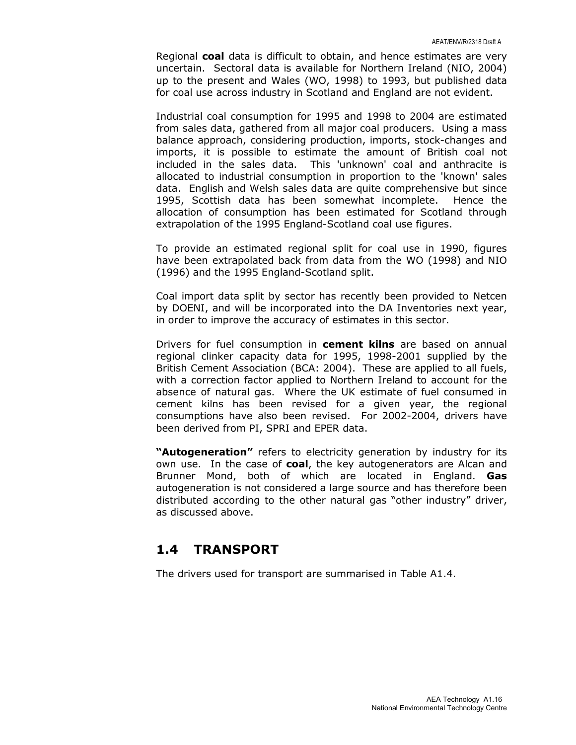Regional **coal** data is difficult to obtain, and hence estimates are very uncertain. Sectoral data is available for Northern Ireland (NIO, 2004) up to the present and Wales (WO, 1998) to 1993, but published data for coal use across industry in Scotland and England are not evident.

Industrial coal consumption for 1995 and 1998 to 2004 are estimated from sales data, gathered from all major coal producers. Using a mass balance approach, considering production, imports, stock-changes and imports, it is possible to estimate the amount of British coal not included in the sales data. This 'unknown' coal and anthracite is allocated to industrial consumption in proportion to the 'known' sales data. English and Welsh sales data are quite comprehensive but since 1995, Scottish data has been somewhat incomplete. Hence the allocation of consumption has been estimated for Scotland through extrapolation of the 1995 England-Scotland coal use figures.

To provide an estimated regional split for coal use in 1990, figures have been extrapolated back from data from the WO (1998) and NIO (1996) and the 1995 England-Scotland split.

Coal import data split by sector has recently been provided to Netcen by DOENI, and will be incorporated into the DA Inventories next year, in order to improve the accuracy of estimates in this sector.

Drivers for fuel consumption in **cement kilns** are based on annual regional clinker capacity data for 1995, 1998-2001 supplied by the British Cement Association (BCA: 2004). These are applied to all fuels, with a correction factor applied to Northern Ireland to account for the absence of natural gas. Where the UK estimate of fuel consumed in cement kilns has been revised for a given year, the regional consumptions have also been revised. For 2002-2004, drivers have been derived from PI, SPRI and EPER data.

**"Autogeneration"** refers to electricity generation by industry for its own use. In the case of **coal**, the key autogenerators are Alcan and Brunner Mond, both of which are located in England. **Gas** autogeneration is not considered a large source and has therefore been distributed according to the other natural gas "other industry" driver, as discussed above.

## 1.4 TRANSPORT

The drivers used for transport are summarised in Table A1.4.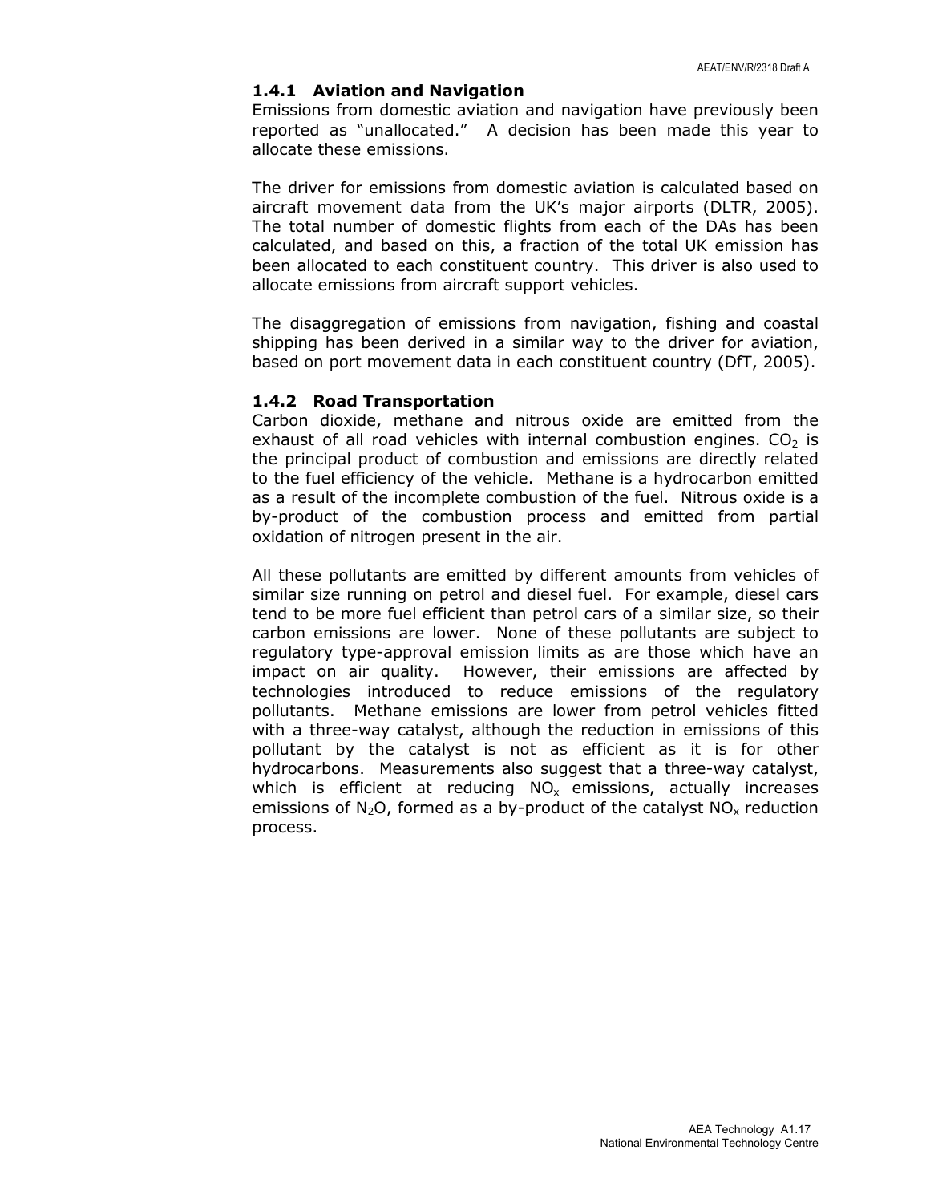### 1.4.1 Aviation and Navigation

Emissions from domestic aviation and navigation have previously been reported as "unallocated." A decision has been made this year to allocate these emissions.

The driver for emissions from domestic aviation is calculated based on aircraft movement data from the UK's major airports (DLTR, 2005). The total number of domestic flights from each of the DAs has been calculated, and based on this, a fraction of the total UK emission has been allocated to each constituent country. This driver is also used to allocate emissions from aircraft support vehicles.

The disaggregation of emissions from navigation, fishing and coastal shipping has been derived in a similar way to the driver for aviation, based on port movement data in each constituent country (DfT, 2005).

### 1.4.2 Road Transportation

Carbon dioxide, methane and nitrous oxide are emitted from the exhaust of all road vehicles with internal combustion engines. $CO_2$ is the principal product of combustion and emissions are directly related to the fuel efficiency of the vehicle. Methane is a hydrocarbon emitted as a result of the incomplete combustion of the fuel. Nitrous oxide is a by-product of the combustion process and emitted from partial oxidation of nitrogen present in the air.

All these pollutants are emitted by different amounts from vehicles of similar size running on petrol and diesel fuel. For example, diesel cars tend to be more fuel efficient than petrol cars of a similar size, so their carbon emissions are lower. None of these pollutants are subject to regulatory type-approval emission limits as are those which have an impact on air quality. However, their emissions are affected by technologies introduced to reduce emissions of the regulatory pollutants. Methane emissions are lower from petrol vehicles fitted with a three-way catalyst, although the reduction in emissions of this pollutant by the catalyst is not as efficient as it is for other hydrocarbons. Measurements also suggest that a three-way catalyst, which is efficient at reducing $NO_x$ emissions, actually increases emissions of $N_2O$, formed as a by-product of the catalyst $NO_x$ reduction process.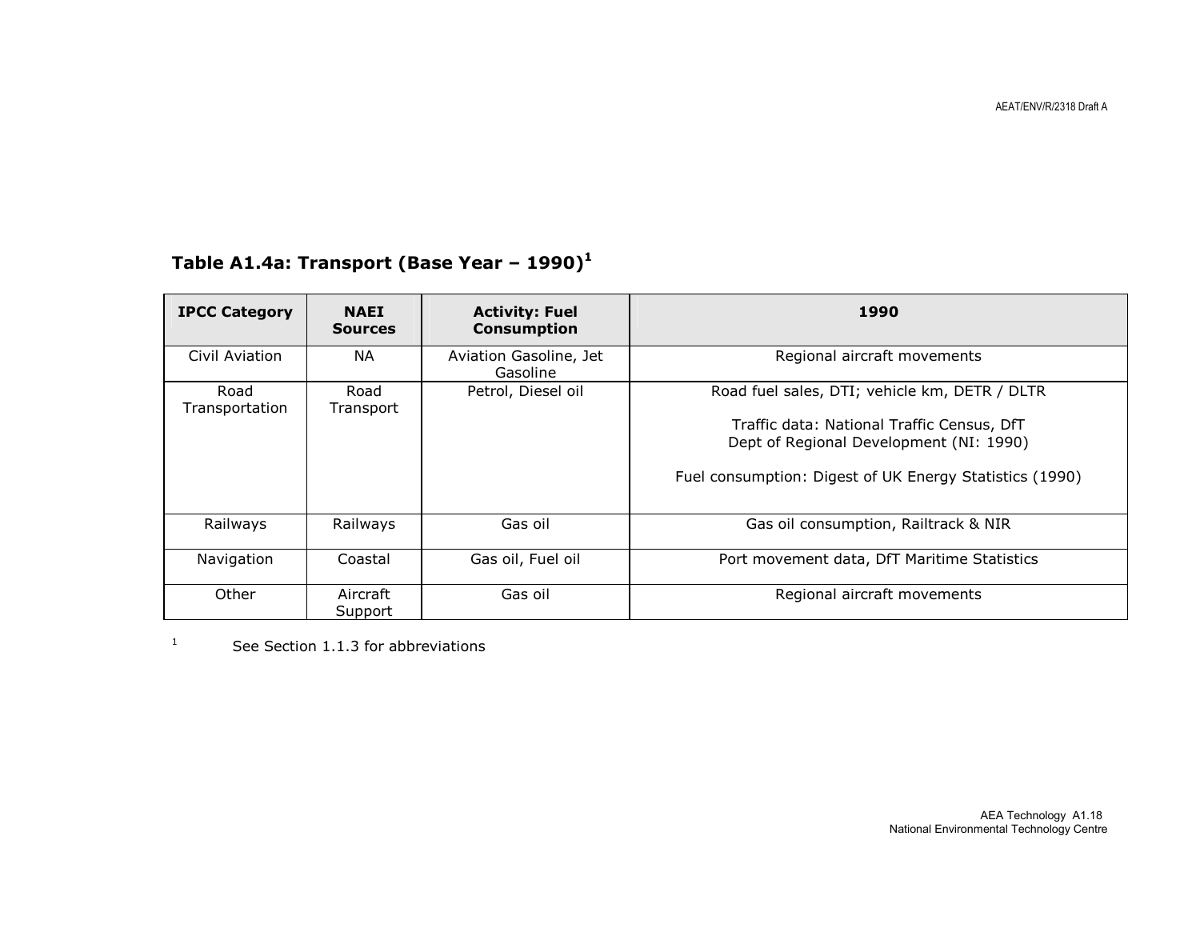## Table A1.4a: Transport (Base Year – 1990)[1]

| IPCC Category | NAEI Sources | Activity: Fuel Consumption | 1990 |
|---|---|---|---|
| Civil Aviation | NA | Aviation Gasoline, Jet Gasoline | Regional aircraft movements |
| Road Transportation | Road Transport | Petrol, Diesel oil | Road fuel sales, DTI; vehicle km, DETR / DLTR<br><br>Traffic data: National Traffic Census, DfT<br>Dept of Regional Development (NI: 1990)<br><br>Fuel consumption: Digest of UK Energy Statistics (1990) |
| Railways | Railways | Gas oil | Gas oil consumption, Railtrack & NIR |
| Navigation | Coastal | Gas oil, Fuel oil | Port movement data, DfT Maritime Statistics |
| Other | Aircraft Support | Gas oil | Regional aircraft movements |

[1] See Section 1.1.3 for abbreviations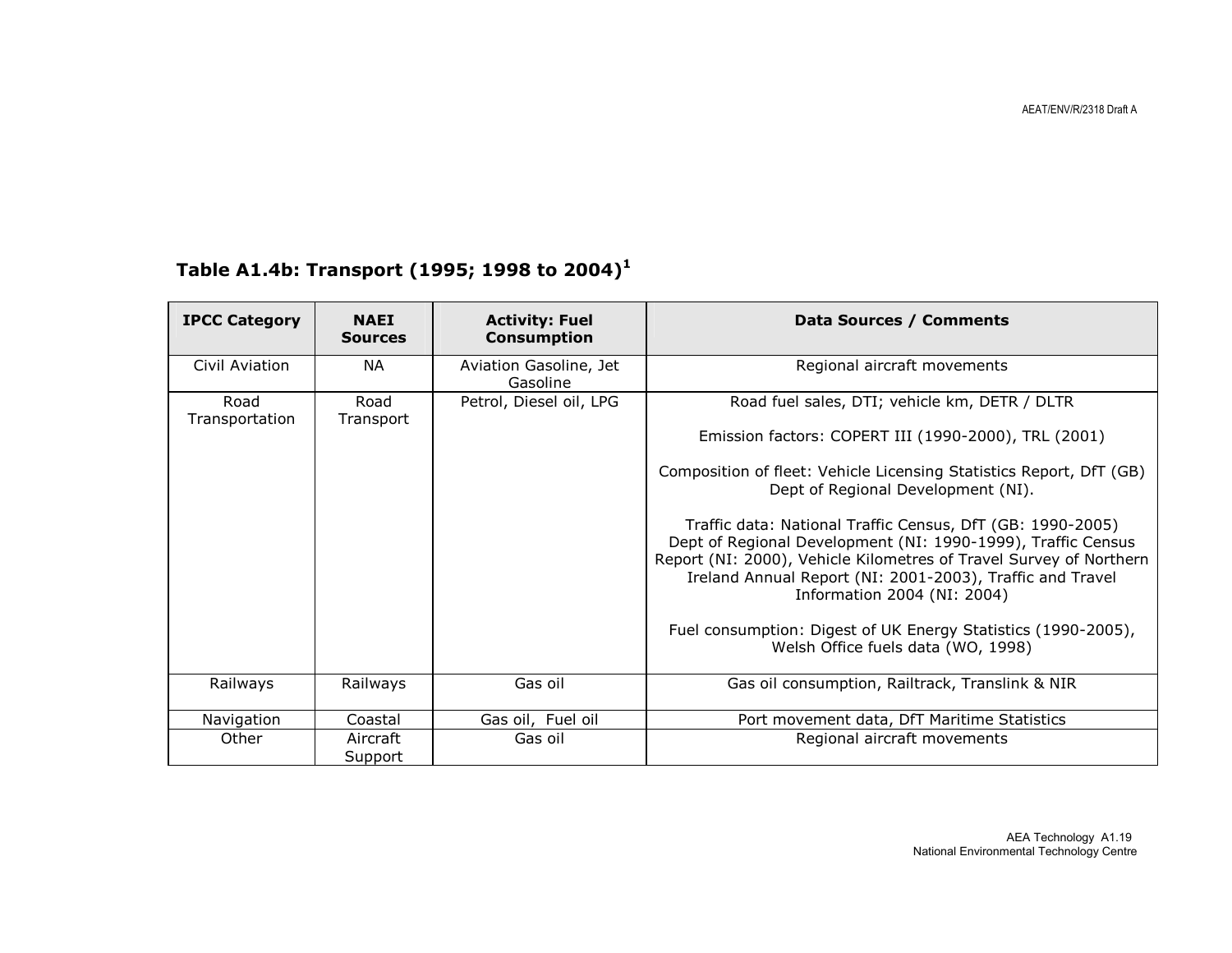## Table A1.4b: Transport (1995; 1998 to 2004)[1]

| IPCC Category | NAEI Sources | Activity: Fuel Consumption | Data Sources / Comments |
|---|---|---|---|
| Civil Aviation | NA | Aviation Gasoline, Jet Gasoline | Regional aircraft movements |
| Road Transportation | Road Transport | Petrol, Diesel oil, LPG | Road fuel sales, DTI; vehicle km, DETR / DLTR<br><br>Emission factors: COPERT III (1990-2000), TRL (2001)<br><br>Composition of fleet: Vehicle Licensing Statistics Report, DfT (GB) Dept of Regional Development (NI).<br><br>Traffic data: National Traffic Census, DfT (GB: 1990-2005) Dept of Regional Development (NI: 1990-1999), Traffic Census Report (NI: 2000), Vehicle Kilometres of Travel Survey of Northern Ireland Annual Report (NI: 2001-2003), Traffic and Travel Information 2004 (NI: 2004)<br><br>Fuel consumption: Digest of UK Energy Statistics (1990-2005), Welsh Office fuels data (WO, 1998) |
| Railways | Railways | Gas oil | Gas oil consumption, Railtrack, Translink & NIR |
| Navigation | Coastal | Gas oil, Fuel oil | Port movement data, DfT Maritime Statistics |
| Other | Aircraft Support | Gas oil | Regional aircraft movements |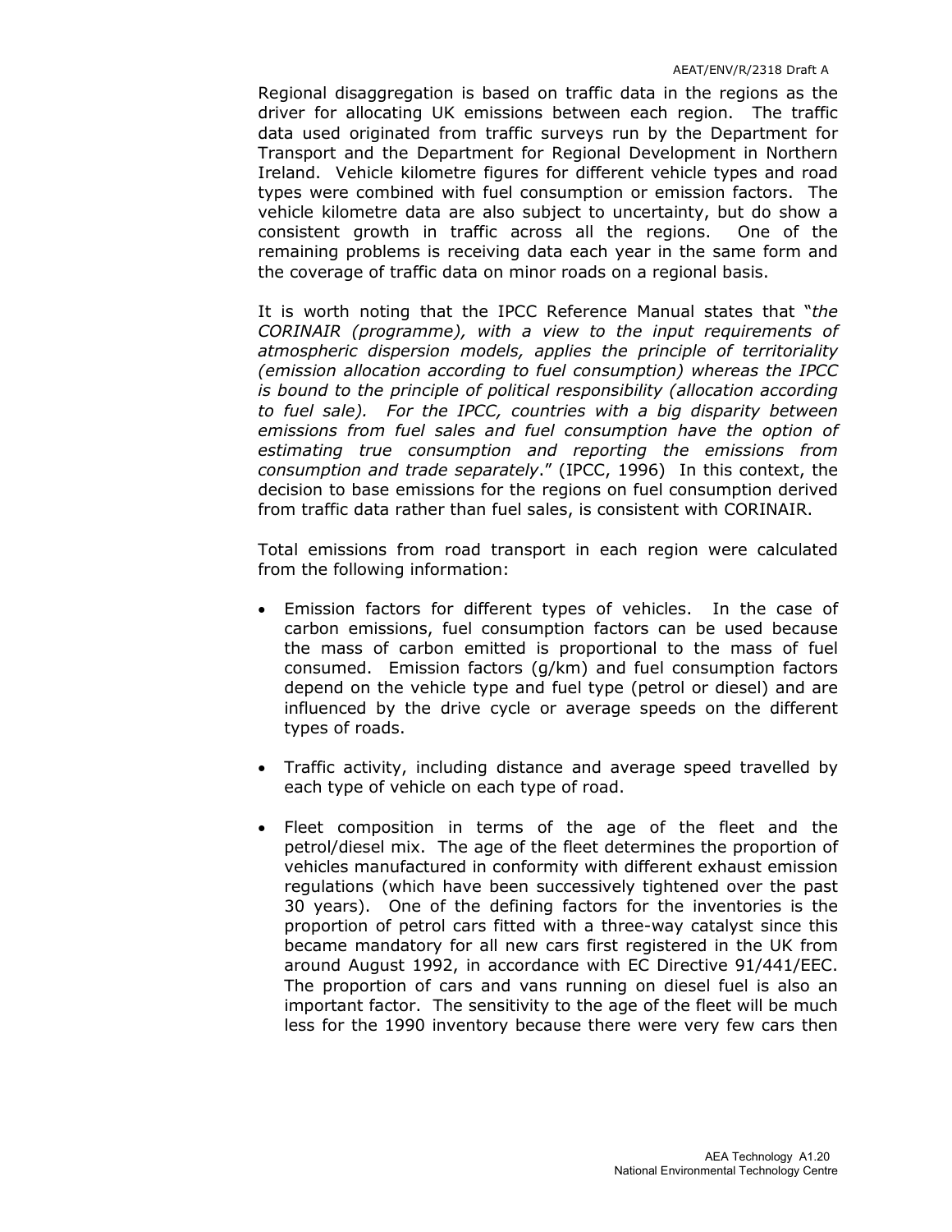Regional disaggregation is based on traffic data in the regions as the driver for allocating UK emissions between each region. The traffic data used originated from traffic surveys run by the Department for Transport and the Department for Regional Development in Northern Ireland. Vehicle kilometre figures for different vehicle types and road types were combined with fuel consumption or emission factors. The vehicle kilometre data are also subject to uncertainty, but do show a consistent growth in traffic across all the regions. One of the remaining problems is receiving data each year in the same form and the coverage of traffic data on minor roads on a regional basis.

It is worth noting that the IPCC Reference Manual states that "*the CORINAIR (programme), with a view to the input requirements of atmospheric dispersion models, applies the principle of territoriality (emission allocation according to fuel consumption) whereas the IPCC is bound to the principle of political responsibility (allocation according to fuel sale). For the IPCC, countries with a big disparity between emissions from fuel sales and fuel consumption have the option of estimating true consumption and reporting the emissions from consumption and trade separately*." (IPCC, 1996) In this context, the decision to base emissions for the regions on fuel consumption derived from traffic data rather than fuel sales, is consistent with CORINAIR.

Total emissions from road transport in each region were calculated from the following information:

- Emission factors for different types of vehicles. In the case of carbon emissions, fuel consumption factors can be used because the mass of carbon emitted is proportional to the mass of fuel consumed. Emission factors (g/km) and fuel consumption factors depend on the vehicle type and fuel type (petrol or diesel) and are influenced by the drive cycle or average speeds on the different types of roads.

- Traffic activity, including distance and average speed travelled by each type of vehicle on each type of road.

- Fleet composition in terms of the age of the fleet and the petrol/diesel mix. The age of the fleet determines the proportion of vehicles manufactured in conformity with different exhaust emission regulations (which have been successively tightened over the past 30 years). One of the defining factors for the inventories is the proportion of petrol cars fitted with a three-way catalyst since this became mandatory for all new cars first registered in the UK from around August 1992, in accordance with EC Directive 91/441/EEC. The proportion of cars and vans running on diesel fuel is also an important factor. The sensitivity to the age of the fleet will be much less for the 1990 inventory because there were very few cars then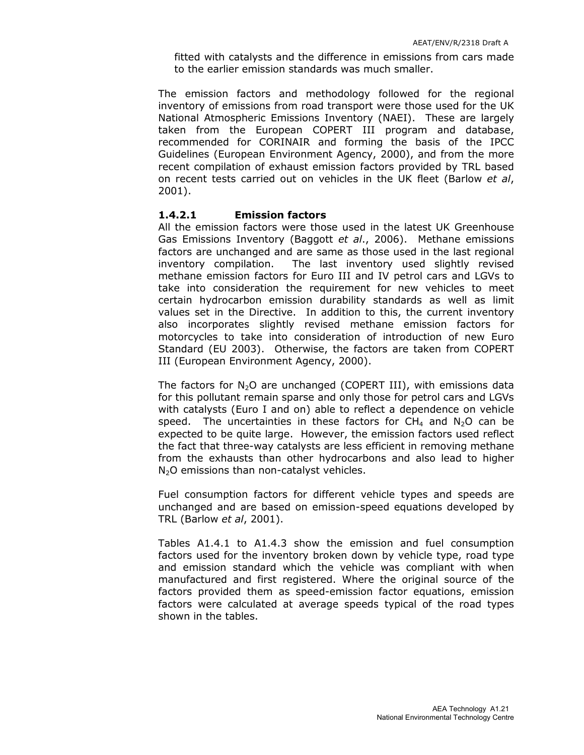fitted with catalysts and the difference in emissions from cars made to the earlier emission standards was much smaller.

The emission factors and methodology followed for the regional inventory of emissions from road transport were those used for the UK National Atmospheric Emissions Inventory (NAEI). These are largely taken from the European COPERT III program and database, recommended for CORINAIR and forming the basis of the IPCC Guidelines (European Environment Agency, 2000), and from the more recent compilation of exhaust emission factors provided by TRL based on recent tests carried out on vehicles in the UK fleet (Barlow *et al*, 2001).

#### 1.4.2.1 Emission factors

All the emission factors were those used in the latest UK Greenhouse Gas Emissions Inventory (Baggott *et al*., 2006). Methane emissions factors are unchanged and are same as those used in the last regional inventory compilation. The last inventory used slightly revised methane emission factors for Euro III and IV petrol cars and LGVs to take into consideration the requirement for new vehicles to meet certain hydrocarbon emission durability standards as well as limit values set in the Directive. In addition to this, the current inventory also incorporates slightly revised methane emission factors for motorcycles to take into consideration of introduction of new Euro Standard (EU 2003). Otherwise, the factors are taken from COPERT III (European Environment Agency, 2000).

The factors for $N_2O$ are unchanged (COPERT III), with emissions data for this pollutant remain sparse and only those for petrol cars and LGVs with catalysts (Euro I and on) able to reflect a dependence on vehicle speed. The uncertainties in these factors for $CH_4$ and $N_2O$ can be expected to be quite large. However, the emission factors used reflect the fact that three-way catalysts are less efficient in removing methane from the exhausts than other hydrocarbons and also lead to higher $N_2O$ emissions than non-catalyst vehicles.

Fuel consumption factors for different vehicle types and speeds are unchanged and are based on emission-speed equations developed by TRL (Barlow *et al*, 2001).

Tables A1.4.1 to A1.4.3 show the emission and fuel consumption factors used for the inventory broken down by vehicle type, road type and emission standard which the vehicle was compliant with when manufactured and first registered. Where the original source of the factors provided them as speed-emission factor equations, emission factors were calculated at average speeds typical of the road types shown in the tables.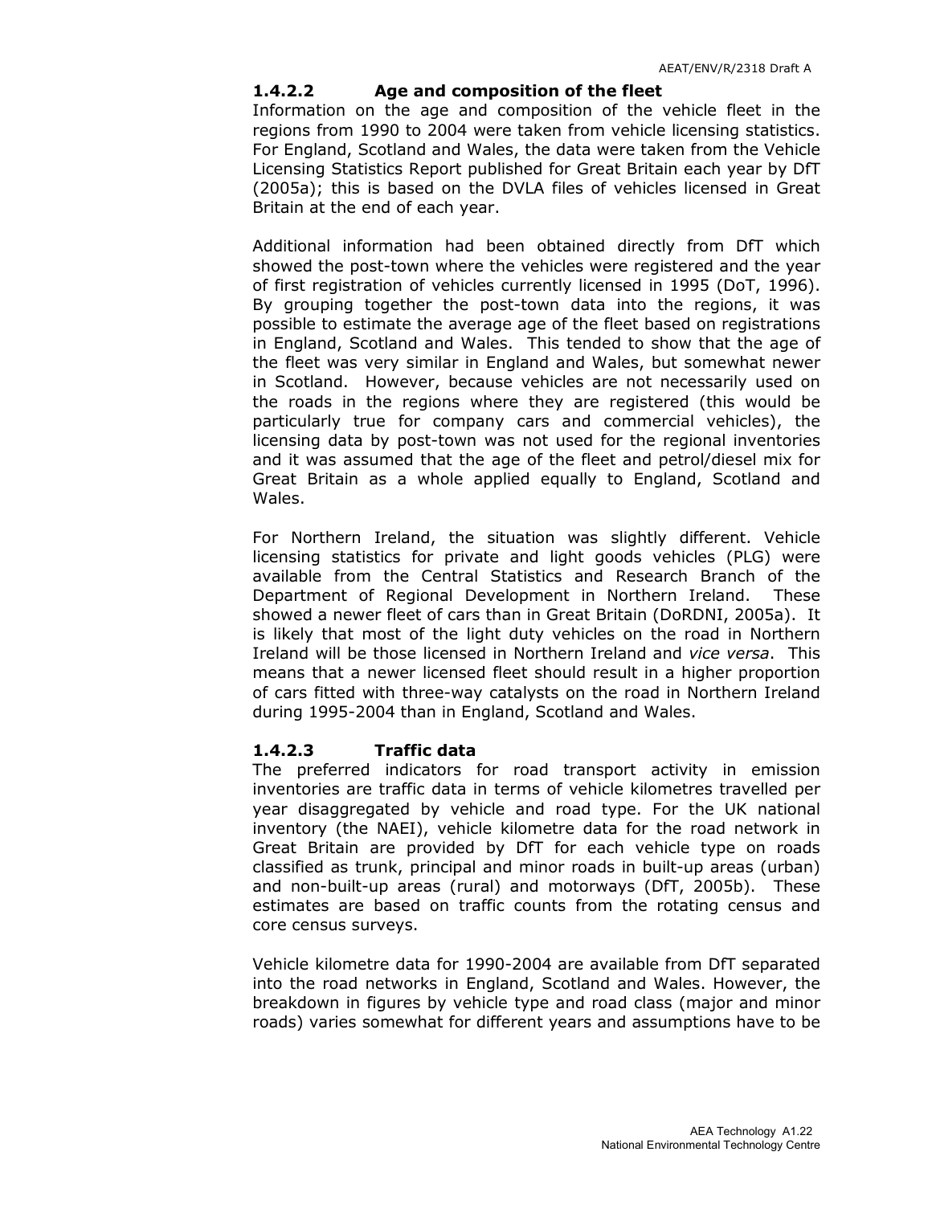#### 1.4.2.2 Age and composition of the fleet

Information on the age and composition of the vehicle fleet in the regions from 1990 to 2004 were taken from vehicle licensing statistics. For England, Scotland and Wales, the data were taken from the Vehicle Licensing Statistics Report published for Great Britain each year by DfT (2005a); this is based on the DVLA files of vehicles licensed in Great Britain at the end of each year.

Additional information had been obtained directly from DfT which showed the post-town where the vehicles were registered and the year of first registration of vehicles currently licensed in 1995 (DoT, 1996). By grouping together the post-town data into the regions, it was possible to estimate the average age of the fleet based on registrations in England, Scotland and Wales. This tended to show that the age of the fleet was very similar in England and Wales, but somewhat newer in Scotland. However, because vehicles are not necessarily used on the roads in the regions where they are registered (this would be particularly true for company cars and commercial vehicles), the licensing data by post-town was not used for the regional inventories and it was assumed that the age of the fleet and petrol/diesel mix for Great Britain as a whole applied equally to England, Scotland and Wales.

For Northern Ireland, the situation was slightly different. Vehicle licensing statistics for private and light goods vehicles (PLG) were available from the Central Statistics and Research Branch of the Department of Regional Development in Northern Ireland. These showed a newer fleet of cars than in Great Britain (DoRDNI, 2005a). It is likely that most of the light duty vehicles on the road in Northern Ireland will be those licensed in Northern Ireland and *vice versa*. This means that a newer licensed fleet should result in a higher proportion of cars fitted with three-way catalysts on the road in Northern Ireland during 1995-2004 than in England, Scotland and Wales.

#### 1.4.2.3 Traffic data

The preferred indicators for road transport activity in emission inventories are traffic data in terms of vehicle kilometres travelled per year disaggregated by vehicle and road type. For the UK national inventory (the NAEI), vehicle kilometre data for the road network in Great Britain are provided by DfT for each vehicle type on roads classified as trunk, principal and minor roads in built-up areas (urban) and non-built-up areas (rural) and motorways (DfT, 2005b). These estimates are based on traffic counts from the rotating census and core census surveys.

Vehicle kilometre data for 1990-2004 are available from DfT separated into the road networks in England, Scotland and Wales. However, the breakdown in figures by vehicle type and road class (major and minor roads) varies somewhat for different years and assumptions have to be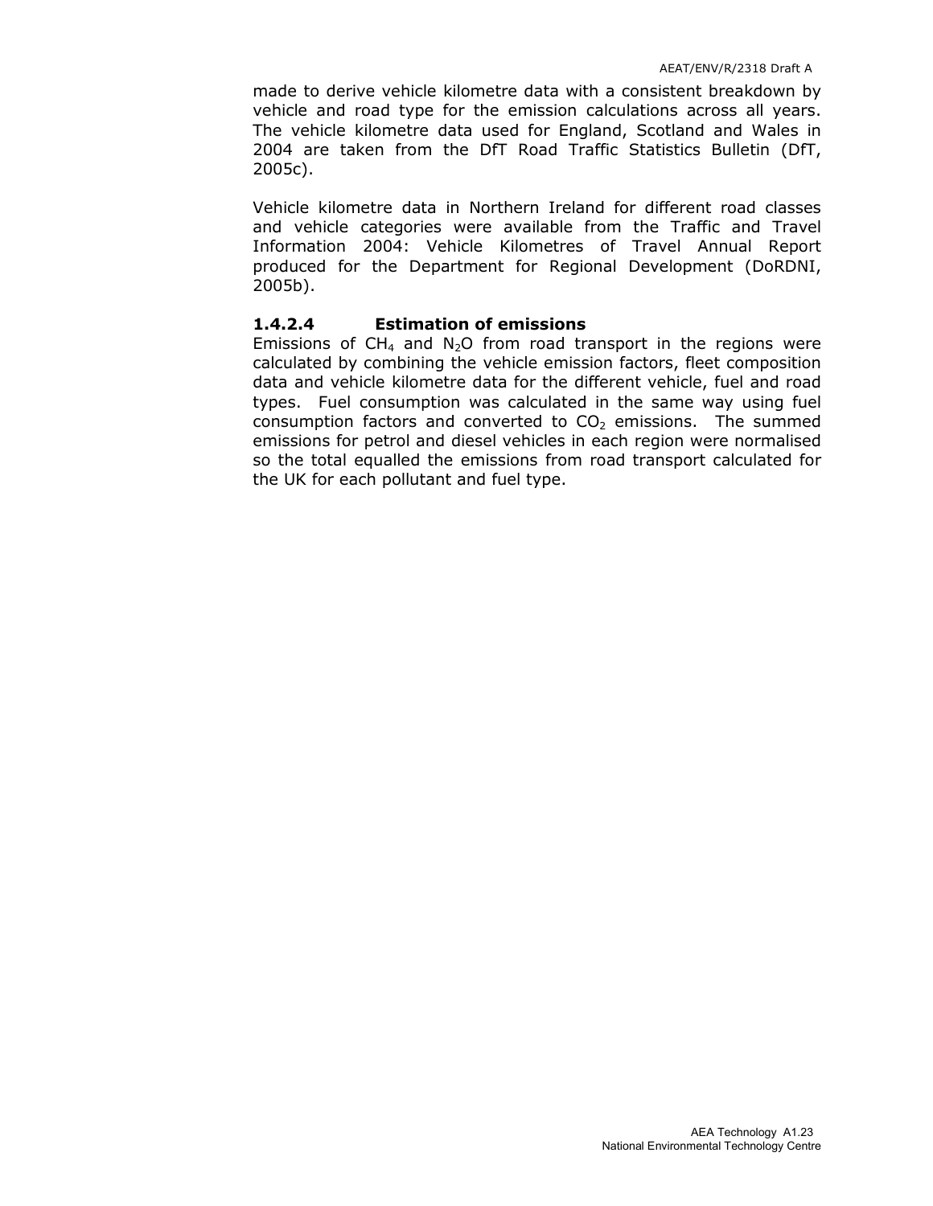made to derive vehicle kilometre data with a consistent breakdown by vehicle and road type for the emission calculations across all years. The vehicle kilometre data used for England, Scotland and Wales in 2004 are taken from the DfT Road Traffic Statistics Bulletin (DfT, 2005c).

Vehicle kilometre data in Northern Ireland for different road classes and vehicle categories were available from the Traffic and Travel Information 2004: Vehicle Kilometres of Travel Annual Report produced for the Department for Regional Development (DoRDNI, 2005b).

#### 1.4.2.4 Estimation of emissions

Emissions of $CH_4$ and $N_2O$ from road transport in the regions were calculated by combining the vehicle emission factors, fleet composition data and vehicle kilometre data for the different vehicle, fuel and road types. Fuel consumption was calculated in the same way using fuel consumption factors and converted to $CO_2$ emissions. The summed emissions for petrol and diesel vehicles in each region were normalised so the total equalled the emissions from road transport calculated for the UK for each pollutant and fuel type.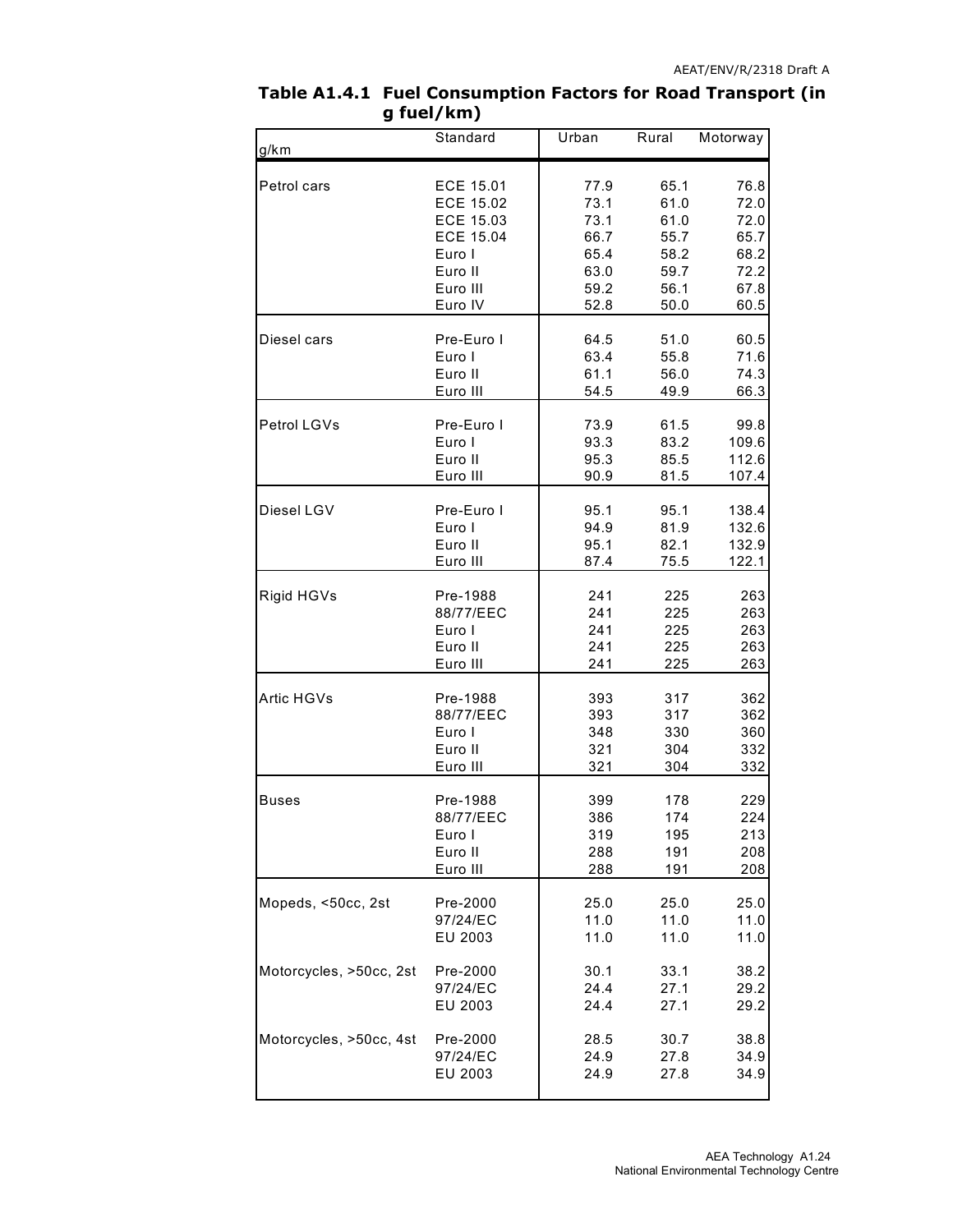**Table A1.4.1 Fuel Consumption Factors for Road Transport (in g fuel/km)**

| g/km | Standard | Urban | Rural | Motorway |
|---|---|---|---|---|
| Petrol cars | ECE 15.01 | 77.9 | 65.1 | 76.8 |
| | ECE 15.02 | 73.1 | 61.0 | 72.0 |
| | ECE 15.03 | 73.1 | 61.0 | 72.0 |
| | ECE 15.04 | 66.7 | 55.7 | 65.7 |
| | Euro I | 65.4 | 58.2 | 68.2 |
| | Euro II | 63.0 | 59.7 | 72.2 |
| | Euro III | 59.2 | 56.1 | 67.8 |
| | Euro IV | 52.8 | 50.0 | 60.5 |
| Diesel cars | Pre-Euro I | 64.5 | 51.0 | 60.5 |
| | Euro I | 63.4 | 55.8 | 71.6 |
| | Euro II | 61.1 | 56.0 | 74.3 |
| | Euro III | 54.5 | 49.9 | 66.3 |
| Petrol LGVs | Pre-Euro I | 73.9 | 61.5 | 99.8 |
| | Euro I | 93.3 | 83.2 | 109.6 |
| | Euro II | 95.3 | 85.5 | 112.6 |
| | Euro III | 90.9 | 81.5 | 107.4 |
| Diesel LGV | Pre-Euro I | 95.1 | 95.1 | 138.4 |
| | Euro I | 94.9 | 81.9 | 132.6 |
| | Euro II | 95.1 | 82.1 | 132.9 |
| | Euro III | 87.4 | 75.5 | 122.1 |
| Rigid HGVs | Pre-1988 | 241 | 225 | 263 |
| | 88/77/EEC | 241 | 225 | 263 |
| | Euro I | 241 | 225 | 263 |
| | Euro II | 241 | 225 | 263 |
| | Euro III | 241 | 225 | 263 |
| Artic HGVs | Pre-1988 | 393 | 317 | 362 |
| | 88/77/EEC | 393 | 317 | 362 |
| | Euro I | 348 | 330 | 360 |
| | Euro II | 321 | 304 | 332 |
| | Euro III | 321 | 304 | 332 |
| Buses | Pre-1988 | 399 | 178 | 229 |
| | 88/77/EEC | 386 | 174 | 224 |
| | Euro I | 319 | 195 | 213 |
| | Euro II | 288 | 191 | 208 |
| | Euro III | 288 | 191 | 208 |
| Mopeds, <50cc, 2st | Pre-2000 | 25.0 | 25.0 | 25.0 |
| | 97/24/EC | 11.0 | 11.0 | 11.0 |
| | EU 2003 | 11.0 | 11.0 | 11.0 |
| Motorcycles, >50cc, 2st | Pre-2000 | 30.1 | 33.1 | 38.2 |
| | 97/24/EC | 24.4 | 27.1 | 29.2 |
| | EU 2003 | 24.4 | 27.1 | 29.2 |
| Motorcycles, >50cc, 4st | Pre-2000 | 28.5 | 30.7 | 38.8 |
| | 97/24/EC | 24.9 | 27.8 | 34.9 |
| | EU 2003 | 24.9 | 27.8 | 34.9 |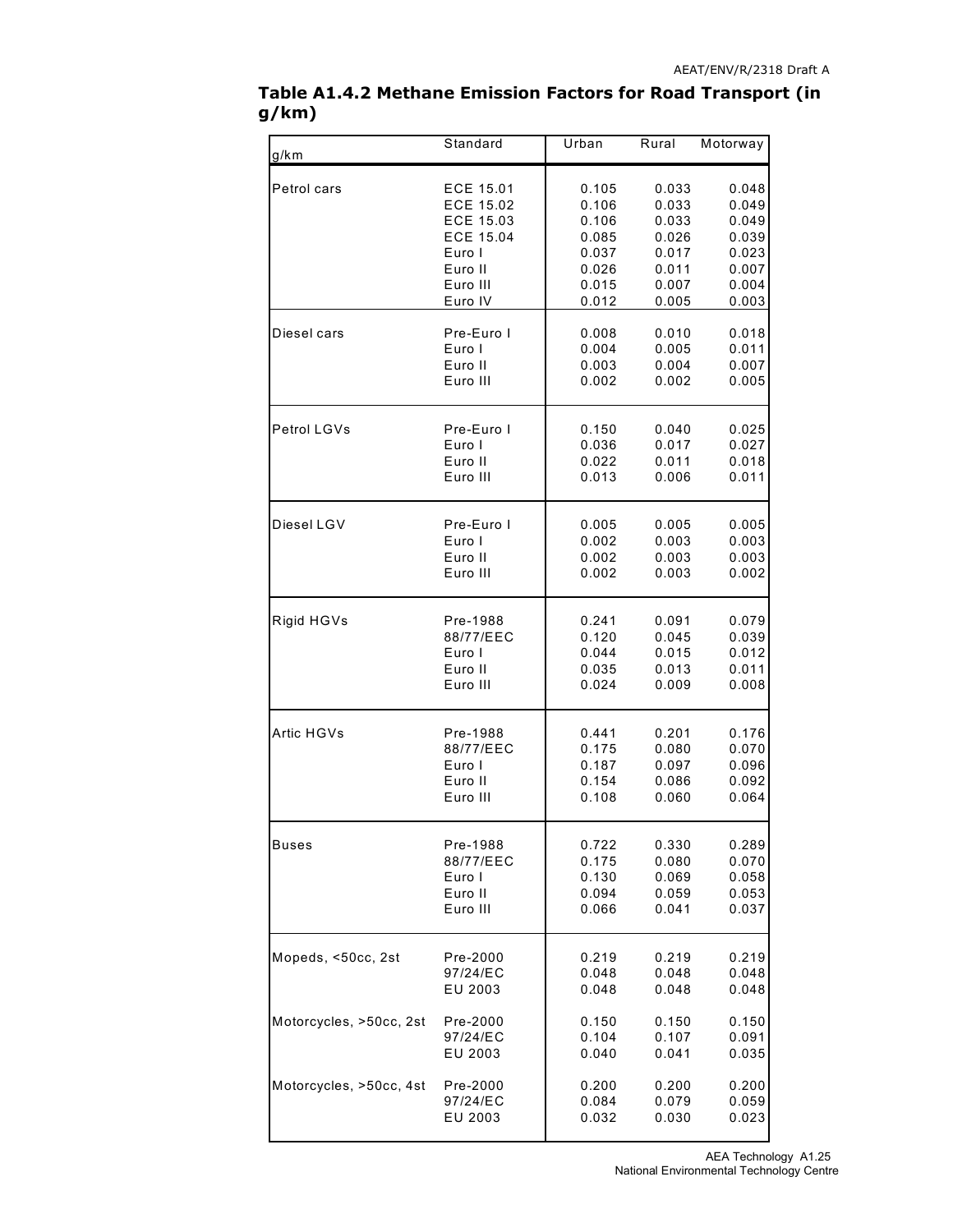**Table A1.4.2 Methane Emission Factors for Road Transport (in g/km)**

| g/km | Standard | Urban | Rural | Motorway |
|---|---|---|---|---|
| Petrol cars | ECE 15.01 | 0.105 | 0.033 | 0.048 |
| | ECE 15.02 | 0.106 | 0.033 | 0.049 |
| | ECE 15.03 | 0.106 | 0.033 | 0.049 |
| | ECE 15.04 | 0.085 | 0.026 | 0.039 |
| | Euro I | 0.037 | 0.017 | 0.023 |
| | Euro II | 0.026 | 0.011 | 0.007 |
| | Euro III | 0.015 | 0.007 | 0.004 |
| | Euro IV | 0.012 | 0.005 | 0.003 |
| Diesel cars | Pre-Euro I | 0.008 | 0.010 | 0.018 |
| | Euro I | 0.004 | 0.005 | 0.011 |
| | Euro II | 0.003 | 0.004 | 0.007 |
| | Euro III | 0.002 | 0.002 | 0.005 |
| Petrol LGVs | Pre-Euro I | 0.150 | 0.040 | 0.025 |
| | Euro I | 0.036 | 0.017 | 0.027 |
| | Euro II | 0.022 | 0.011 | 0.018 |
| | Euro III | 0.013 | 0.006 | 0.011 |
| Diesel LGV | Pre-Euro I | 0.005 | 0.005 | 0.005 |
| | Euro I | 0.002 | 0.003 | 0.003 |
| | Euro II | 0.002 | 0.003 | 0.003 |
| | Euro III | 0.002 | 0.003 | 0.002 |
| Rigid HGVs | Pre-1988 | 0.241 | 0.091 | 0.079 |
| | 88/77/EEC | 0.120 | 0.045 | 0.039 |
| | Euro I | 0.044 | 0.015 | 0.012 |
| | Euro II | 0.035 | 0.013 | 0.011 |
| | Euro III | 0.024 | 0.009 | 0.008 |
| Artic HGVs | Pre-1988 | 0.441 | 0.201 | 0.176 |
| | 88/77/EEC | 0.175 | 0.080 | 0.070 |
| | Euro I | 0.187 | 0.097 | 0.096 |
| | Euro II | 0.154 | 0.086 | 0.092 |
| | Euro III | 0.108 | 0.060 | 0.064 |
| Buses | Pre-1988 | 0.722 | 0.330 | 0.289 |
| | 88/77/EEC | 0.175 | 0.080 | 0.070 |
| | Euro I | 0.130 | 0.069 | 0.058 |
| | Euro II | 0.094 | 0.059 | 0.053 |
| | Euro III | 0.066 | 0.041 | 0.037 |
| Mopeds, <50cc, 2st | Pre-2000 | 0.219 | 0.219 | 0.219 |
| | 97/24/EC | 0.048 | 0.048 | 0.048 |
| | EU 2003 | 0.048 | 0.048 | 0.048 |
| Motorcycles, >50cc, 2st | Pre-2000 | 0.150 | 0.150 | 0.150 |
| | 97/24/EC | 0.104 | 0.107 | 0.091 |
| | EU 2003 | 0.040 | 0.041 | 0.035 |
| Motorcycles, >50cc, 4st | Pre-2000 | 0.200 | 0.200 | 0.200 |
| | 97/24/EC | 0.084 | 0.079 | 0.059 |
| | EU 2003 | 0.032 | 0.030 | 0.023 |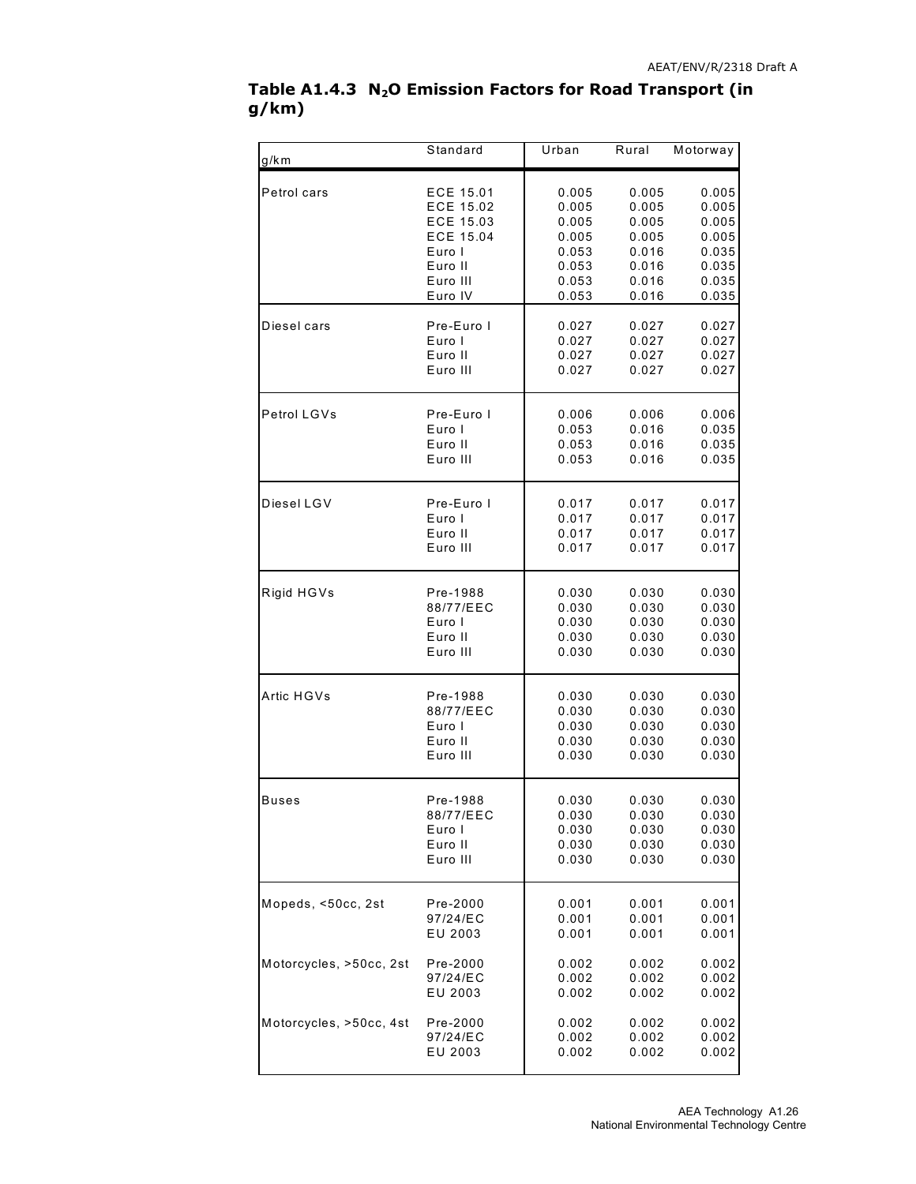### Table A1.4.3 $N_2O$ Emission Factors for Road Transport (in g/km)

| g/km | Standard | Urban | Rural | Motorway |
|---|---|---|---|---|
| Petrol cars | ECE 15.01 | 0.005 | 0.005 | 0.005 |
| | ECE 15.02 | 0.005 | 0.005 | 0.005 |
| | ECE 15.03 | 0.005 | 0.005 | 0.005 |
| | ECE 15.04 | 0.005 | 0.005 | 0.005 |
| | Euro I | 0.053 | 0.016 | 0.035 |
| | Euro II | 0.053 | 0.016 | 0.035 |
| | Euro III | 0.053 | 0.016 | 0.035 |
| | Euro IV | 0.053 | 0.016 | 0.035 |
| Diesel cars | Pre-Euro I | 0.027 | 0.027 | 0.027 |
| | Euro I | 0.027 | 0.027 | 0.027 |
| | Euro II | 0.027 | 0.027 | 0.027 |
| | Euro III | 0.027 | 0.027 | 0.027 |
| Petrol LGVs | Pre-Euro I | 0.006 | 0.006 | 0.006 |
| | Euro I | 0.053 | 0.016 | 0.035 |
| | Euro II | 0.053 | 0.016 | 0.035 |
| | Euro III | 0.053 | 0.016 | 0.035 |
| Diesel LGV | Pre-Euro I | 0.017 | 0.017 | 0.017 |
| | Euro I | 0.017 | 0.017 | 0.017 |
| | Euro II | 0.017 | 0.017 | 0.017 |
| | Euro III | 0.017 | 0.017 | 0.017 |
| Rigid HGVs | Pre-1988 | 0.030 | 0.030 | 0.030 |
| | 88/77/EEC | 0.030 | 0.030 | 0.030 |
| | Euro I | 0.030 | 0.030 | 0.030 |
| | Euro II | 0.030 | 0.030 | 0.030 |
| | Euro III | 0.030 | 0.030 | 0.030 |
| Artic HGVs | Pre-1988 | 0.030 | 0.030 | 0.030 |
| | 88/77/EEC | 0.030 | 0.030 | 0.030 |
| | Euro I | 0.030 | 0.030 | 0.030 |
| | Euro II | 0.030 | 0.030 | 0.030 |
| | Euro III | 0.030 | 0.030 | 0.030 |
| Buses | Pre-1988 | 0.030 | 0.030 | 0.030 |
| | 88/77/EEC | 0.030 | 0.030 | 0.030 |
| | Euro I | 0.030 | 0.030 | 0.030 |
| | Euro II | 0.030 | 0.030 | 0.030 |
| | Euro III | 0.030 | 0.030 | 0.030 |
| Mopeds, <50cc, 2st | Pre-2000 | 0.001 | 0.001 | 0.001 |
| | 97/24/EC | 0.001 | 0.001 | 0.001 |
| | EU 2003 | 0.001 | 0.001 | 0.001 |
| Motorcycles, >50cc, 2st | Pre-2000 | 0.002 | 0.002 | 0.002 |
| | 97/24/EC | 0.002 | 0.002 | 0.002 |
| | EU 2003 | 0.002 | 0.002 | 0.002 |
| Motorcycles, >50cc, 4st | Pre-2000 | 0.002 | 0.002 | 0.002 |
| | 97/24/EC | 0.002 | 0.002 | 0.002 |
| | EU 2003 | 0.002 | 0.002 | 0.002 |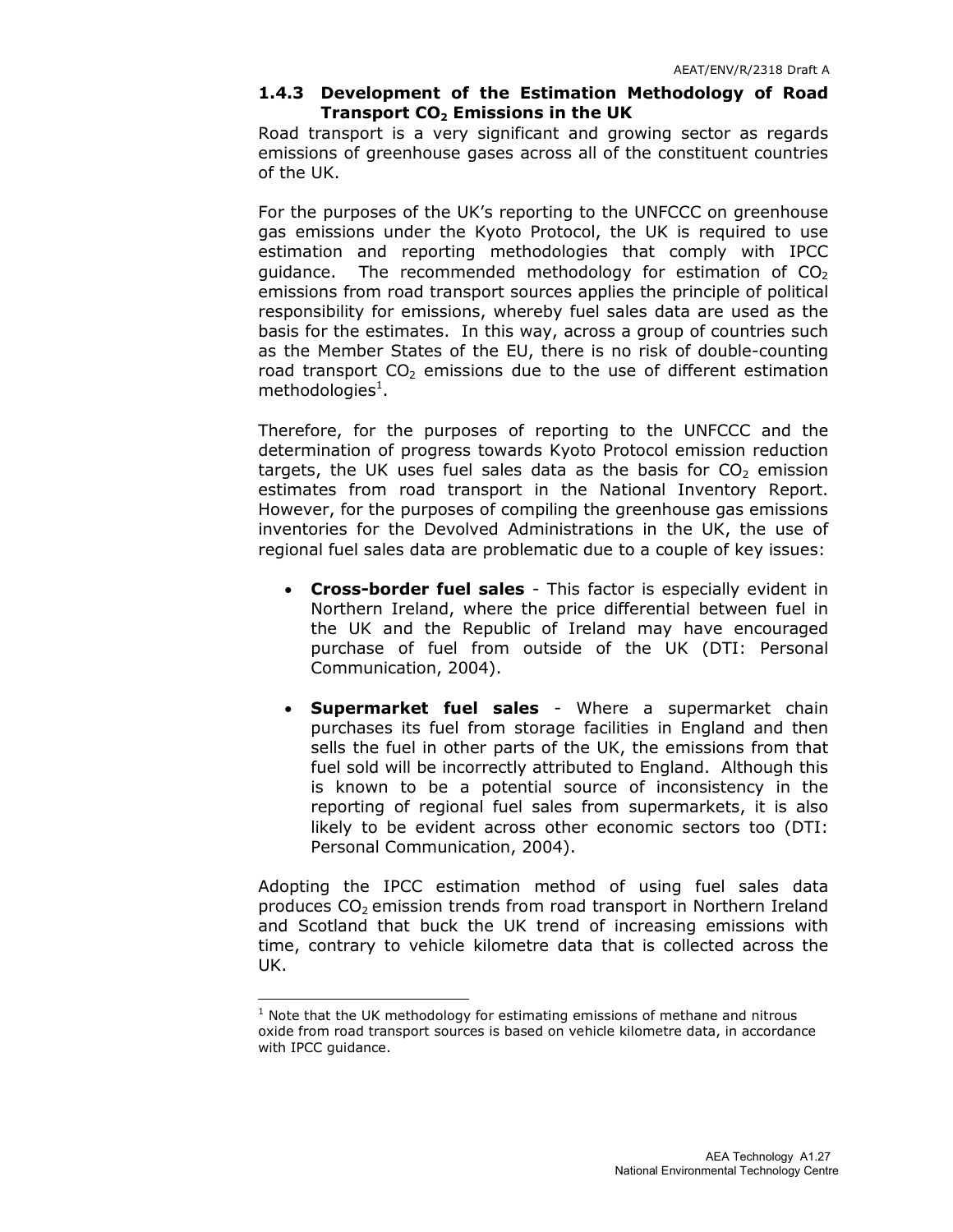### 1.4.3 Development of the Estimation Methodology of Road Transport $CO_2$ Emissions in the UK

Road transport is a very significant and growing sector as regards emissions of greenhouse gases across all of the constituent countries of the UK.

For the purposes of the UK's reporting to the UNFCCC on greenhouse gas emissions under the Kyoto Protocol, the UK is required to use estimation and reporting methodologies that comply with IPCC guidance. The recommended methodology for estimation of $CO_2$ emissions from road transport sources applies the principle of political responsibility for emissions, whereby fuel sales data are used as the basis for the estimates. In this way, across a group of countries such as the Member States of the EU, there is no risk of double-counting road transport $CO_2$ emissions due to the use of different estimation methodologies[1].

Therefore, for the purposes of reporting to the UNFCCC and the determination of progress towards Kyoto Protocol emission reduction targets, the UK uses fuel sales data as the basis for $CO_2$ emission estimates from road transport in the National Inventory Report. However, for the purposes of compiling the greenhouse gas emissions inventories for the Devolved Administrations in the UK, the use of regional fuel sales data are problematic due to a couple of key issues:

- **Cross-border fuel sales** - This factor is especially evident in Northern Ireland, where the price differential between fuel in the UK and the Republic of Ireland may have encouraged purchase of fuel from outside of the UK (DTI: Personal Communication, 2004).
- **Supermarket fuel sales** - Where a supermarket chain purchases its fuel from storage facilities in England and then sells the fuel in other parts of the UK, the emissions from that fuel sold will be incorrectly attributed to England. Although this is known to be a potential source of inconsistency in the reporting of regional fuel sales from supermarkets, it is also likely to be evident across other economic sectors too (DTI: Personal Communication, 2004).

Adopting the IPCC estimation method of using fuel sales data produces $CO_2$ emission trends from road transport in Northern Ireland and Scotland that buck the UK trend of increasing emissions with time, contrary to vehicle kilometre data that is collected across the UK.

[1] Note that the UK methodology for estimating emissions of methane and nitrous oxide from road transport sources is based on vehicle kilometre data, in accordance with IPCC guidance.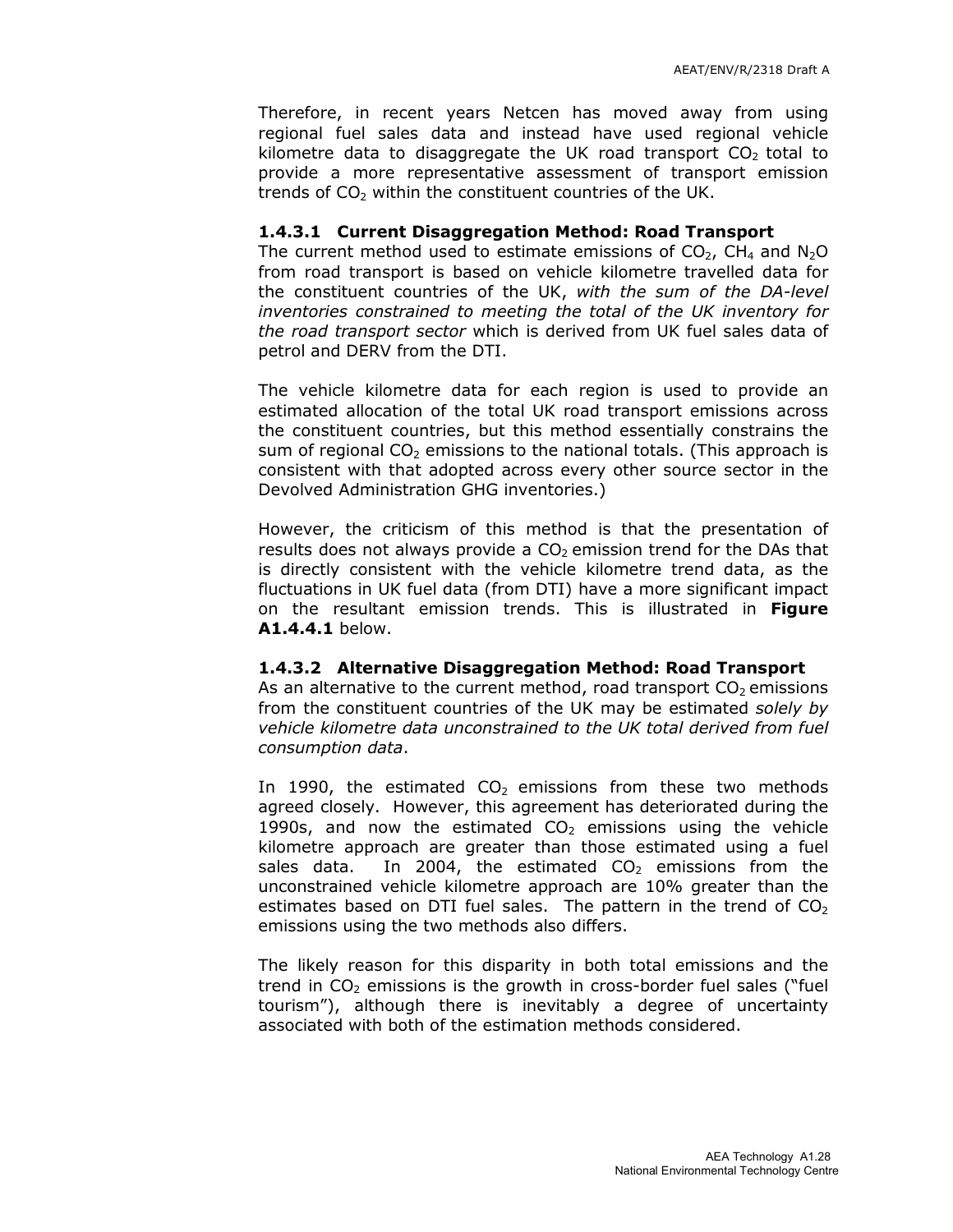Therefore, in recent years Netcen has moved away from using regional fuel sales data and instead have used regional vehicle kilometre data to disaggregate the UK road transport $CO_2$ total to provide a more representative assessment of transport emission trends of $CO_2$ within the constituent countries of the UK.

#### 1.4.3.1 Current Disaggregation Method: Road Transport

The current method used to estimate emissions of $CO_2$, $CH_4$ and $N_2O$ from road transport is based on vehicle kilometre travelled data for the constituent countries of the UK, *with the sum of the DA-level inventories constrained to meeting the total of the UK inventory for the road transport sector* which is derived from UK fuel sales data of petrol and DERV from the DTI.

The vehicle kilometre data for each region is used to provide an estimated allocation of the total UK road transport emissions across the constituent countries, but this method essentially constrains the sum of regional $CO_2$ emissions to the national totals. (This approach is consistent with that adopted across every other source sector in the Devolved Administration GHG inventories.)

However, the criticism of this method is that the presentation of results does not always provide a $CO_2$ emission trend for the DAs that is directly consistent with the vehicle kilometre trend data, as the fluctuations in UK fuel data (from DTI) have a more significant impact on the resultant emission trends. This is illustrated in **Figure A1.4.4.1** below.

#### 1.4.3.2 Alternative Disaggregation Method: Road Transport

As an alternative to the current method, road transport $CO_2$ emissions from the constituent countries of the UK may be estimated *solely by vehicle kilometre data unconstrained to the UK total derived from fuel consumption data*.

In 1990, the estimated $CO_2$ emissions from these two methods agreed closely. However, this agreement has deteriorated during the 1990s, and now the estimated $CO_2$ emissions using the vehicle kilometre approach are greater than those estimated using a fuel sales data. In 2004, the estimated $CO_2$ emissions from the unconstrained vehicle kilometre approach are 10% greater than the estimates based on DTI fuel sales. The pattern in the trend of $CO_2$ emissions using the two methods also differs.

The likely reason for this disparity in both total emissions and the trend in $CO_2$ emissions is the growth in cross-border fuel sales ("fuel tourism"), although there is inevitably a degree of uncertainty associated with both of the estimation methods considered.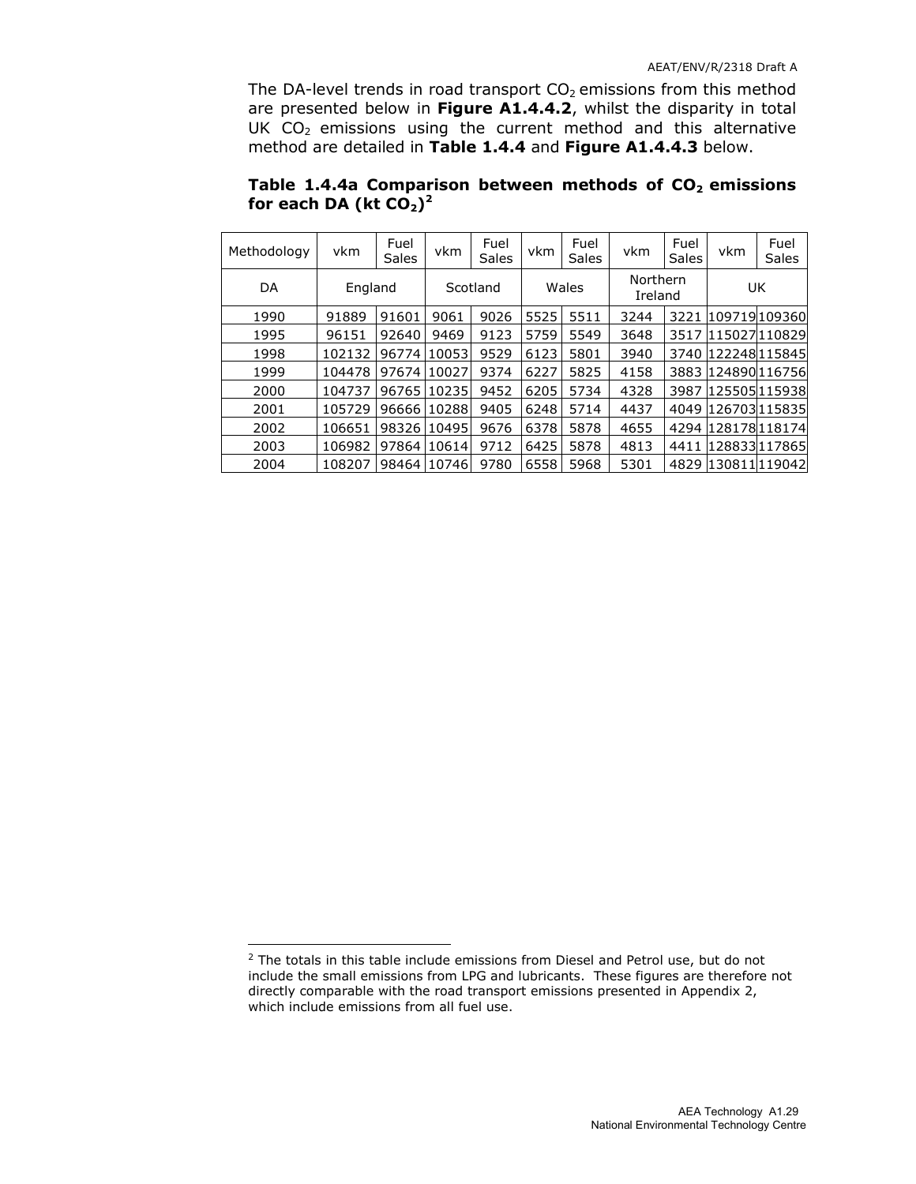The DA-level trends in road transport $CO_2$ emissions from this method are presented below in **Figure A1.4.4.2**, whilst the disparity in total UK $CO_2$ emissions using the current method and this alternative method are detailed in **Table 1.4.4** and **Figure A1.4.4.3** below.

**Table 1.4.4a Comparison between methods of $CO_2$ emissions for each DA (kt $CO_2$)[2]**

| Methodology | vkm | Fuel Sales | vkm | Fuel Sales | vkm | Fuel Sales | vkm | Fuel Sales | vkm | Fuel Sales |
|---|---|---|---|---|---|---|---|---|---|---|
| DA | England | | Scotland | | Wales | | Northern Ireland | | UK | |
| 1990 | 91889 | 91601 | 9061 | 9026 | 5525 | 5511 | 3244 | 3221 | 109719 | 109360 |
| 1995 | 96151 | 92640 | 9469 | 9123 | 5759 | 5549 | 3648 | 3517 | 115027 | 110829 |
| 1998 | 102132 | 96774 | 10053 | 9529 | 6123 | 5801 | 3940 | 3740 | 122248 | 115845 |
| 1999 | 104478 | 97674 | 10027 | 9374 | 6227 | 5825 | 4158 | 3883 | 124890 | 116756 |
| 2000 | 104737 | 96765 | 10235 | 9452 | 6205 | 5734 | 4328 | 3987 | 125505 | 115938 |
| 2001 | 105729 | 96666 | 10288 | 9405 | 6248 | 5714 | 4437 | 4049 | 126703 | 115835 |
| 2002 | 106651 | 98326 | 10495 | 9676 | 6378 | 5878 | 4655 | 4294 | 128178 | 118174 |
| 2003 | 106982 | 97864 | 10614 | 9712 | 6425 | 5878 | 4813 | 4411 | 128833 | 117865 |
| 2004 | 108207 | 98464 | 10746 | 9780 | 6558 | 5968 | 5301 | 4829 | 130811 | 119042 |

[2] The totals in this table include emissions from Diesel and Petrol use, but do not include the small emissions from LPG and lubricants. These figures are therefore not directly comparable with the road transport emissions presented in Appendix 2, which include emissions from all fuel use.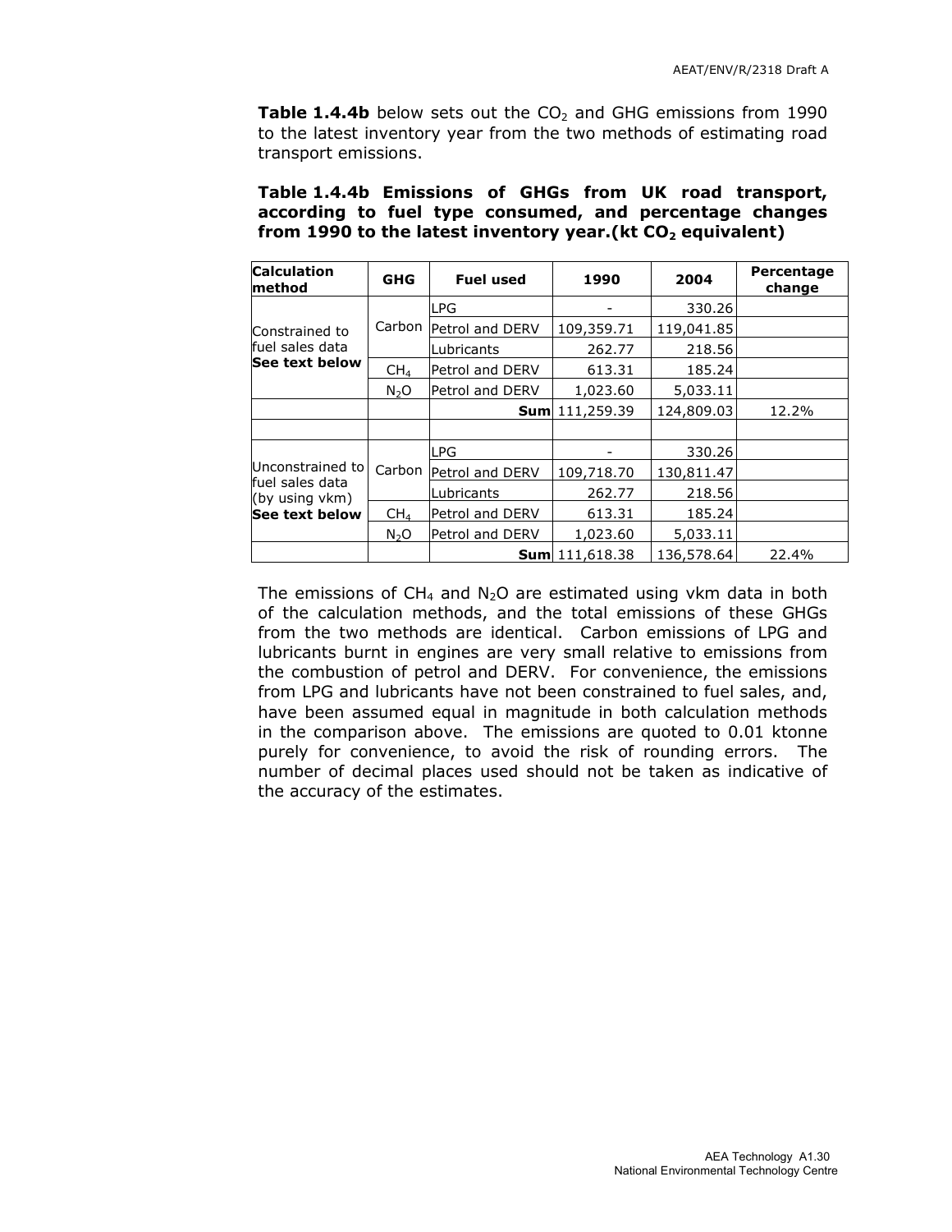**Table 1.4.4b** below sets out the $CO_2$ and GHG emissions from 1990 to the latest inventory year from the two methods of estimating road transport emissions.

**Table 1.4.4b Emissions of GHGs from UK road transport, according to fuel type consumed, and percentage changes from 1990 to the latest inventory year.(kt $CO_2$ equivalent)**

| Calculation method | GHG | Fuel used | 1990 | 2004 | Percentage change |
|---|---|---|---|---|---|
| Constrained to fuel sales data **See text below** | Carbon | LPG | - | 330.26 | |
| | | Petrol and DERV | 109,359.71 | 119,041.85 | |
| | | Lubricants | 262.77 | 218.56 | |
| | $CH_4$ | Petrol and DERV | 613.31 | 185.24 | |
| | $N_2O$ | Petrol and DERV | 1,023.60 | 5,033.11 | |
| | | **Sum** | 111,259.39 | 124,809.03 | 12.2% |
| | | | | | |
| Unconstrained to fuel sales data (by using vkm) **See text below** | Carbon | LPG | - | 330.26 | |
| | | Petrol and DERV | 109,718.70 | 130,811.47 | |
| | | Lubricants | 262.77 | 218.56 | |
| | $CH_4$ | Petrol and DERV | 613.31 | 185.24 | |
| | $N_2O$ | Petrol and DERV | 1,023.60 | 5,033.11 | |
| | | **Sum** | 111,618.38 | 136,578.64 | 22.4% |

The emissions of $CH_4$ and $N_2O$ are estimated using vkm data in both of the calculation methods, and the total emissions of these GHGs from the two methods are identical. Carbon emissions of LPG and lubricants burnt in engines are very small relative to emissions from the combustion of petrol and DERV. For convenience, the emissions from LPG and lubricants have not been constrained to fuel sales, and, have been assumed equal in magnitude in both calculation methods in the comparison above. The emissions are quoted to 0.01 ktonne purely for convenience, to avoid the risk of rounding errors. The number of decimal places used should not be taken as indicative of the accuracy of the estimates.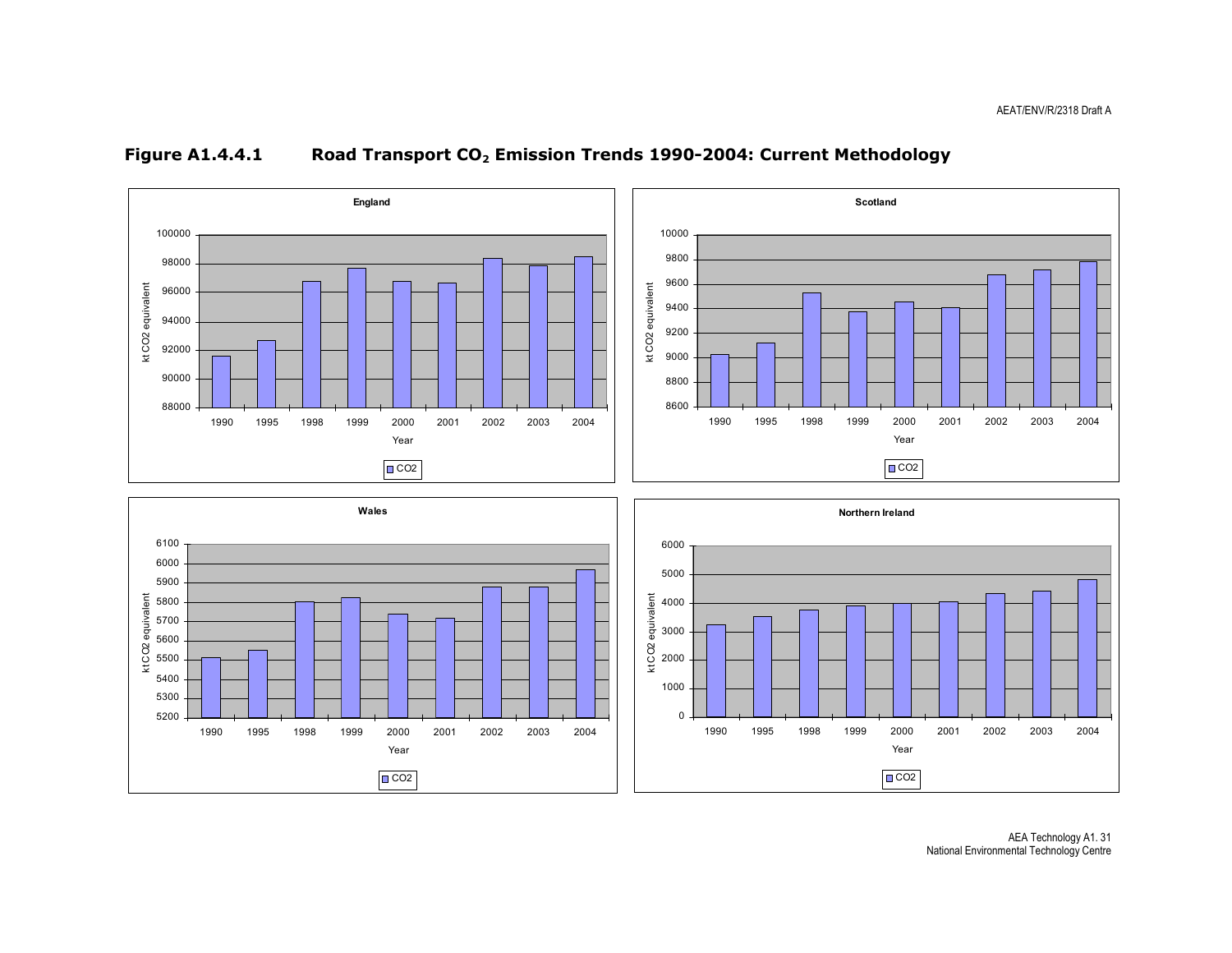**Figure A1.4.4.1 Road Transport $CO_2$ Emission Trends 1990-2004: Current Methodology**

**England**

kt CO2 equivalent

100000, 98000, 96000, 94000, 92000, 90000, 88000

1990 1995 1998 1999 2000 2001 2002 2003 2004

Year

CO2

**Scotland**

kt CO2 equivalent

10000, 9800, 9600, 9400, 9200, 9000, 8800, 8600

1990 1995 1998 1999 2000 2001 2002 2003 2004

Year

CO2

**Wales**

kt CO2 equivalent

6100, 6000, 5900, 5800, 5700, 5600, 5500, 5400, 5300, 5200

1990 1995 1998 1999 2000 2001 2002 2003 2004

Year

CO2

**Northern Ireland**

kt CO2 equivalent

6000, 5000, 4000, 3000, 2000, 1000, 0

1990 1995 1998 1999 2000 2001 2002 2003 2004

Year

CO2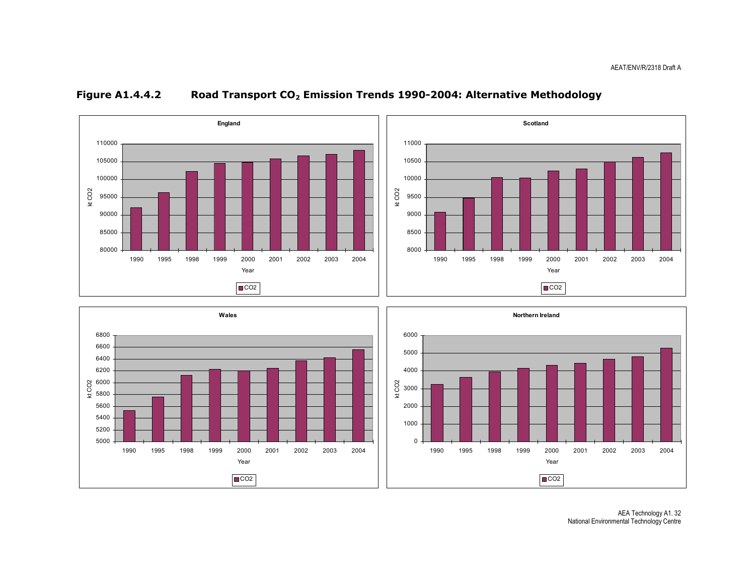**Figure A1.4.4.2 Road Transport $CO_2$ Emission Trends 1990-2004: Alternative Methodology**

**England**

kt CO2

110000
105000
100000
95000
90000
85000
80000

1990 1995 1998 1999 2000 2001 2002 2003 2004

Year

CO2

**Scotland**

kt CO2

11000
10500
10000
9500
9000
8500
8000

1990 1995 1998 1999 2000 2001 2002 2003 2004

Year

CO2

**Wales**

kt CO2

6800
6600
6400
6200
6000
5800
5600
5400
5200
5000

1990 1995 1998 1999 2000 2001 2002 2003 2004

Year

CO2

**Northern Ireland**

kt CO2

6000
5000
4000
3000
2000
1000
0

1990 1995 1998 1999 2000 2001 2002 2003 2004

Year

CO2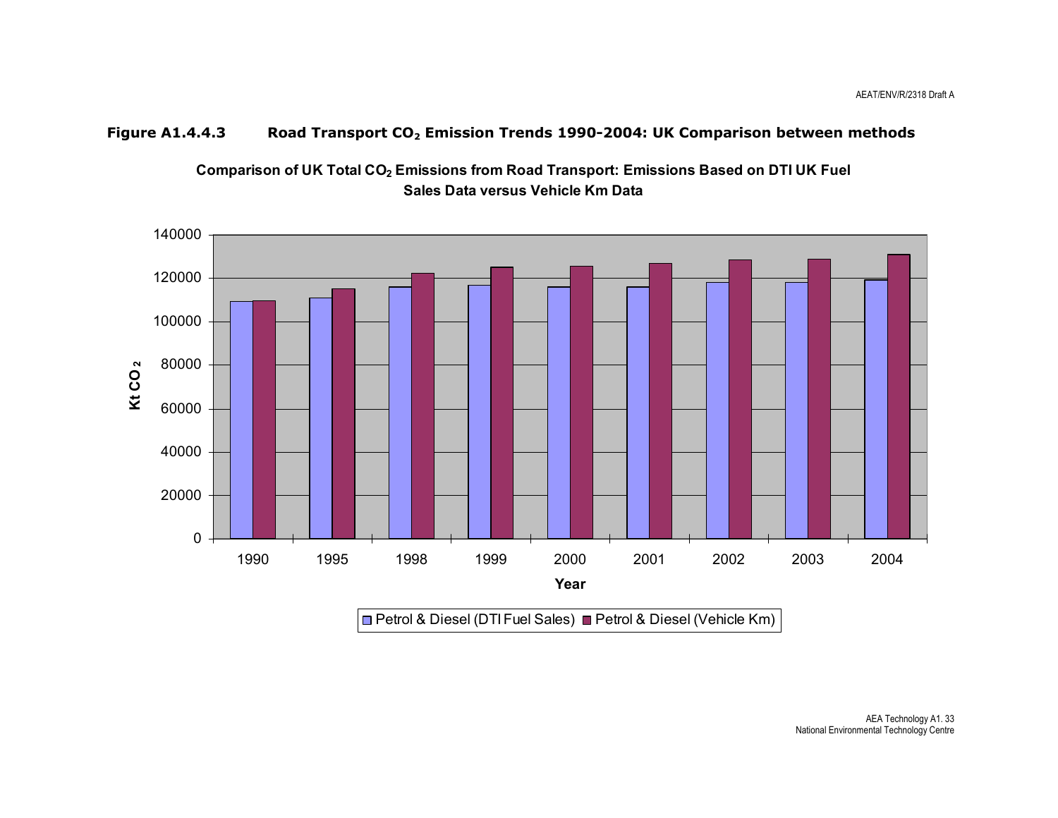**Figure A1.4.4.3 Road Transport $CO_2$ Emission Trends 1990-2004: UK Comparison between methods**

**Comparison of UK Total $CO_2$ Emissions from Road Transport: Emissions Based on DTI UK Fuel Sales Data versus Vehicle Km Data**

Kt $CO_2$

140000
120000
100000
80000
60000
40000
20000
0

1990 1995 1998 1999 2000 2001 2002 2003 2004

Year

Petrol & Diesel (DTI Fuel Sales) Petrol & Diesel (Vehicle Km)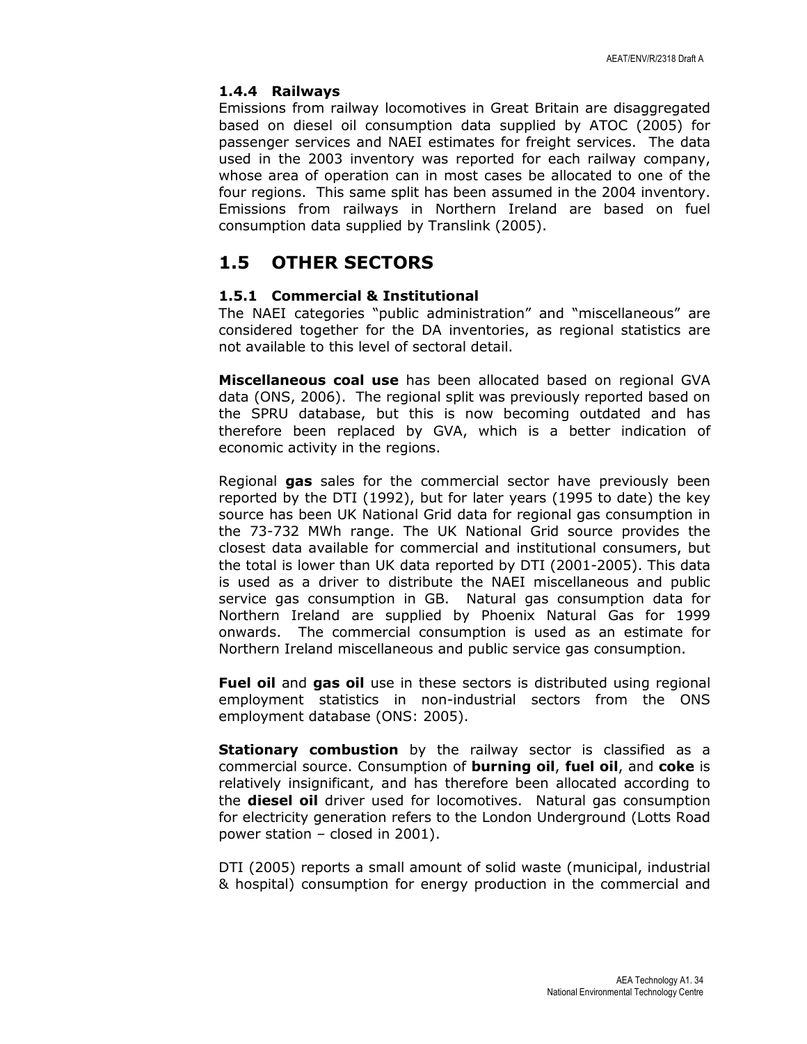### 1.4.4 Railways

Emissions from railway locomotives in Great Britain are disaggregated based on diesel oil consumption data supplied by ATOC (2005) for passenger services and NAEI estimates for freight services. The data used in the 2003 inventory was reported for each railway company, whose area of operation can in most cases be allocated to one of the four regions. This same split has been assumed in the 2004 inventory. Emissions from railways in Northern Ireland are based on fuel consumption data supplied by Translink (2005).

## 1.5 OTHER SECTORS

### 1.5.1 Commercial & Institutional

The NAEI categories "public administration" and "miscellaneous" are considered together for the DA inventories, as regional statistics are not available to this level of sectoral detail.

**Miscellaneous coal use** has been allocated based on regional GVA data (ONS, 2006). The regional split was previously reported based on the SPRU database, but this is now becoming outdated and has therefore been replaced by GVA, which is a better indication of economic activity in the regions.

Regional **gas** sales for the commercial sector have previously been reported by the DTI (1992), but for later years (1995 to date) the key source has been UK National Grid data for regional gas consumption in the 73-732 MWh range. The UK National Grid source provides the closest data available for commercial and institutional consumers, but the total is lower than UK data reported by DTI (2001-2005). This data is used as a driver to distribute the NAEI miscellaneous and public service gas consumption in GB. Natural gas consumption data for Northern Ireland are supplied by Phoenix Natural Gas for 1999 onwards. The commercial consumption is used as an estimate for Northern Ireland miscellaneous and public service gas consumption.

**Fuel oil** and **gas oil** use in these sectors is distributed using regional employment statistics in non-industrial sectors from the ONS employment database (ONS: 2005).

**Stationary combustion** by the railway sector is classified as a commercial source. Consumption of **burning oil**, **fuel oil**, and **coke** is relatively insignificant, and has therefore been allocated according to the **diesel oil** driver used for locomotives. Natural gas consumption for electricity generation refers to the London Underground (Lotts Road power station – closed in 2001).

DTI (2005) reports a small amount of solid waste (municipal, industrial & hospital) consumption for energy production in the commercial and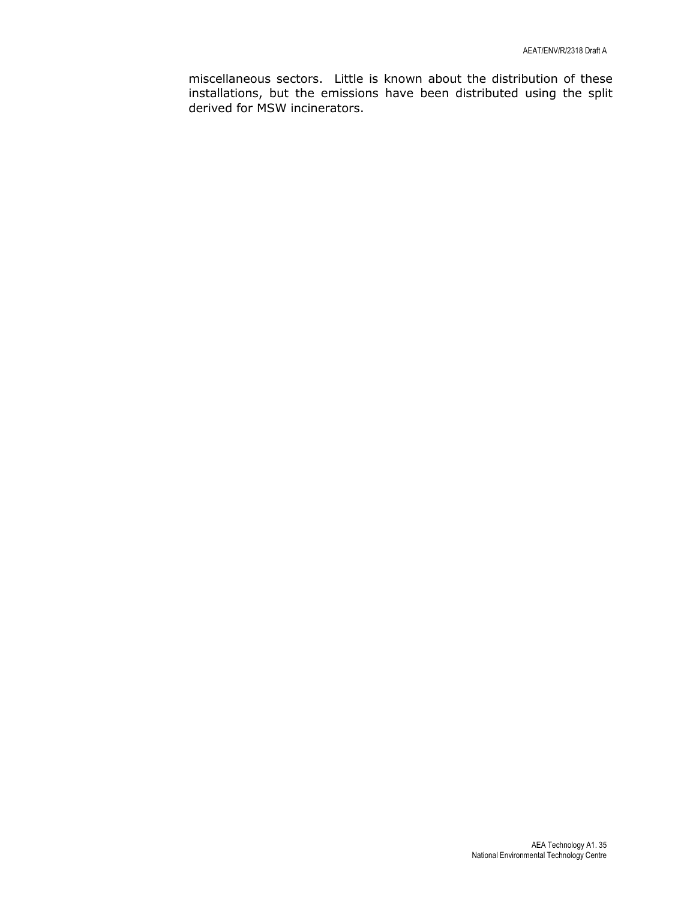miscellaneous sectors. Little is known about the distribution of these installations, but the emissions have been distributed using the split derived for MSW incinerators.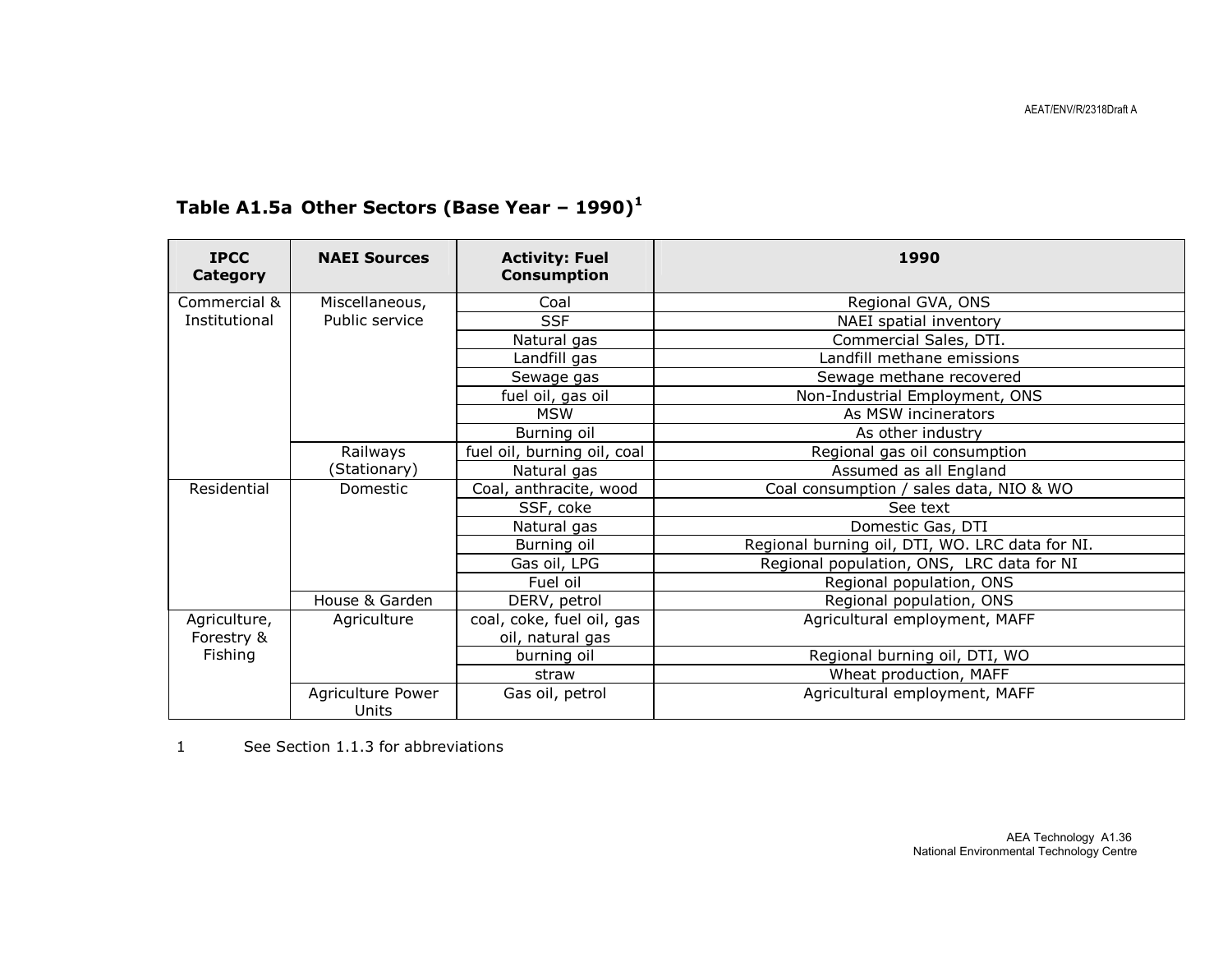## Table A1.5a Other Sectors (Base Year – 1990)[1]

| IPCC Category | NAEI Sources | Activity: Fuel Consumption | 1990 |
|---|---|---|---|
| Commercial & Institutional | Miscellaneous, Public service | Coal | Regional GVA, ONS |
| | | SSF | NAEI spatial inventory |
| | | Natural gas | Commercial Sales, DTI. |
| | | Landfill gas | Landfill methane emissions |
| | | Sewage gas | Sewage methane recovered |
| | | fuel oil, gas oil | Non-Industrial Employment, ONS |
| | | MSW | As MSW incinerators |
| | | Burning oil | As other industry |
| | Railways (Stationary) | fuel oil, burning oil, coal | Regional gas oil consumption |
| | | Natural gas | Assumed as all England |
| Residential | Domestic | Coal, anthracite, wood | Coal consumption / sales data, NIO & WO |
| | | SSF, coke | See text |
| | | Natural gas | Domestic Gas, DTI |
| | | Burning oil | Regional burning oil, DTI, WO. LRC data for NI. |
| | | Gas oil, LPG | Regional population, ONS, LRC data for NI |
| | | Fuel oil | Regional population, ONS |
| | House & Garden | DERV, petrol | Regional population, ONS |
| Agriculture, Forestry & Fishing | Agriculture | coal, coke, fuel oil, gas oil, natural gas | Agricultural employment, MAFF |
| | | burning oil | Regional burning oil, DTI, WO |
| | | straw | Wheat production, MAFF |
| | Agriculture Power Units | Gas oil, petrol | Agricultural employment, MAFF |

1 See Section 1.1.3 for abbreviations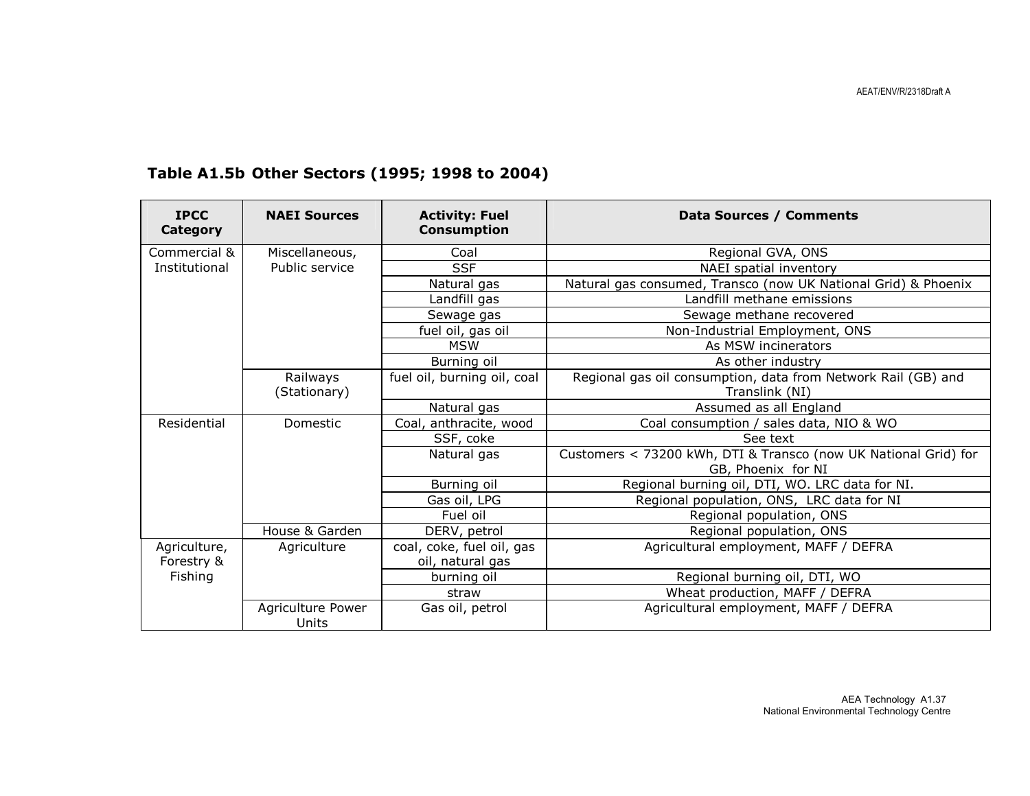**Table A1.5b Other Sectors (1995; 1998 to 2004)**

| IPCC Category | NAEI Sources | Activity: Fuel Consumption | Data Sources / Comments |
|---|---|---|---|
| Commercial & Institutional | Miscellaneous, Public service | Coal | Regional GVA, ONS |
| | | SSF | NAEI spatial inventory |
| | | Natural gas | Natural gas consumed, Transco (now UK National Grid) & Phoenix |
| | | Landfill gas | Landfill methane emissions |
| | | Sewage gas | Sewage methane recovered |
| | | fuel oil, gas oil | Non-Industrial Employment, ONS |
| | | MSW | As MSW incinerators |
| | | Burning oil | As other industry |
| | Railways (Stationary) | fuel oil, burning oil, coal | Regional gas oil consumption, data from Network Rail (GB) and Translink (NI) |
| | | Natural gas | Assumed as all England |
| Residential | Domestic | Coal, anthracite, wood | Coal consumption / sales data, NIO & WO |
| | | SSF, coke | See text |
| | | Natural gas | Customers < 73200 kWh, DTI & Transco (now UK National Grid) for GB, Phoenix for NI |
| | | Burning oil | Regional burning oil, DTI, WO. LRC data for NI. |
| | | Gas oil, LPG | Regional population, ONS, LRC data for NI |
| | | Fuel oil | Regional population, ONS |
| | House & Garden | DERV, petrol | Regional population, ONS |
| Agriculture, Forestry & Fishing | Agriculture | coal, coke, fuel oil, gas oil, natural gas | Agricultural employment, MAFF / DEFRA |
| | | burning oil | Regional burning oil, DTI, WO |
| | | straw | Wheat production, MAFF / DEFRA |
| | Agriculture Power Units | Gas oil, petrol | Agricultural employment, MAFF / DEFRA |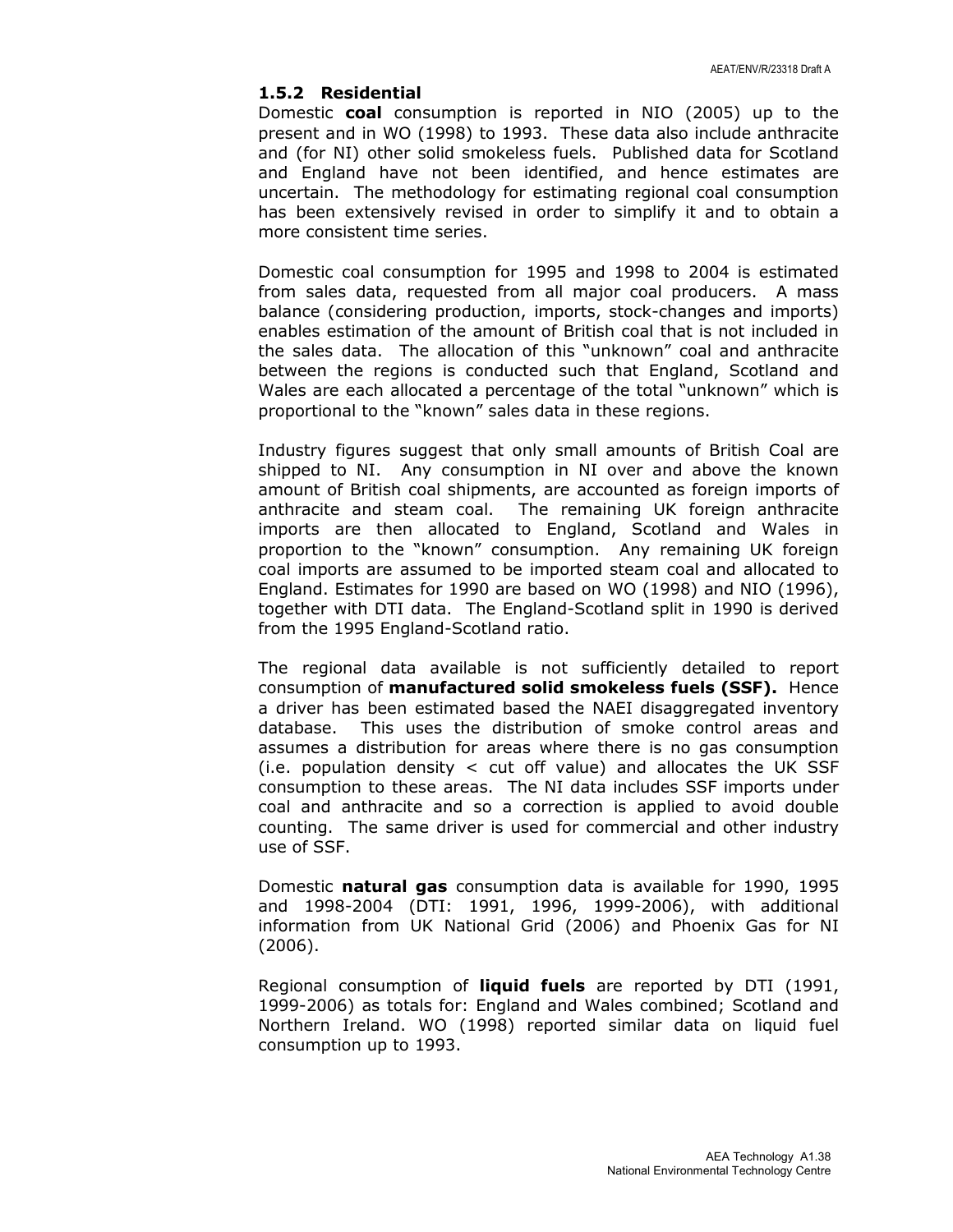### 1.5.2 Residential

Domestic **coal** consumption is reported in NIO (2005) up to the present and in WO (1998) to 1993. These data also include anthracite and (for NI) other solid smokeless fuels. Published data for Scotland and England have not been identified, and hence estimates are uncertain. The methodology for estimating regional coal consumption has been extensively revised in order to simplify it and to obtain a more consistent time series.

Domestic coal consumption for 1995 and 1998 to 2004 is estimated from sales data, requested from all major coal producers. A mass balance (considering production, imports, stock-changes and imports) enables estimation of the amount of British coal that is not included in the sales data. The allocation of this "unknown" coal and anthracite between the regions is conducted such that England, Scotland and Wales are each allocated a percentage of the total "unknown" which is proportional to the "known" sales data in these regions.

Industry figures suggest that only small amounts of British Coal are shipped to NI. Any consumption in NI over and above the known amount of British coal shipments, are accounted as foreign imports of anthracite and steam coal. The remaining UK foreign anthracite imports are then allocated to England, Scotland and Wales in proportion to the "known" consumption. Any remaining UK foreign coal imports are assumed to be imported steam coal and allocated to England. Estimates for 1990 are based on WO (1998) and NIO (1996), together with DTI data. The England-Scotland split in 1990 is derived from the 1995 England-Scotland ratio.

The regional data available is not sufficiently detailed to report consumption of **manufactured solid smokeless fuels (SSF).** Hence a driver has been estimated based the NAEI disaggregated inventory database. This uses the distribution of smoke control areas and assumes a distribution for areas where there is no gas consumption (i.e. population density < cut off value) and allocates the UK SSF consumption to these areas. The NI data includes SSF imports under coal and anthracite and so a correction is applied to avoid double counting. The same driver is used for commercial and other industry use of SSF.

Domestic **natural gas** consumption data is available for 1990, 1995 and 1998-2004 (DTI: 1991, 1996, 1999-2006), with additional information from UK National Grid (2006) and Phoenix Gas for NI (2006).

Regional consumption of **liquid fuels** are reported by DTI (1991, 1999-2006) as totals for: England and Wales combined; Scotland and Northern Ireland. WO (1998) reported similar data on liquid fuel consumption up to 1993.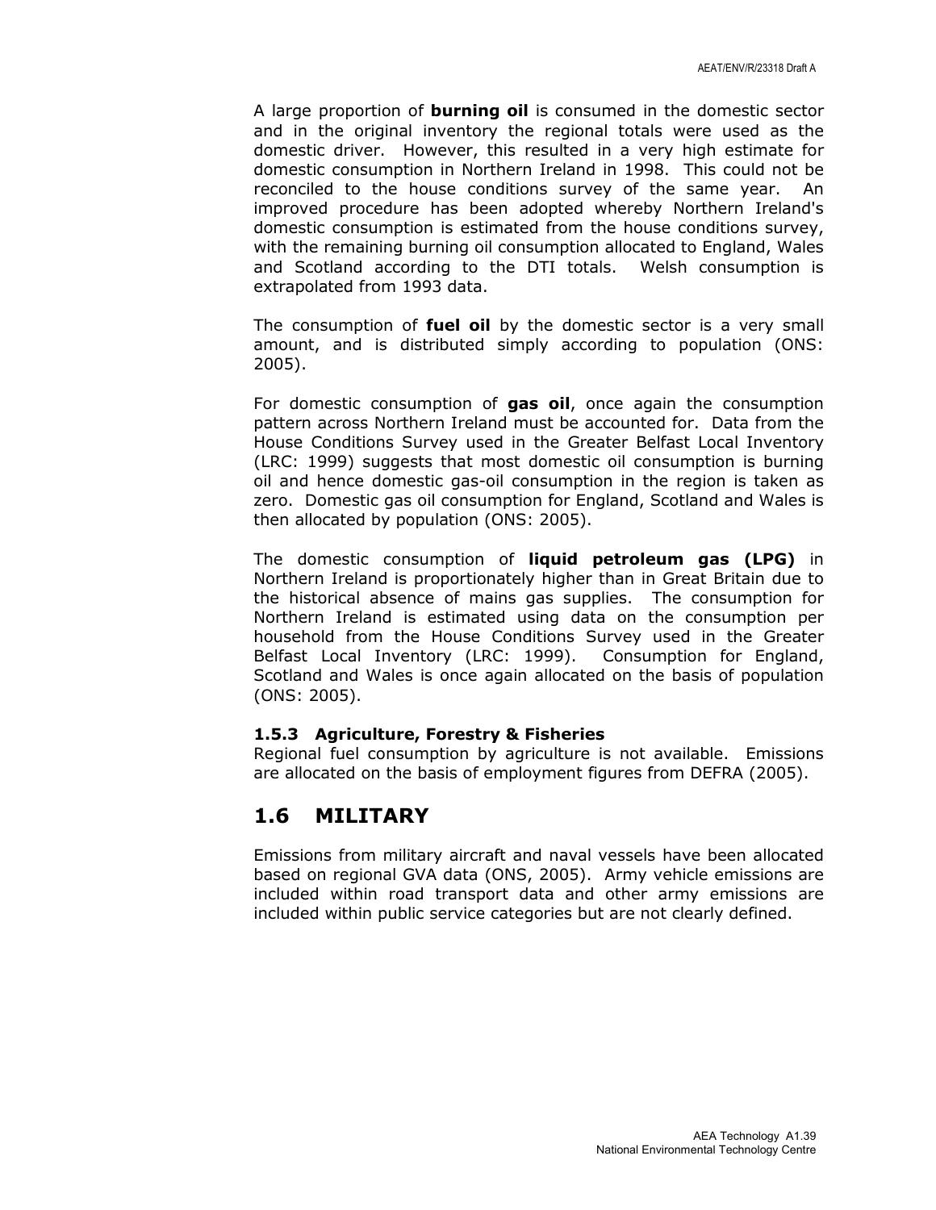A large proportion of **burning oil** is consumed in the domestic sector and in the original inventory the regional totals were used as the domestic driver. However, this resulted in a very high estimate for domestic consumption in Northern Ireland in 1998. This could not be reconciled to the house conditions survey of the same year. An improved procedure has been adopted whereby Northern Ireland's domestic consumption is estimated from the house conditions survey, with the remaining burning oil consumption allocated to England, Wales and Scotland according to the DTI totals. Welsh consumption is extrapolated from 1993 data.

The consumption of **fuel oil** by the domestic sector is a very small amount, and is distributed simply according to population (ONS: 2005).

For domestic consumption of **gas oil**, once again the consumption pattern across Northern Ireland must be accounted for. Data from the House Conditions Survey used in the Greater Belfast Local Inventory (LRC: 1999) suggests that most domestic oil consumption is burning oil and hence domestic gas-oil consumption in the region is taken as zero. Domestic gas oil consumption for England, Scotland and Wales is then allocated by population (ONS: 2005).

The domestic consumption of **liquid petroleum gas (LPG)** in Northern Ireland is proportionately higher than in Great Britain due to the historical absence of mains gas supplies. The consumption for Northern Ireland is estimated using data on the consumption per household from the House Conditions Survey used in the Greater Belfast Local Inventory (LRC: 1999). Consumption for England, Scotland and Wales is once again allocated on the basis of population (ONS: 2005).

### 1.5.3 Agriculture, Forestry & Fisheries

Regional fuel consumption by agriculture is not available. Emissions are allocated on the basis of employment figures from DEFRA (2005).

## 1.6 MILITARY

Emissions from military aircraft and naval vessels have been allocated based on regional GVA data (ONS, 2005). Army vehicle emissions are included within road transport data and other army emissions are included within public service categories but are not clearly defined.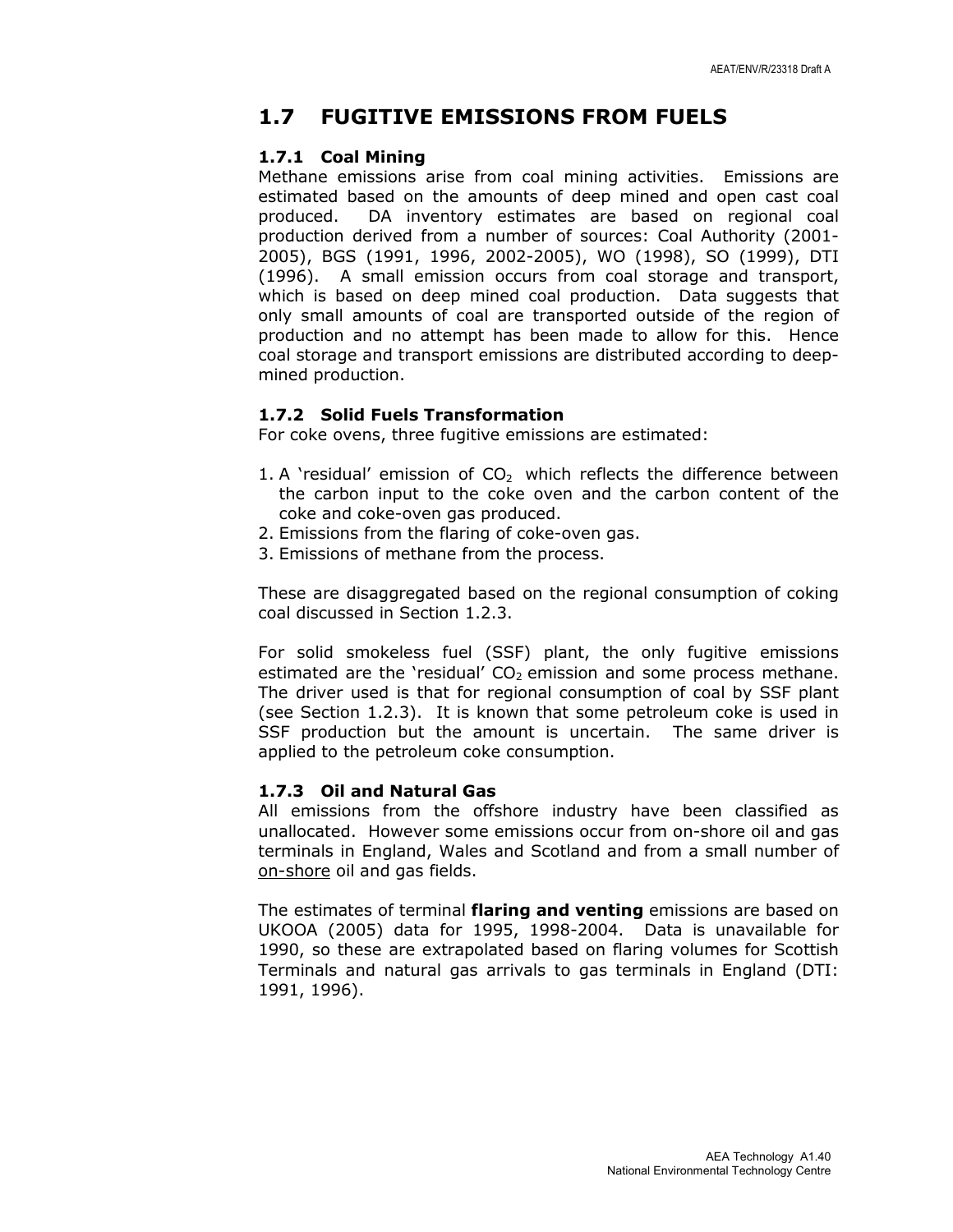## 1.7 FUGITIVE EMISSIONS FROM FUELS

### 1.7.1 Coal Mining

Methane emissions arise from coal mining activities. Emissions are estimated based on the amounts of deep mined and open cast coal produced. DA inventory estimates are based on regional coal production derived from a number of sources: Coal Authority (2001-2005), BGS (1991, 1996, 2002-2005), WO (1998), SO (1999), DTI (1996). A small emission occurs from coal storage and transport, which is based on deep mined coal production. Data suggests that only small amounts of coal are transported outside of the region of production and no attempt has been made to allow for this. Hence coal storage and transport emissions are distributed according to deep-mined production.

### 1.7.2 Solid Fuels Transformation

For coke ovens, three fugitive emissions are estimated:

1. A 'residual' emission of $CO_2$ which reflects the difference between the carbon input to the coke oven and the carbon content of the coke and coke-oven gas produced.
2. Emissions from the flaring of coke-oven gas.
3. Emissions of methane from the process.

These are disaggregated based on the regional consumption of coking coal discussed in Section 1.2.3.

For solid smokeless fuel (SSF) plant, the only fugitive emissions estimated are the 'residual' $CO_2$ emission and some process methane. The driver used is that for regional consumption of coal by SSF plant (see Section 1.2.3). It is known that some petroleum coke is used in SSF production but the amount is uncertain. The same driver is applied to the petroleum coke consumption.

### 1.7.3 Oil and Natural Gas

All emissions from the offshore industry have been classified as unallocated. However some emissions occur from on-shore oil and gas terminals in England, Wales and Scotland and from a small number of on-shore oil and gas fields.

The estimates of terminal **flaring and venting** emissions are based on UKOOA (2005) data for 1995, 1998-2004. Data is unavailable for 1990, so these are extrapolated based on flaring volumes for Scottish Terminals and natural gas arrivals to gas terminals in England (DTI: 1991, 1996).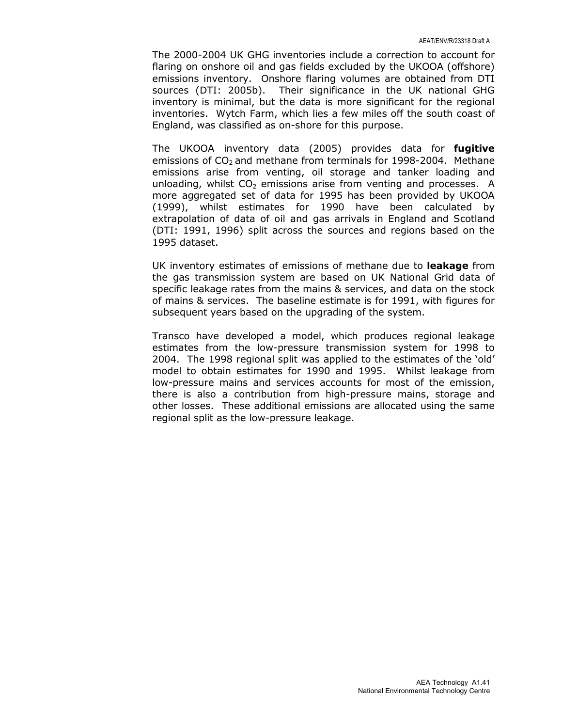The 2000-2004 UK GHG inventories include a correction to account for flaring on onshore oil and gas fields excluded by the UKOOA (offshore) emissions inventory. Onshore flaring volumes are obtained from DTI sources (DTI: 2005b). Their significance in the UK national GHG inventory is minimal, but the data is more significant for the regional inventories. Wytch Farm, which lies a few miles off the south coast of England, was classified as on-shore for this purpose.

The UKOOA inventory data (2005) provides data for **fugitive** emissions of $CO_2$ and methane from terminals for 1998-2004. Methane emissions arise from venting, oil storage and tanker loading and unloading, whilst $CO_2$ emissions arise from venting and processes. A more aggregated set of data for 1995 has been provided by UKOOA (1999), whilst estimates for 1990 have been calculated by extrapolation of data of oil and gas arrivals in England and Scotland (DTI: 1991, 1996) split across the sources and regions based on the 1995 dataset.

UK inventory estimates of emissions of methane due to **leakage** from the gas transmission system are based on UK National Grid data of specific leakage rates from the mains & services, and data on the stock of mains & services. The baseline estimate is for 1991, with figures for subsequent years based on the upgrading of the system.

Transco have developed a model, which produces regional leakage estimates from the low-pressure transmission system for 1998 to 2004. The 1998 regional split was applied to the estimates of the 'old' model to obtain estimates for 1990 and 1995. Whilst leakage from low-pressure mains and services accounts for most of the emission, there is also a contribution from high-pressure mains, storage and other losses. These additional emissions are allocated using the same regional split as the low-pressure leakage.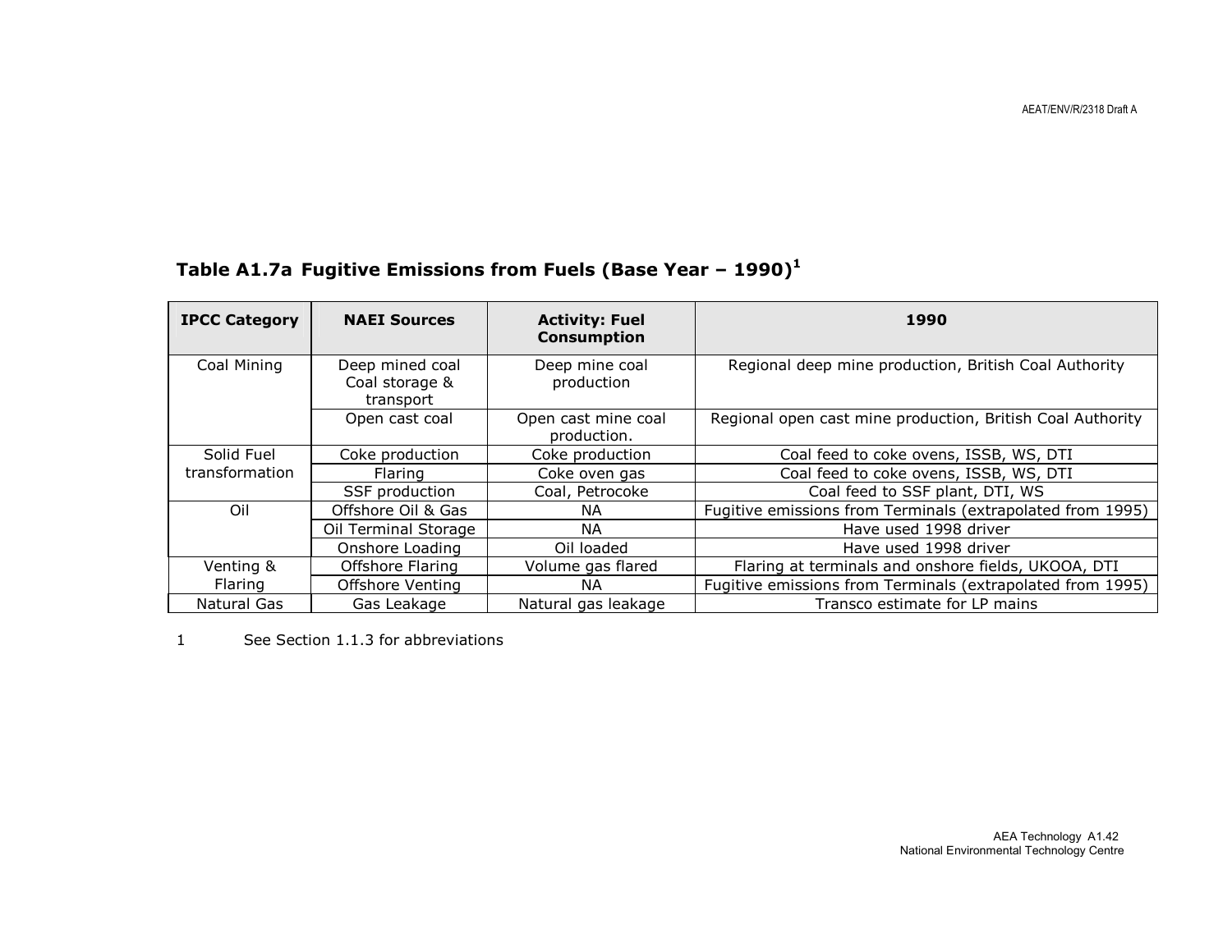### Table A1.7a Fugitive Emissions from Fuels (Base Year – 1990)[1]

| IPCC Category | NAEI Sources | Activity: Fuel Consumption | 1990 |
|---|---|---|---|
| Coal Mining | Deep mined coal Coal storage & transport | Deep mine coal production | Regional deep mine production, British Coal Authority |
| | Open cast coal | Open cast mine coal production. | Regional open cast mine production, British Coal Authority |
| Solid Fuel transformation | Coke production | Coke production | Coal feed to coke ovens, ISSB, WS, DTI |
| | Flaring | Coke oven gas | Coal feed to coke ovens, ISSB, WS, DTI |
| | SSF production | Coal, Petrocoke | Coal feed to SSF plant, DTI, WS |
| Oil | Offshore Oil & Gas | NA | Fugitive emissions from Terminals (extrapolated from 1995) |
| | Oil Terminal Storage | NA | Have used 1998 driver |
| | Onshore Loading | Oil loaded | Have used 1998 driver |
| Venting & Flaring | Offshore Flaring | Volume gas flared | Flaring at terminals and onshore fields, UKOOA, DTI |
| | Offshore Venting | NA | Fugitive emissions from Terminals (extrapolated from 1995) |
| Natural Gas | Gas Leakage | Natural gas leakage | Transco estimate for LP mains |

1 See Section 1.1.3 for abbreviations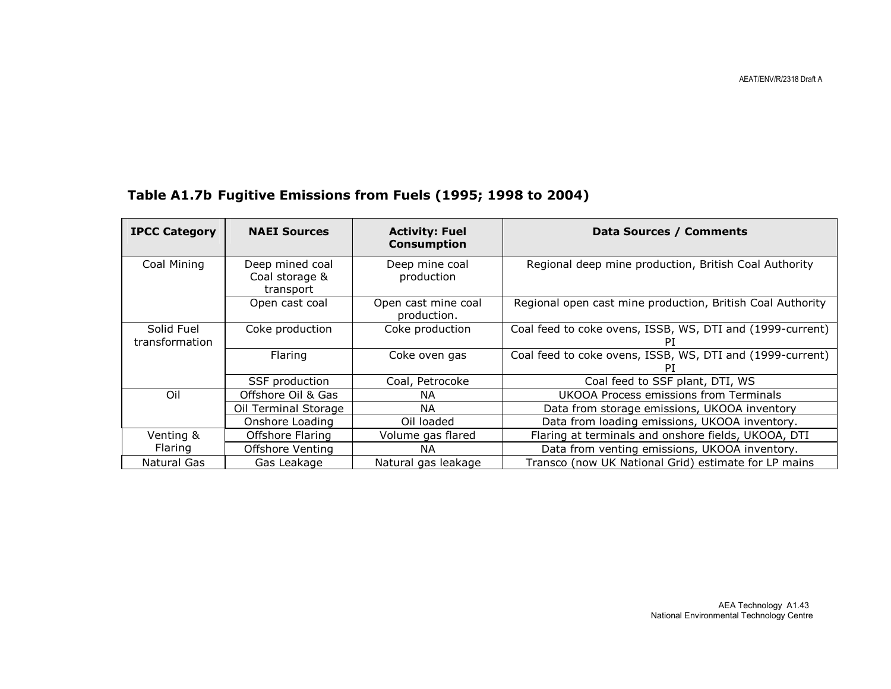## Table A1.7b Fugitive Emissions from Fuels (1995; 1998 to 2004)

| IPCC Category | NAEI Sources | Activity: Fuel Consumption | Data Sources / Comments |
|---|---|---|---|
| Coal Mining | Deep mined coal Coal storage & transport | Deep mine coal production | Regional deep mine production, British Coal Authority |
| | Open cast coal | Open cast mine coal production. | Regional open cast mine production, British Coal Authority |
| Solid Fuel transformation | Coke production | Coke production | Coal feed to coke ovens, ISSB, WS, DTI and (1999-current) PI |
| | Flaring | Coke oven gas | Coal feed to coke ovens, ISSB, WS, DTI and (1999-current) PI |
| | SSF production | Coal, Petrocoke | Coal feed to SSF plant, DTI, WS |
| Oil | Offshore Oil & Gas | NA | UKOOA Process emissions from Terminals |
| | Oil Terminal Storage | NA | Data from storage emissions, UKOOA inventory |
| | Onshore Loading | Oil loaded | Data from loading emissions, UKOOA inventory. |
| Venting & Flaring | Offshore Flaring | Volume gas flared | Flaring at terminals and onshore fields, UKOOA, DTI |
| | Offshore Venting | NA | Data from venting emissions, UKOOA inventory. |
| Natural Gas | Gas Leakage | Natural gas leakage | Transco (now UK National Grid) estimate for LP mains |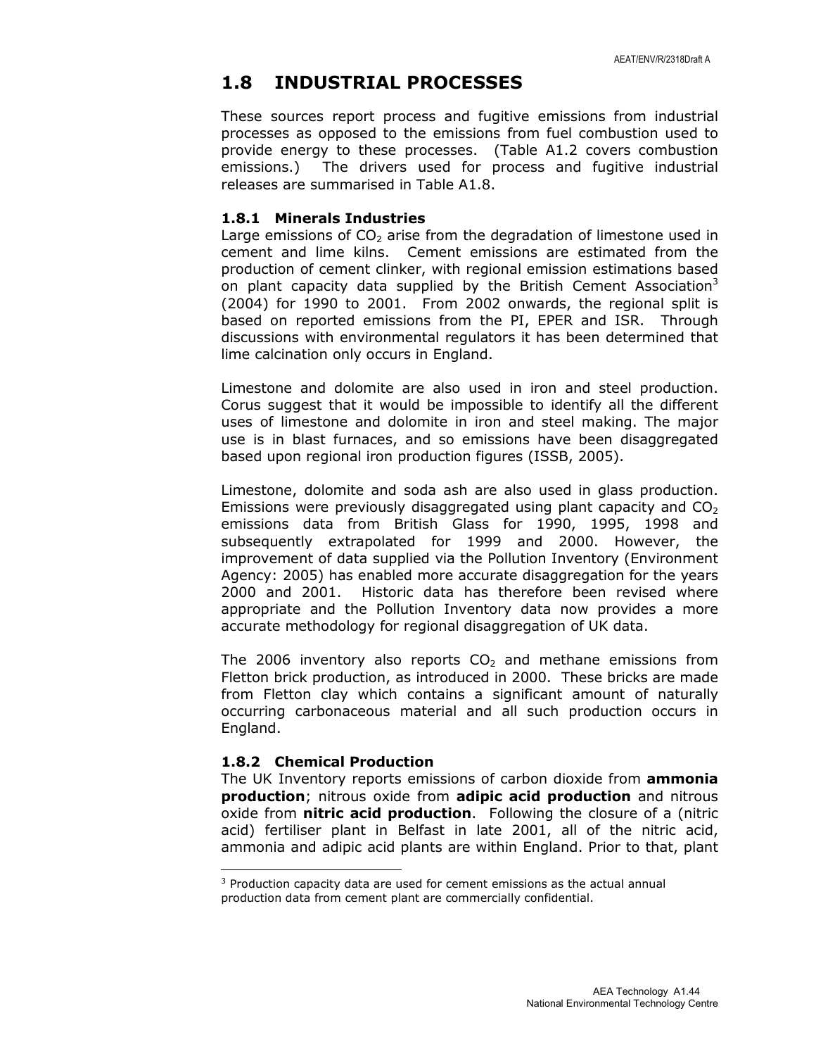## 1.8 INDUSTRIAL PROCESSES

These sources report process and fugitive emissions from industrial processes as opposed to the emissions from fuel combustion used to provide energy to these processes. (Table A1.2 covers combustion emissions.) The drivers used for process and fugitive industrial releases are summarised in Table A1.8.

### 1.8.1 Minerals Industries

Large emissions of $CO_2$ arise from the degradation of limestone used in cement and lime kilns. Cement emissions are estimated from the production of cement clinker, with regional emission estimations based on plant capacity data supplied by the British Cement Association[3] (2004) for 1990 to 2001. From 2002 onwards, the regional split is based on reported emissions from the PI, EPER and ISR. Through discussions with environmental regulators it has been determined that lime calcination only occurs in England.

Limestone and dolomite are also used in iron and steel production. Corus suggest that it would be impossible to identify all the different uses of limestone and dolomite in iron and steel making. The major use is in blast furnaces, and so emissions have been disaggregated based upon regional iron production figures (ISSB, 2005).

Limestone, dolomite and soda ash are also used in glass production. Emissions were previously disaggregated using plant capacity and $CO_2$ emissions data from British Glass for 1990, 1995, 1998 and subsequently extrapolated for 1999 and 2000. However, the improvement of data supplied via the Pollution Inventory (Environment Agency: 2005) has enabled more accurate disaggregation for the years 2000 and 2001. Historic data has therefore been revised where appropriate and the Pollution Inventory data now provides a more accurate methodology for regional disaggregation of UK data.

The 2006 inventory also reports $CO_2$ and methane emissions from Fletton brick production, as introduced in 2000. These bricks are made from Fletton clay which contains a significant amount of naturally occurring carbonaceous material and all such production occurs in England.

### 1.8.2 Chemical Production

The UK Inventory reports emissions of carbon dioxide from **ammonia production**; nitrous oxide from **adipic acid production** and nitrous oxide from **nitric acid production**. Following the closure of a (nitric acid) fertiliser plant in Belfast in late 2001, all of the nitric acid, ammonia and adipic acid plants are within England. Prior to that, plant

[3] Production capacity data are used for cement emissions as the actual annual production data from cement plant are commercially confidential.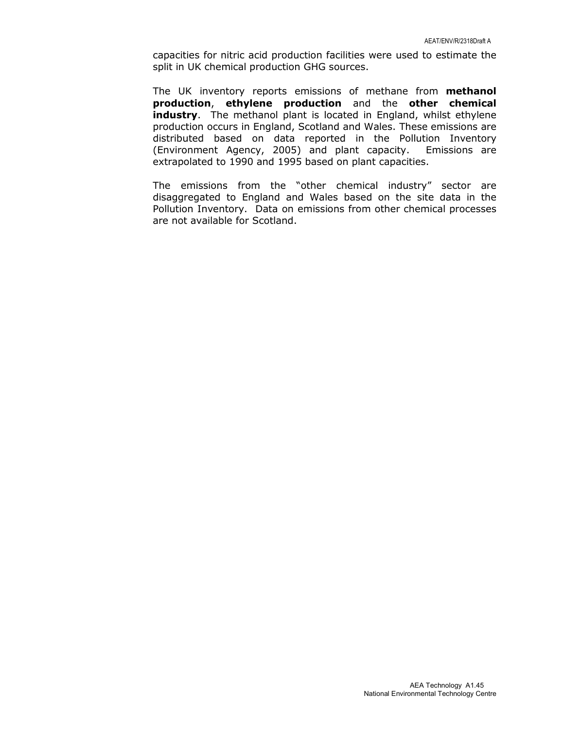capacities for nitric acid production facilities were used to estimate the split in UK chemical production GHG sources.

The UK inventory reports emissions of methane from **methanol production**, **ethylene production** and the **other chemical industry**. The methanol plant is located in England, whilst ethylene production occurs in England, Scotland and Wales. These emissions are distributed based on data reported in the Pollution Inventory (Environment Agency, 2005) and plant capacity. Emissions are extrapolated to 1990 and 1995 based on plant capacities.

The emissions from the "other chemical industry" sector are disaggregated to England and Wales based on the site data in the Pollution Inventory. Data on emissions from other chemical processes are not available for Scotland.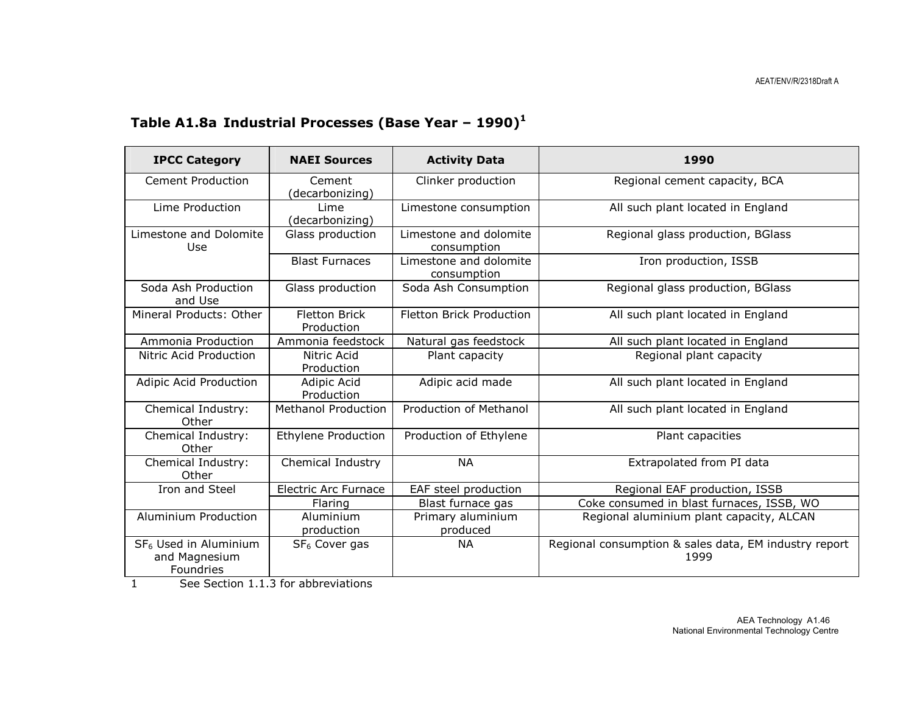### Table A1.8a Industrial Processes (Base Year – 1990)[1]

| IPCC Category | NAEI Sources | Activity Data | 1990 |
|---|---|---|---|
| Cement Production | Cement (decarbonizing) | Clinker production | Regional cement capacity, BCA |
| Lime Production | Lime (decarbonizing) | Limestone consumption | All such plant located in England |
| Limestone and Dolomite Use | Glass production | Limestone and dolomite consumption | Regional glass production, BGlass |
| | Blast Furnaces | Limestone and dolomite consumption | Iron production, ISSB |
| Soda Ash Production and Use | Glass production | Soda Ash Consumption | Regional glass production, BGlass |
| Mineral Products: Other | Fletton Brick Production | Fletton Brick Production | All such plant located in England |
| Ammonia Production | Ammonia feedstock | Natural gas feedstock | All such plant located in England |
| Nitric Acid Production | Nitric Acid Production | Plant capacity | Regional plant capacity |
| Adipic Acid Production | Adipic Acid Production | Adipic acid made | All such plant located in England |
| Chemical Industry: Other | Methanol Production | Production of Methanol | All such plant located in England |
| Chemical Industry: Other | Ethylene Production | Production of Ethylene | Plant capacities |
| Chemical Industry: Other | Chemical Industry | NA | Extrapolated from PI data |
| Iron and Steel | Electric Arc Furnace | EAF steel production | Regional EAF production, ISSB |
| | Flaring | Blast furnace gas | Coke consumed in blast furnaces, ISSB, WO |
| Aluminium Production | Aluminium production | Primary aluminium produced | Regional aluminium plant capacity, ALCAN |
| $SF_6$ Used in Aluminium and Magnesium Foundries | $SF_6$ Cover gas | NA | Regional consumption & sales data, EM industry report 1999 |

1 See Section 1.1.3 for abbreviations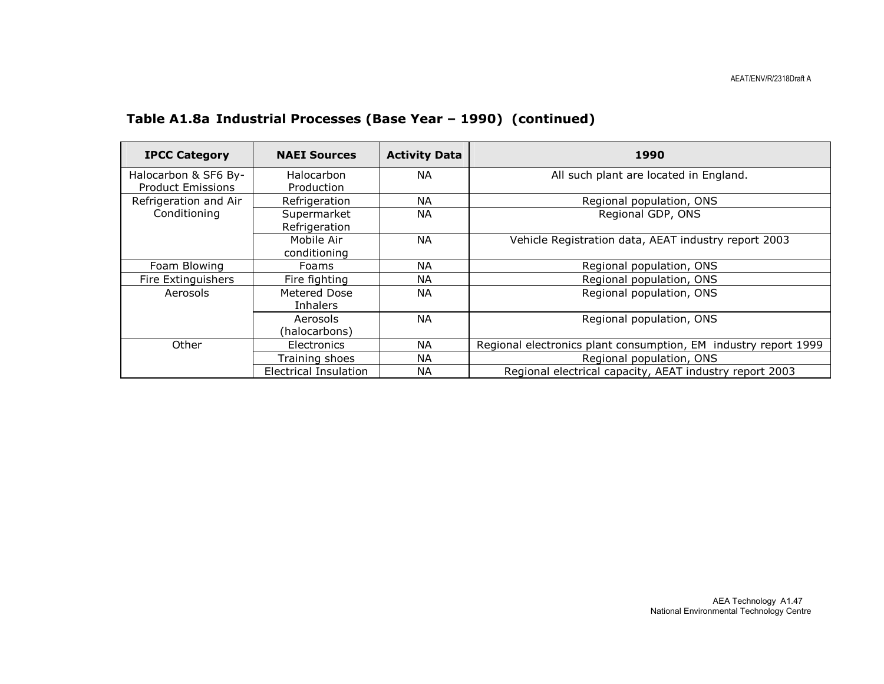### Table A1.8a Industrial Processes (Base Year – 1990) (continued)

| IPCC Category | NAEI Sources | Activity Data | 1990 |
|---|---|---|---|
| Halocarbon & SF6 By-Product Emissions | Halocarbon Production | NA | All such plant are located in England. |
| Refrigeration and Air Conditioning | Refrigeration | NA | Regional population, ONS |
| | Supermarket Refrigeration | NA | Regional GDP, ONS |
| | Mobile Air conditioning | NA | Vehicle Registration data, AEAT industry report 2003 |
| Foam Blowing | Foams | NA | Regional population, ONS |
| Fire Extinguishers | Fire fighting | NA | Regional population, ONS |
| Aerosols | Metered Dose Inhalers | NA | Regional population, ONS |
| | Aerosols (halocarbons) | NA | Regional population, ONS |
| Other | Electronics | NA | Regional electronics plant consumption, EM industry report 1999 |
| | Training shoes | NA | Regional population, ONS |
| | Electrical Insulation | NA | Regional electrical capacity, AEAT industry report 2003 |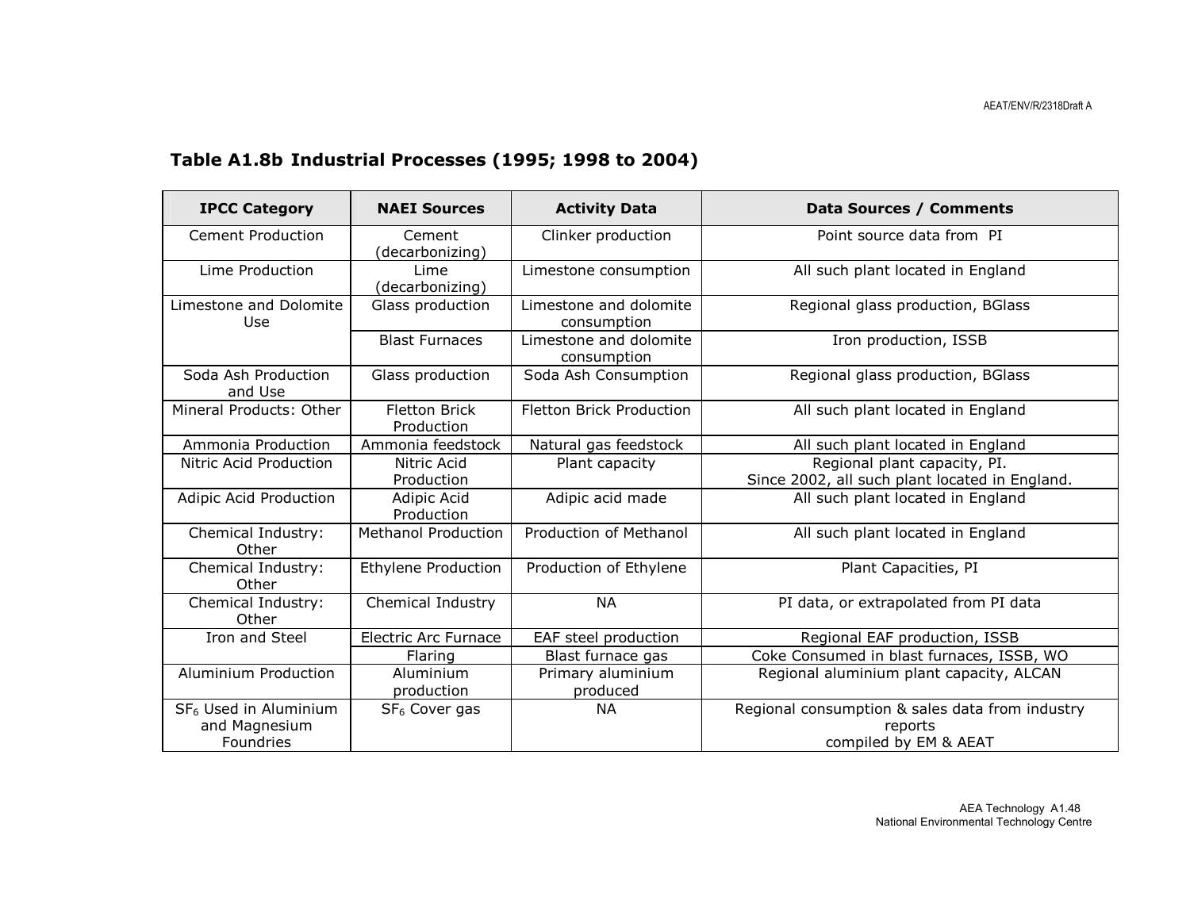## Table A1.8b Industrial Processes (1995; 1998 to 2004)

| IPCC Category | NAEI Sources | Activity Data | Data Sources / Comments |
|---|---|---|---|
| Cement Production | Cement (decarbonizing) | Clinker production | Point source data from PI |
| Lime Production | Lime (decarbonizing) | Limestone consumption | All such plant located in England |
| Limestone and Dolomite Use | Glass production | Limestone and dolomite consumption | Regional glass production, BGlass |
| | Blast Furnaces | Limestone and dolomite consumption | Iron production, ISSB |
| Soda Ash Production and Use | Glass production | Soda Ash Consumption | Regional glass production, BGlass |
| Mineral Products: Other | Fletton Brick Production | Fletton Brick Production | All such plant located in England |
| Ammonia Production | Ammonia feedstock | Natural gas feedstock | All such plant located in England |
| Nitric Acid Production | Nitric Acid Production | Plant capacity | Regional plant capacity, PI. Since 2002, all such plant located in England. |
| Adipic Acid Production | Adipic Acid Production | Adipic acid made | All such plant located in England |
| Chemical Industry: Other | Methanol Production | Production of Methanol | All such plant located in England |
| Chemical Industry: Other | Ethylene Production | Production of Ethylene | Plant Capacities, PI |
| Chemical Industry: Other | Chemical Industry | NA | PI data, or extrapolated from PI data |
| Iron and Steel | Electric Arc Furnace | EAF steel production | Regional EAF production, ISSB |
| | Flaring | Blast furnace gas | Coke Consumed in blast furnaces, ISSB, WO |
| Aluminium Production | Aluminium production | Primary aluminium produced | Regional aluminium plant capacity, ALCAN |
| $SF_6$ Used in Aluminium and Magnesium Foundries | $SF_6$ Cover gas | NA | Regional consumption & sales data from industry reports compiled by EM & AEAT |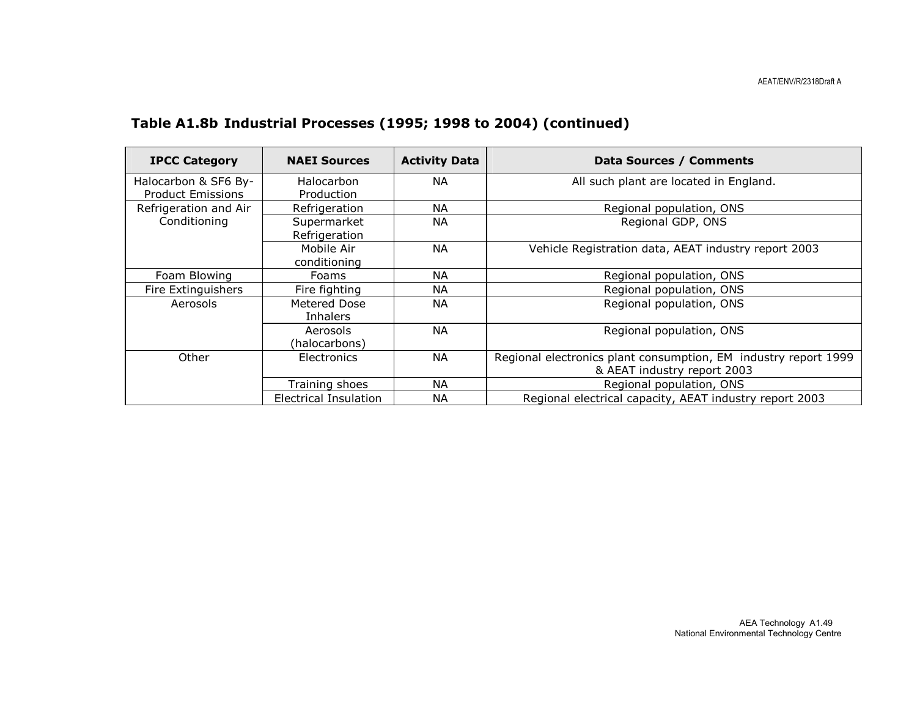**Table A1.8b Industrial Processes (1995; 1998 to 2004) (continued)**

| IPCC Category | NAEI Sources | Activity Data | Data Sources / Comments |
|---|---|---|---|
| Halocarbon & SF6 By-Product Emissions | Halocarbon Production | NA | All such plant are located in England. |
| Refrigeration and Air Conditioning | Refrigeration | NA | Regional population, ONS |
| | Supermarket Refrigeration | NA | Regional GDP, ONS |
| | Mobile Air conditioning | NA | Vehicle Registration data, AEAT industry report 2003 |
| Foam Blowing | Foams | NA | Regional population, ONS |
| Fire Extinguishers | Fire fighting | NA | Regional population, ONS |
| Aerosols | Metered Dose Inhalers | NA | Regional population, ONS |
| | Aerosols (halocarbons) | NA | Regional population, ONS |
| Other | Electronics | NA | Regional electronics plant consumption, EM industry report 1999 & AEAT industry report 2003 |
| | Training shoes | NA | Regional population, ONS |
| | Electrical Insulation | NA | Regional electrical capacity, AEAT industry report 2003 |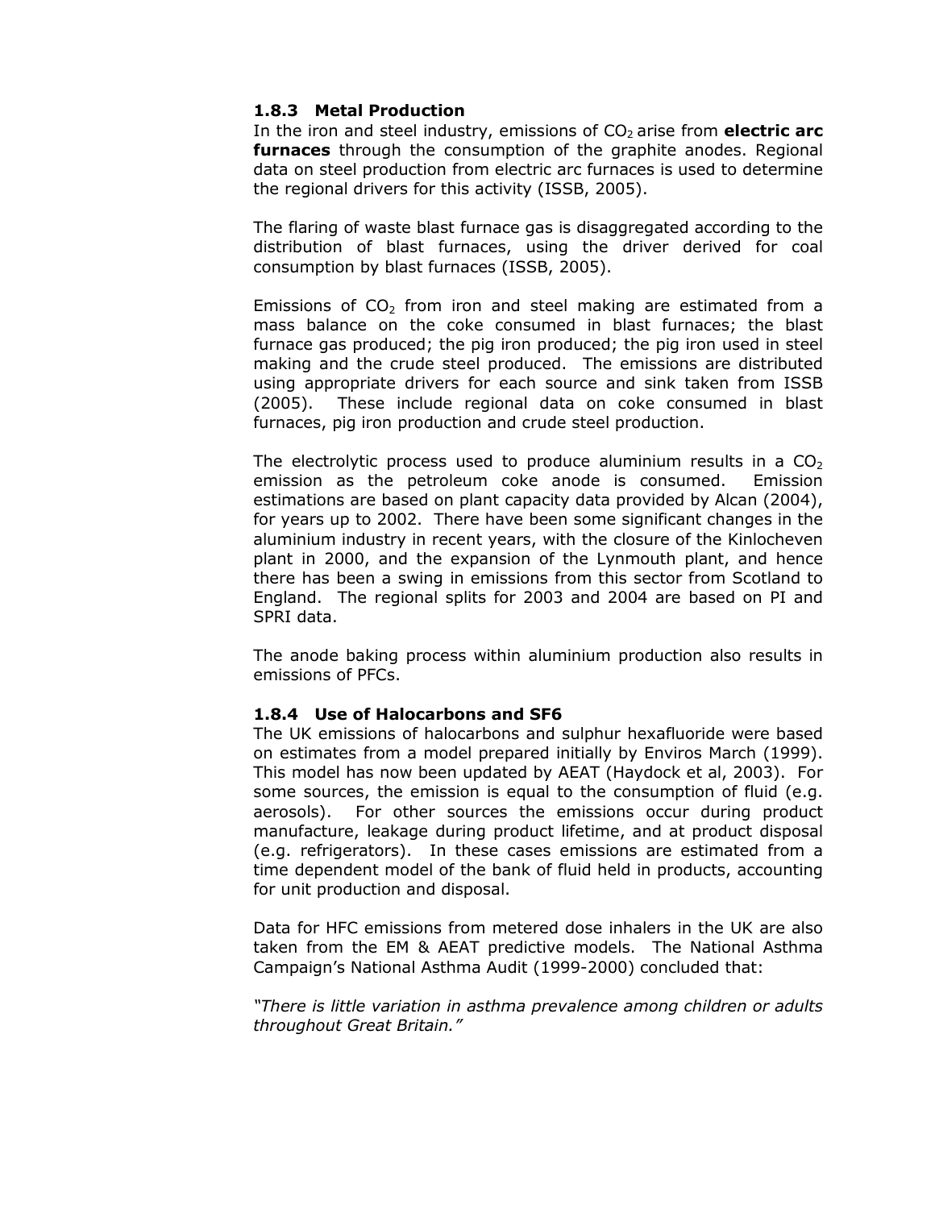### 1.8.3 Metal Production

In the iron and steel industry, emissions of $CO_2$ arise from **electric arc furnaces** through the consumption of the graphite anodes. Regional data on steel production from electric arc furnaces is used to determine the regional drivers for this activity (ISSB, 2005).

The flaring of waste blast furnace gas is disaggregated according to the distribution of blast furnaces, using the driver derived for coal consumption by blast furnaces (ISSB, 2005).

Emissions of $CO_2$ from iron and steel making are estimated from a mass balance on the coke consumed in blast furnaces; the blast furnace gas produced; the pig iron produced; the pig iron used in steel making and the crude steel produced. The emissions are distributed using appropriate drivers for each source and sink taken from ISSB (2005). These include regional data on coke consumed in blast furnaces, pig iron production and crude steel production.

The electrolytic process used to produce aluminium results in a $CO_2$ emission as the petroleum coke anode is consumed. Emission estimations are based on plant capacity data provided by Alcan (2004), for years up to 2002. There have been some significant changes in the aluminium industry in recent years, with the closure of the Kinlocheven plant in 2000, and the expansion of the Lynmouth plant, and hence there has been a swing in emissions from this sector from Scotland to England. The regional splits for 2003 and 2004 are based on PI and SPRI data.

The anode baking process within aluminium production also results in emissions of PFCs.

### 1.8.4 Use of Halocarbons and SF6

The UK emissions of halocarbons and sulphur hexafluoride were based on estimates from a model prepared initially by Enviros March (1999). This model has now been updated by AEAT (Haydock et al, 2003). For some sources, the emission is equal to the consumption of fluid (e.g. aerosols). For other sources the emissions occur during product manufacture, leakage during product lifetime, and at product disposal (e.g. refrigerators). In these cases emissions are estimated from a time dependent model of the bank of fluid held in products, accounting for unit production and disposal.

Data for HFC emissions from metered dose inhalers in the UK are also taken from the EM & AEAT predictive models. The National Asthma Campaign's National Asthma Audit (1999-2000) concluded that:

*"There is little variation in asthma prevalence among children or adults throughout Great Britain."*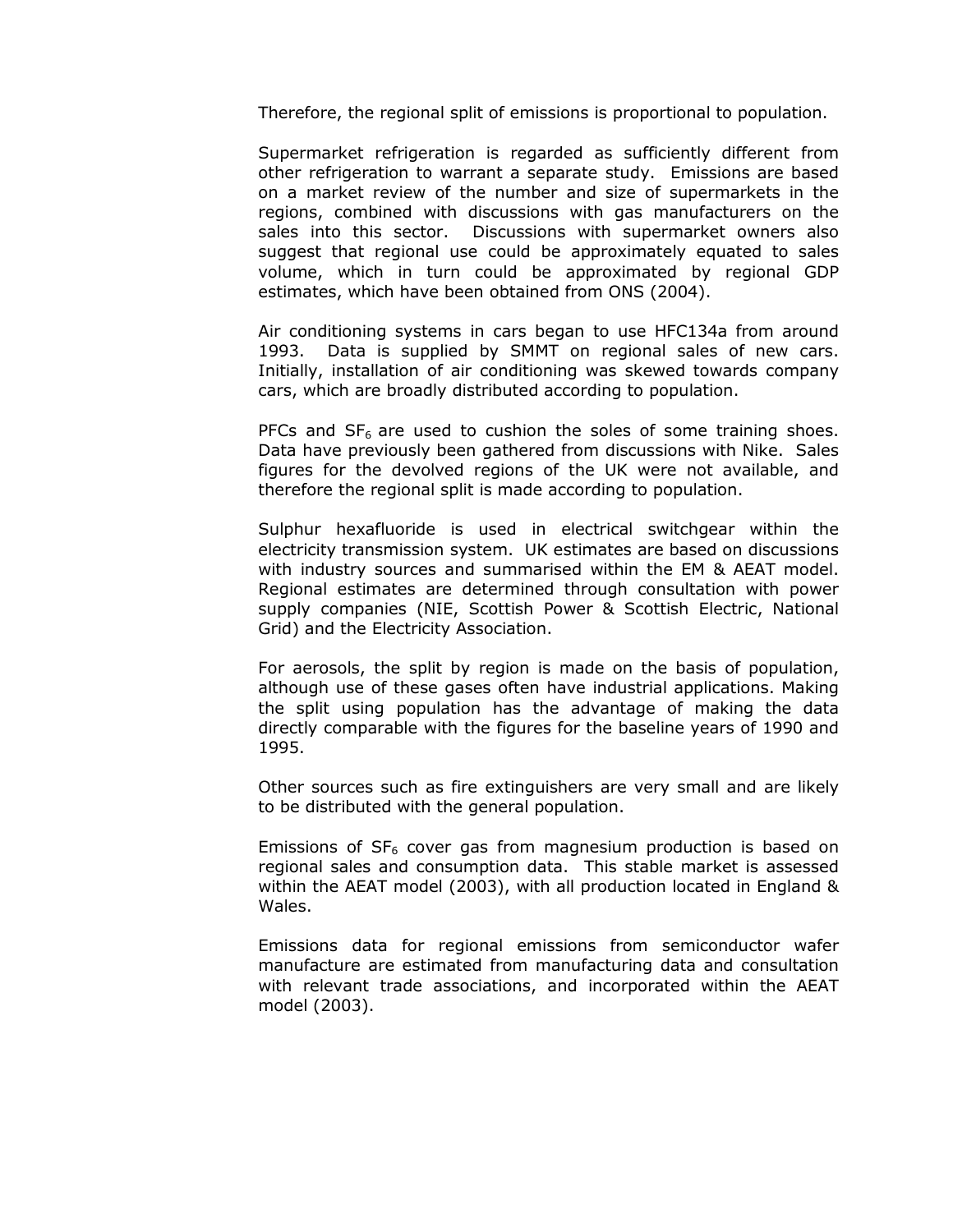Therefore, the regional split of emissions is proportional to population.

Supermarket refrigeration is regarded as sufficiently different from other refrigeration to warrant a separate study. Emissions are based on a market review of the number and size of supermarkets in the regions, combined with discussions with gas manufacturers on the sales into this sector. Discussions with supermarket owners also suggest that regional use could be approximately equated to sales volume, which in turn could be approximated by regional GDP estimates, which have been obtained from ONS (2004).

Air conditioning systems in cars began to use HFC134a from around 1993. Data is supplied by SMMT on regional sales of new cars. Initially, installation of air conditioning was skewed towards company cars, which are broadly distributed according to population.

PFCs and $SF_6$ are used to cushion the soles of some training shoes. Data have previously been gathered from discussions with Nike. Sales figures for the devolved regions of the UK were not available, and therefore the regional split is made according to population.

Sulphur hexafluoride is used in electrical switchgear within the electricity transmission system. UK estimates are based on discussions with industry sources and summarised within the EM & AEAT model. Regional estimates are determined through consultation with power supply companies (NIE, Scottish Power & Scottish Electric, National Grid) and the Electricity Association.

For aerosols, the split by region is made on the basis of population, although use of these gases often have industrial applications. Making the split using population has the advantage of making the data directly comparable with the figures for the baseline years of 1990 and 1995.

Other sources such as fire extinguishers are very small and are likely to be distributed with the general population.

Emissions of $SF_6$ cover gas from magnesium production is based on regional sales and consumption data. This stable market is assessed within the AEAT model (2003), with all production located in England & Wales.

Emissions data for regional emissions from semiconductor wafer manufacture are estimated from manufacturing data and consultation with relevant trade associations, and incorporated within the AEAT model (2003).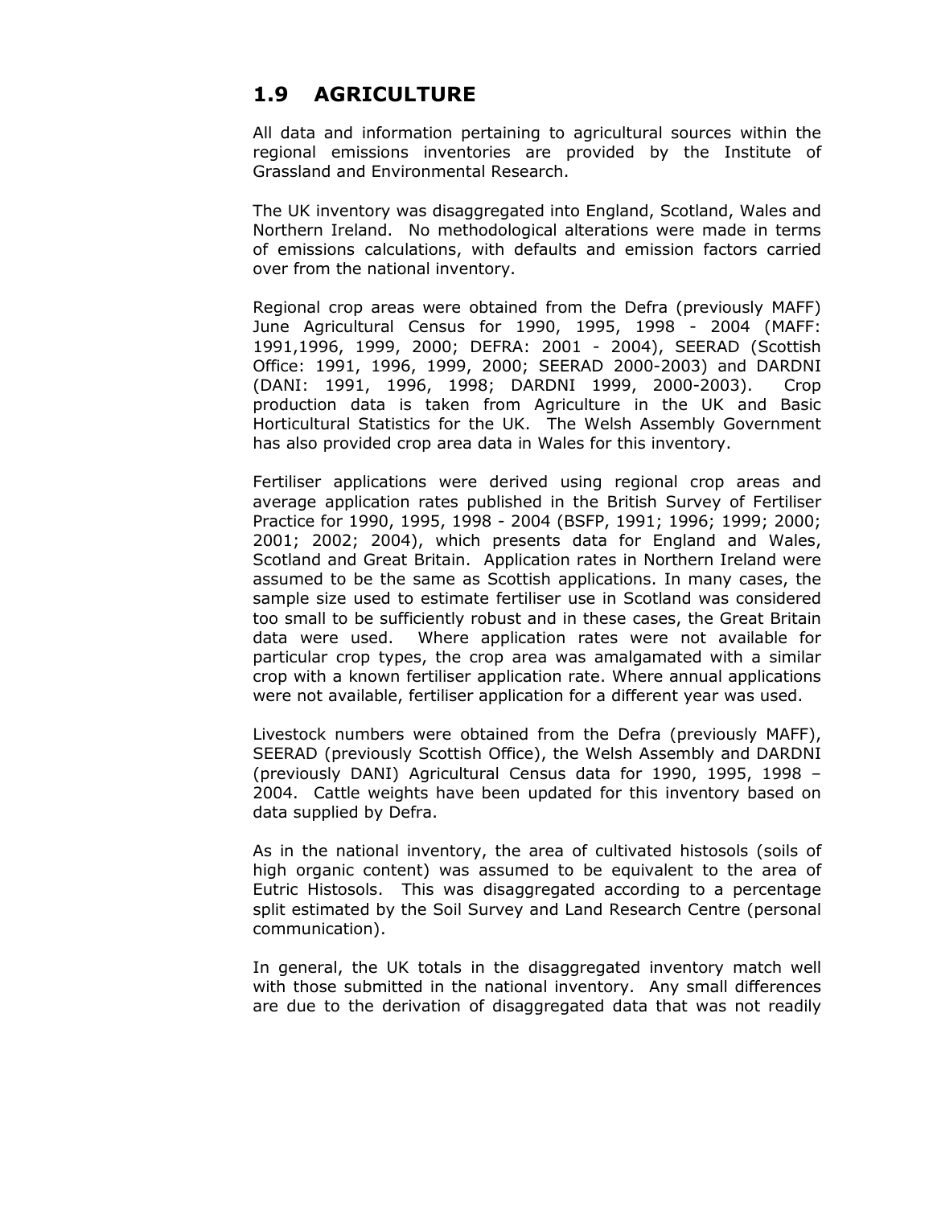## 1.9 AGRICULTURE

All data and information pertaining to agricultural sources within the regional emissions inventories are provided by the Institute of Grassland and Environmental Research.

The UK inventory was disaggregated into England, Scotland, Wales and Northern Ireland. No methodological alterations were made in terms of emissions calculations, with defaults and emission factors carried over from the national inventory.

Regional crop areas were obtained from the Defra (previously MAFF) June Agricultural Census for 1990, 1995, 1998 - 2004 (MAFF: 1991,1996, 1999, 2000; DEFRA: 2001 - 2004), SEERAD (Scottish Office: 1991, 1996, 1999, 2000; SEERAD 2000-2003) and DARDNI (DANI: 1991, 1996, 1998; DARDNI 1999, 2000-2003). Crop production data is taken from Agriculture in the UK and Basic Horticultural Statistics for the UK. The Welsh Assembly Government has also provided crop area data in Wales for this inventory.

Fertiliser applications were derived using regional crop areas and average application rates published in the British Survey of Fertiliser Practice for 1990, 1995, 1998 - 2004 (BSFP, 1991; 1996; 1999; 2000; 2001; 2002; 2004), which presents data for England and Wales, Scotland and Great Britain. Application rates in Northern Ireland were assumed to be the same as Scottish applications. In many cases, the sample size used to estimate fertiliser use in Scotland was considered too small to be sufficiently robust and in these cases, the Great Britain data were used. Where application rates were not available for particular crop types, the crop area was amalgamated with a similar crop with a known fertiliser application rate. Where annual applications were not available, fertiliser application for a different year was used.

Livestock numbers were obtained from the Defra (previously MAFF), SEERAD (previously Scottish Office), the Welsh Assembly and DARDNI (previously DANI) Agricultural Census data for 1990, 1995, 1998 – 2004. Cattle weights have been updated for this inventory based on data supplied by Defra.

As in the national inventory, the area of cultivated histosols (soils of high organic content) was assumed to be equivalent to the area of Eutric Histosols. This was disaggregated according to a percentage split estimated by the Soil Survey and Land Research Centre (personal communication).

In general, the UK totals in the disaggregated inventory match well with those submitted in the national inventory. Any small differences are due to the derivation of disaggregated data that was not readily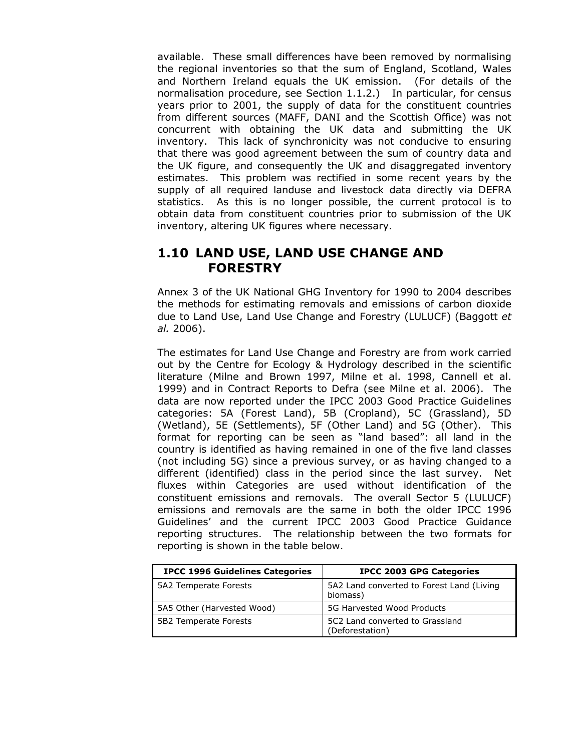available. These small differences have been removed by normalising the regional inventories so that the sum of England, Scotland, Wales and Northern Ireland equals the UK emission. (For details of the normalisation procedure, see Section 1.1.2.) In particular, for census years prior to 2001, the supply of data for the constituent countries from different sources (MAFF, DANI and the Scottish Office) was not concurrent with obtaining the UK data and submitting the UK inventory. This lack of synchronicity was not conducive to ensuring that there was good agreement between the sum of country data and the UK figure, and consequently the UK and disaggregated inventory estimates. This problem was rectified in some recent years by the supply of all required landuse and livestock data directly via DEFRA statistics. As this is no longer possible, the current protocol is to obtain data from constituent countries prior to submission of the UK inventory, altering UK figures where necessary.

## 1.10 LAND USE, LAND USE CHANGE AND FORESTRY

Annex 3 of the UK National GHG Inventory for 1990 to 2004 describes the methods for estimating removals and emissions of carbon dioxide due to Land Use, Land Use Change and Forestry (LULUCF) (Baggott *et al.* 2006).

The estimates for Land Use Change and Forestry are from work carried out by the Centre for Ecology & Hydrology described in the scientific literature (Milne and Brown 1997, Milne et al. 1998, Cannell et al. 1999) and in Contract Reports to Defra (see Milne et al. 2006). The data are now reported under the IPCC 2003 Good Practice Guidelines categories: 5A (Forest Land), 5B (Cropland), 5C (Grassland), 5D (Wetland), 5E (Settlements), 5F (Other Land) and 5G (Other). This format for reporting can be seen as "land based": all land in the country is identified as having remained in one of the five land classes (not including 5G) since a previous survey, or as having changed to a different (identified) class in the period since the last survey. Net fluxes within Categories are used without identification of the constituent emissions and removals. The overall Sector 5 (LULUCF) emissions and removals are the same in both the older IPCC 1996 Guidelines' and the current IPCC 2003 Good Practice Guidance reporting structures. The relationship between the two formats for reporting is shown in the table below.

| IPCC 1996 Guidelines Categories | IPCC 2003 GPG Categories |
|---|---|
| 5A2 Temperate Forests | 5A2 Land converted to Forest Land (Living biomass) |
| 5A5 Other (Harvested Wood) | 5G Harvested Wood Products |
| 5B2 Temperate Forests | 5C2 Land converted to Grassland (Deforestation) |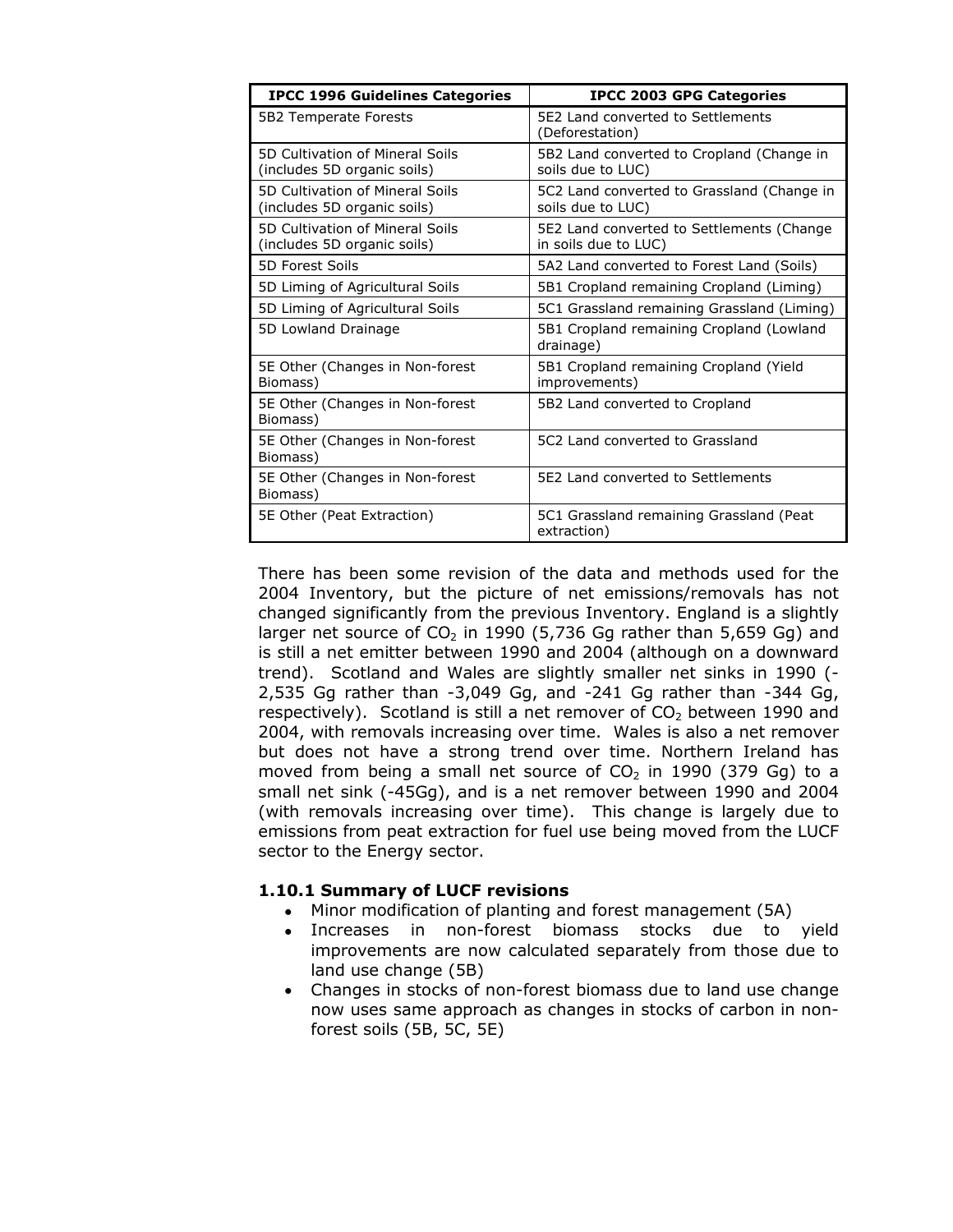| IPCC 1996 Guidelines Categories | IPCC 2003 GPG Categories |
|---|---|
| 5B2 Temperate Forests | 5E2 Land converted to Settlements (Deforestation) |
| 5D Cultivation of Mineral Soils (includes 5D organic soils) | 5B2 Land converted to Cropland (Change in soils due to LUC) |
| 5D Cultivation of Mineral Soils (includes 5D organic soils) | 5C2 Land converted to Grassland (Change in soils due to LUC) |
| 5D Cultivation of Mineral Soils (includes 5D organic soils) | 5E2 Land converted to Settlements (Change in soils due to LUC) |
| 5D Forest Soils | 5A2 Land converted to Forest Land (Soils) |
| 5D Liming of Agricultural Soils | 5B1 Cropland remaining Cropland (Liming) |
| 5D Liming of Agricultural Soils | 5C1 Grassland remaining Grassland (Liming) |
| 5D Lowland Drainage | 5B1 Cropland remaining Cropland (Lowland drainage) |
| 5E Other (Changes in Non-forest Biomass) | 5B1 Cropland remaining Cropland (Yield improvements) |
| 5E Other (Changes in Non-forest Biomass) | 5B2 Land converted to Cropland |
| 5E Other (Changes in Non-forest Biomass) | 5C2 Land converted to Grassland |
| 5E Other (Changes in Non-forest Biomass) | 5E2 Land converted to Settlements |
| 5E Other (Peat Extraction) | 5C1 Grassland remaining Grassland (Peat extraction) |

There has been some revision of the data and methods used for the 2004 Inventory, but the picture of net emissions/removals has not changed significantly from the previous Inventory. England is a slightly larger net source of $CO_2$ in 1990 (5,736 Gg rather than 5,659 Gg) and is still a net emitter between 1990 and 2004 (although on a downward trend). Scotland and Wales are slightly smaller net sinks in 1990 (-2,535 Gg rather than -3,049 Gg, and -241 Gg rather than -344 Gg, respectively). Scotland is still a net remover of $CO_2$ between 1990 and 2004, with removals increasing over time. Wales is also a net remover but does not have a strong trend over time. Northern Ireland has moved from being a small net source of $CO_2$ in 1990 (379 Gg) to a small net sink (-45Gg), and is a net remover between 1990 and 2004 (with removals increasing over time). This change is largely due to emissions from peat extraction for fuel use being moved from the LUCF sector to the Energy sector.

### 1.10.1 Summary of LUCF revisions

- Minor modification of planting and forest management (5A)
- Increases in non-forest biomass stocks due to yield improvements are now calculated separately from those due to land use change (5B)
- Changes in stocks of non-forest biomass due to land use change now uses same approach as changes in stocks of carbon in non-forest soils (5B, 5C, 5E)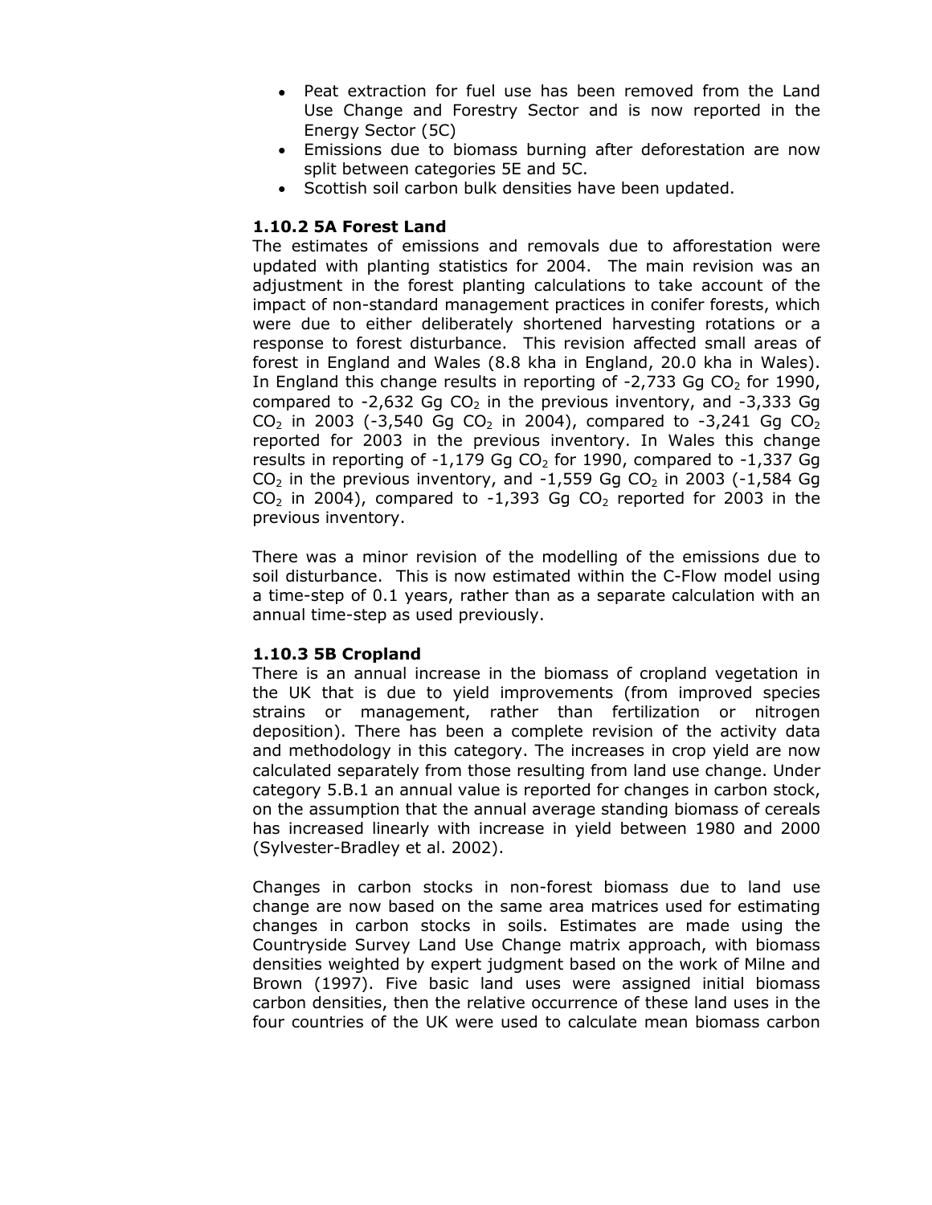- Peat extraction for fuel use has been removed from the Land Use Change and Forestry Sector and is now reported in the Energy Sector (5C)
- Emissions due to biomass burning after deforestation are now split between categories 5E and 5C.
- Scottish soil carbon bulk densities have been updated.

### 1.10.2 5A Forest Land

The estimates of emissions and removals due to afforestation were updated with planting statistics for 2004. The main revision was an adjustment in the forest planting calculations to take account of the impact of non-standard management practices in conifer forests, which were due to either deliberately shortened harvesting rotations or a response to forest disturbance. This revision affected small areas of forest in England and Wales (8.8 kha in England, 20.0 kha in Wales). In England this change results in reporting of -2,733 Gg $CO_2$ for 1990, compared to -2,632 Gg $CO_2$ in the previous inventory, and -3,333 Gg $CO_2$ in 2003 (-3,540 Gg $CO_2$ in 2004), compared to -3,241 Gg $CO_2$ reported for 2003 in the previous inventory. In Wales this change results in reporting of -1,179 Gg $CO_2$ for 1990, compared to -1,337 Gg $CO_2$ in the previous inventory, and -1,559 Gg $CO_2$ in 2003 (-1,584 Gg $CO_2$ in 2004), compared to -1,393 Gg $CO_2$ reported for 2003 in the previous inventory.

There was a minor revision of the modelling of the emissions due to soil disturbance. This is now estimated within the C-Flow model using a time-step of 0.1 years, rather than as a separate calculation with an annual time-step as used previously.

### 1.10.3 5B Cropland

There is an annual increase in the biomass of cropland vegetation in the UK that is due to yield improvements (from improved species strains or management, rather than fertilization or nitrogen deposition). There has been a complete revision of the activity data and methodology in this category. The increases in crop yield are now calculated separately from those resulting from land use change. Under category 5.B.1 an annual value is reported for changes in carbon stock, on the assumption that the annual average standing biomass of cereals has increased linearly with increase in yield between 1980 and 2000 (Sylvester-Bradley et al. 2002).

Changes in carbon stocks in non-forest biomass due to land use change are now based on the same area matrices used for estimating changes in carbon stocks in soils. Estimates are made using the Countryside Survey Land Use Change matrix approach, with biomass densities weighted by expert judgment based on the work of Milne and Brown (1997). Five basic land uses were assigned initial biomass carbon densities, then the relative occurrence of these land uses in the four countries of the UK were used to calculate mean biomass carbon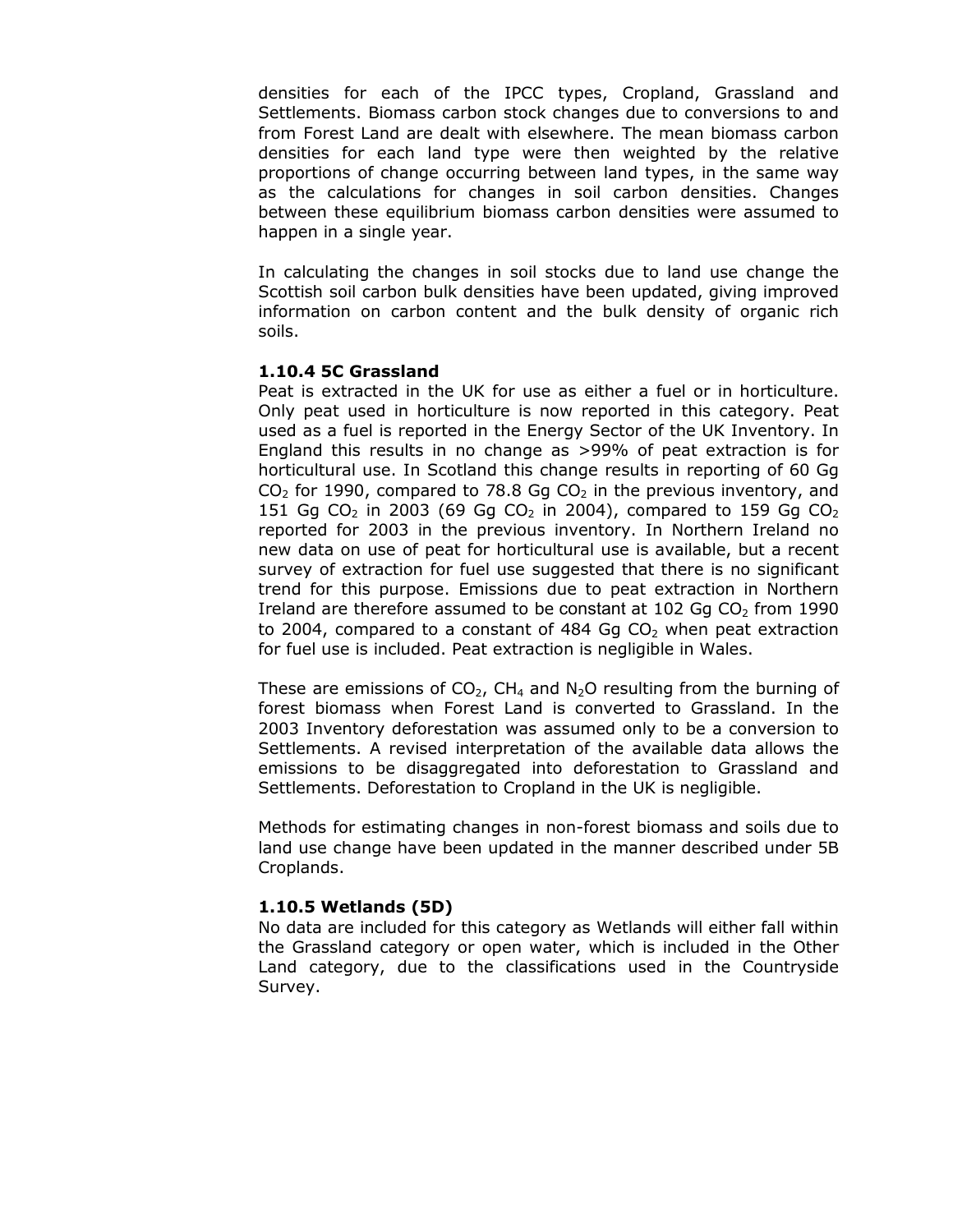densities for each of the IPCC types, Cropland, Grassland and Settlements. Biomass carbon stock changes due to conversions to and from Forest Land are dealt with elsewhere. The mean biomass carbon densities for each land type were then weighted by the relative proportions of change occurring between land types, in the same way as the calculations for changes in soil carbon densities. Changes between these equilibrium biomass carbon densities were assumed to happen in a single year.

In calculating the changes in soil stocks due to land use change the Scottish soil carbon bulk densities have been updated, giving improved information on carbon content and the bulk density of organic rich soils.

### 1.10.4 5C Grassland

Peat is extracted in the UK for use as either a fuel or in horticulture. Only peat used in horticulture is now reported in this category. Peat used as a fuel is reported in the Energy Sector of the UK Inventory. In England this results in no change as >99% of peat extraction is for horticultural use. In Scotland this change results in reporting of 60 Gg $CO_2$ for 1990, compared to 78.8 Gg $CO_2$ in the previous inventory, and 151 Gg $CO_2$ in 2003 (69 Gg $CO_2$ in 2004), compared to 159 Gg $CO_2$ reported for 2003 in the previous inventory. In Northern Ireland no new data on use of peat for horticultural use is available, but a recent survey of extraction for fuel use suggested that there is no significant trend for this purpose. Emissions due to peat extraction in Northern Ireland are therefore assumed to be constant at 102 Gg $CO_2$ from 1990 to 2004, compared to a constant of 484 Gg $CO_2$ when peat extraction for fuel use is included. Peat extraction is negligible in Wales.

These are emissions of $CO_2$, $CH_4$ and $N_2O$ resulting from the burning of forest biomass when Forest Land is converted to Grassland. In the 2003 Inventory deforestation was assumed only to be a conversion to Settlements. A revised interpretation of the available data allows the emissions to be disaggregated into deforestation to Grassland and Settlements. Deforestation to Cropland in the UK is negligible.

Methods for estimating changes in non-forest biomass and soils due to land use change have been updated in the manner described under 5B Croplands.

### 1.10.5 Wetlands (5D)

No data are included for this category as Wetlands will either fall within the Grassland category or open water, which is included in the Other Land category, due to the classifications used in the Countryside Survey.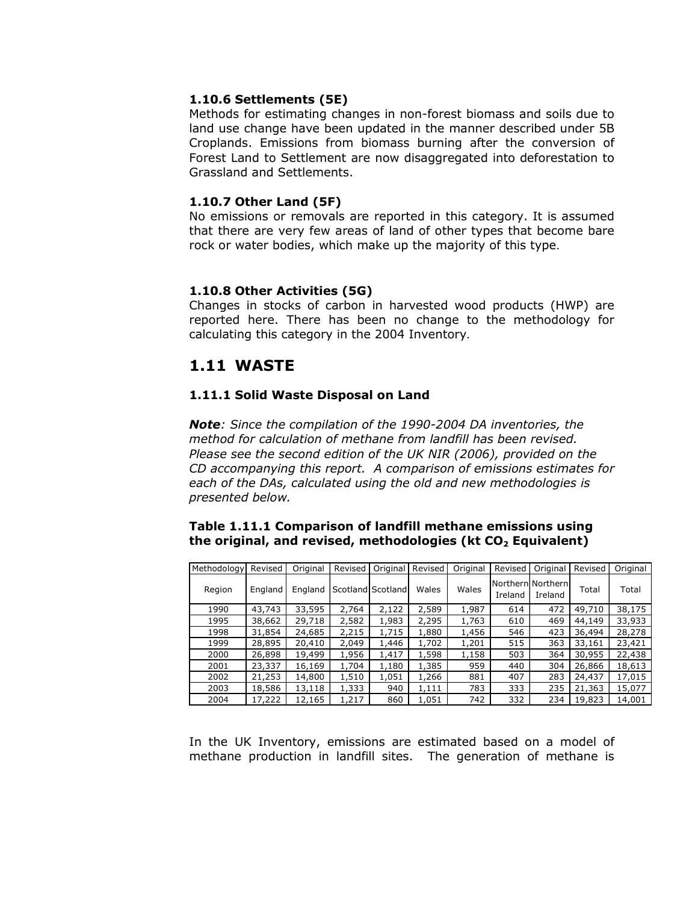### 1.10.6 Settlements (5E)

Methods for estimating changes in non-forest biomass and soils due to land use change have been updated in the manner described under 5B Croplands. Emissions from biomass burning after the conversion of Forest Land to Settlement are now disaggregated into deforestation to Grassland and Settlements.

### 1.10.7 Other Land (5F)

No emissions or removals are reported in this category. It is assumed that there are very few areas of land of other types that become bare rock or water bodies, which make up the majority of this type.

### 1.10.8 Other Activities (5G)

Changes in stocks of carbon in harvested wood products (HWP) are reported here. There has been no change to the methodology for calculating this category in the 2004 Inventory.

## 1.11 WASTE

### 1.11.1 Solid Waste Disposal on Land

***Note****: Since the compilation of the 1990-2004 DA inventories, the method for calculation of methane from landfill has been revised. Please see the second edition of the UK NIR (2006), provided on the CD accompanying this report. A comparison of emissions estimates for each of the DAs, calculated using the old and new methodologies is presented below.*

**Table 1.11.1 Comparison of landfill methane emissions using the original, and revised, methodologies (kt $CO_2$ Equivalent)**

| Methodology | Revised | Original | Revised | Original | Revised | Original | Revised | Original | Revised | Original |
|---|---|---|---|---|---|---|---|---|---|---|
| Region | England | England | Scotland | Scotland | Wales | Wales | Northern Ireland | Northern Ireland | Total | Total |
| 1990 | 43,743 | 33,595 | 2,764 | 2,122 | 2,589 | 1,987 | 614 | 472 | 49,710 | 38,175 |
| 1995 | 38,662 | 29,718 | 2,582 | 1,983 | 2,295 | 1,763 | 610 | 469 | 44,149 | 33,933 |
| 1998 | 31,854 | 24,685 | 2,215 | 1,715 | 1,880 | 1,456 | 546 | 423 | 36,494 | 28,278 |
| 1999 | 28,895 | 20,410 | 2,049 | 1,446 | 1,702 | 1,201 | 515 | 363 | 33,161 | 23,421 |
| 2000 | 26,898 | 19,499 | 1,956 | 1,417 | 1,598 | 1,158 | 503 | 364 | 30,955 | 22,438 |
| 2001 | 23,337 | 16,169 | 1,704 | 1,180 | 1,385 | 959 | 440 | 304 | 26,866 | 18,613 |
| 2002 | 21,253 | 14,800 | 1,510 | 1,051 | 1,266 | 881 | 407 | 283 | 24,437 | 17,015 |
| 2003 | 18,586 | 13,118 | 1,333 | 940 | 1,111 | 783 | 333 | 235 | 21,363 | 15,077 |
| 2004 | 17,222 | 12,165 | 1,217 | 860 | 1,051 | 742 | 332 | 234 | 19,823 | 14,001 |

In the UK Inventory, emissions are estimated based on a model of methane production in landfill sites. The generation of methane is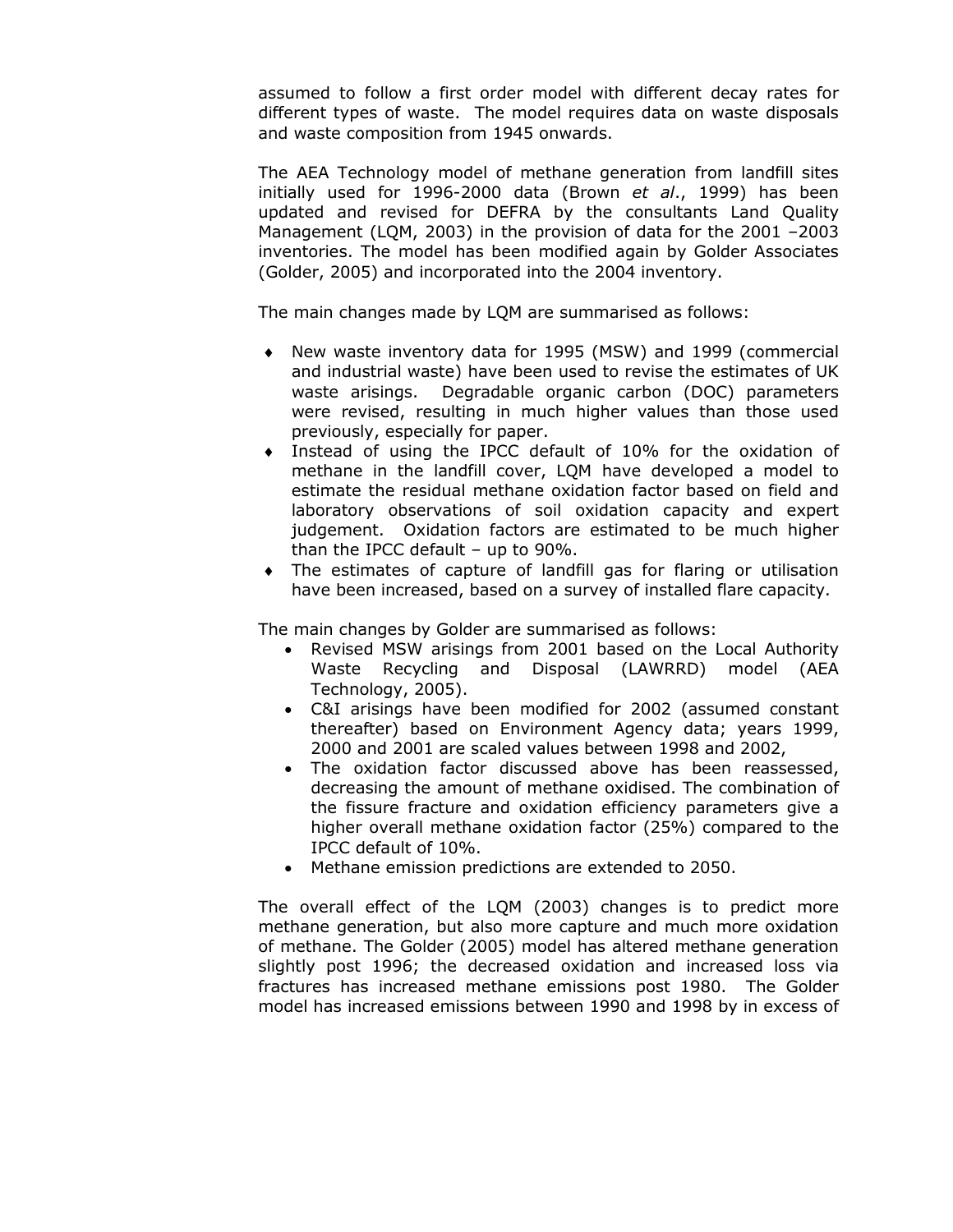assumed to follow a first order model with different decay rates for different types of waste. The model requires data on waste disposals and waste composition from 1945 onwards.

The AEA Technology model of methane generation from landfill sites initially used for 1996-2000 data (Brown *et al*., 1999) has been updated and revised for DEFRA by the consultants Land Quality Management (LQM, 2003) in the provision of data for the 2001 –2003 inventories. The model has been modified again by Golder Associates (Golder, 2005) and incorporated into the 2004 inventory.

The main changes made by LQM are summarised as follows:

- New waste inventory data for 1995 (MSW) and 1999 (commercial and industrial waste) have been used to revise the estimates of UK waste arisings. Degradable organic carbon (DOC) parameters were revised, resulting in much higher values than those used previously, especially for paper.
- Instead of using the IPCC default of 10% for the oxidation of methane in the landfill cover, LQM have developed a model to estimate the residual methane oxidation factor based on field and laboratory observations of soil oxidation capacity and expert judgement. Oxidation factors are estimated to be much higher than the IPCC default – up to 90%.
- The estimates of capture of landfill gas for flaring or utilisation have been increased, based on a survey of installed flare capacity.

The main changes by Golder are summarised as follows:

- Revised MSW arisings from 2001 based on the Local Authority Waste Recycling and Disposal (LAWRRD) model (AEA Technology, 2005).
- C&I arisings have been modified for 2002 (assumed constant thereafter) based on Environment Agency data; years 1999, 2000 and 2001 are scaled values between 1998 and 2002,
- The oxidation factor discussed above has been reassessed, decreasing the amount of methane oxidised. The combination of the fissure fracture and oxidation efficiency parameters give a higher overall methane oxidation factor (25%) compared to the IPCC default of 10%.
- Methane emission predictions are extended to 2050.

The overall effect of the LQM (2003) changes is to predict more methane generation, but also more capture and much more oxidation of methane. The Golder (2005) model has altered methane generation slightly post 1996; the decreased oxidation and increased loss via fractures has increased methane emissions post 1980. The Golder model has increased emissions between 1990 and 1998 by in excess of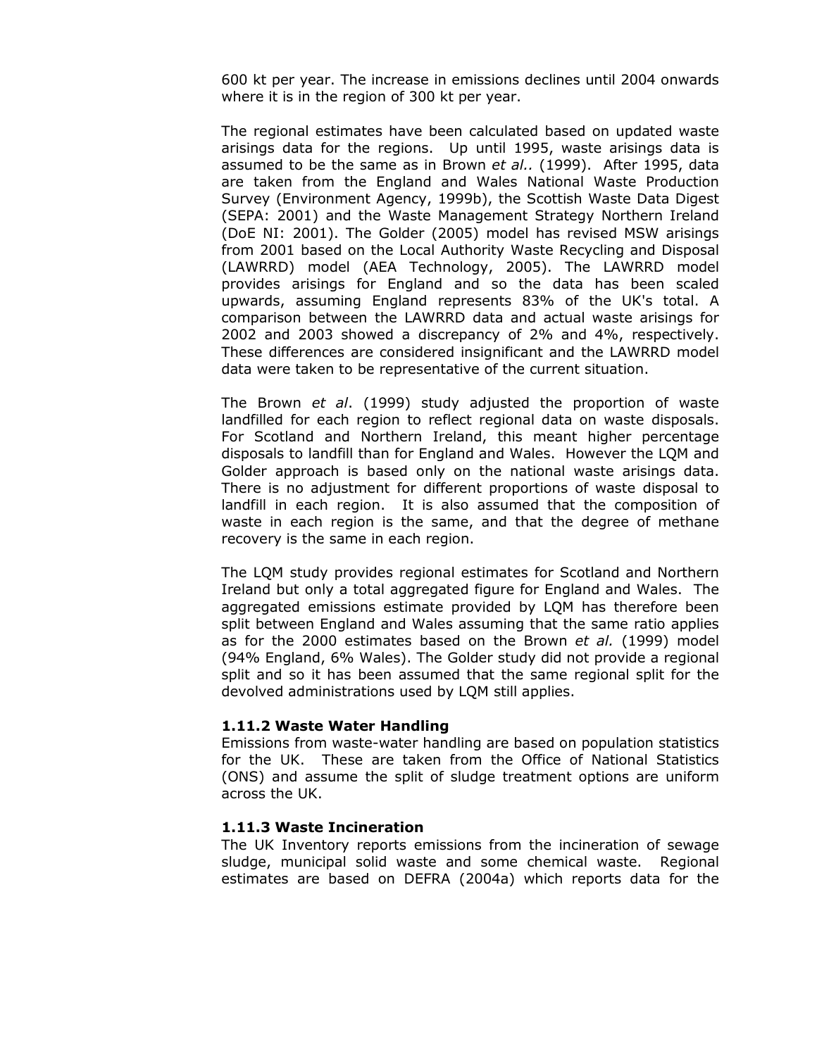600 kt per year. The increase in emissions declines until 2004 onwards where it is in the region of 300 kt per year.

The regional estimates have been calculated based on updated waste arisings data for the regions. Up until 1995, waste arisings data is assumed to be the same as in Brown *et al..* (1999). After 1995, data are taken from the England and Wales National Waste Production Survey (Environment Agency, 1999b), the Scottish Waste Data Digest (SEPA: 2001) and the Waste Management Strategy Northern Ireland (DoE NI: 2001). The Golder (2005) model has revised MSW arisings from 2001 based on the Local Authority Waste Recycling and Disposal (LAWRRD) model (AEA Technology, 2005). The LAWRRD model provides arisings for England and so the data has been scaled upwards, assuming England represents 83% of the UK's total. A comparison between the LAWRRD data and actual waste arisings for 2002 and 2003 showed a discrepancy of 2% and 4%, respectively. These differences are considered insignificant and the LAWRRD model data were taken to be representative of the current situation.

The Brown *et al*. (1999) study adjusted the proportion of waste landfilled for each region to reflect regional data on waste disposals. For Scotland and Northern Ireland, this meant higher percentage disposals to landfill than for England and Wales. However the LQM and Golder approach is based only on the national waste arisings data. There is no adjustment for different proportions of waste disposal to landfill in each region. It is also assumed that the composition of waste in each region is the same, and that the degree of methane recovery is the same in each region.

The LQM study provides regional estimates for Scotland and Northern Ireland but only a total aggregated figure for England and Wales. The aggregated emissions estimate provided by LQM has therefore been split between England and Wales assuming that the same ratio applies as for the 2000 estimates based on the Brown *et al.* (1999) model (94% England, 6% Wales). The Golder study did not provide a regional split and so it has been assumed that the same regional split for the devolved administrations used by LQM still applies.

### 1.11.2 Waste Water Handling

Emissions from waste-water handling are based on population statistics for the UK. These are taken from the Office of National Statistics (ONS) and assume the split of sludge treatment options are uniform across the UK.

### 1.11.3 Waste Incineration

The UK Inventory reports emissions from the incineration of sewage sludge, municipal solid waste and some chemical waste. Regional estimates are based on DEFRA (2004a) which reports data for the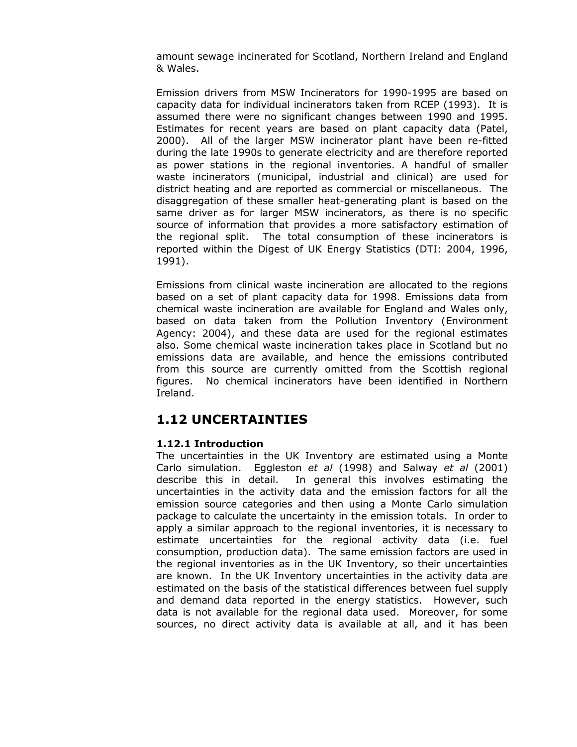amount sewage incinerated for Scotland, Northern Ireland and England & Wales.

Emission drivers from MSW Incinerators for 1990-1995 are based on capacity data for individual incinerators taken from RCEP (1993). It is assumed there were no significant changes between 1990 and 1995. Estimates for recent years are based on plant capacity data (Patel, 2000). All of the larger MSW incinerator plant have been re-fitted during the late 1990s to generate electricity and are therefore reported as power stations in the regional inventories. A handful of smaller waste incinerators (municipal, industrial and clinical) are used for district heating and are reported as commercial or miscellaneous. The disaggregation of these smaller heat-generating plant is based on the same driver as for larger MSW incinerators, as there is no specific source of information that provides a more satisfactory estimation of the regional split. The total consumption of these incinerators is reported within the Digest of UK Energy Statistics (DTI: 2004, 1996, 1991).

Emissions from clinical waste incineration are allocated to the regions based on a set of plant capacity data for 1998. Emissions data from chemical waste incineration are available for England and Wales only, based on data taken from the Pollution Inventory (Environment Agency: 2004), and these data are used for the regional estimates also. Some chemical waste incineration takes place in Scotland but no emissions data are available, and hence the emissions contributed from this source are currently omitted from the Scottish regional figures. No chemical incinerators have been identified in Northern Ireland.

## 1.12 UNCERTAINTIES

### 1.12.1 Introduction

The uncertainties in the UK Inventory are estimated using a Monte Carlo simulation. Eggleston *et al* (1998) and Salway *et al* (2001) describe this in detail. In general this involves estimating the uncertainties in the activity data and the emission factors for all the emission source categories and then using a Monte Carlo simulation package to calculate the uncertainty in the emission totals. In order to apply a similar approach to the regional inventories, it is necessary to estimate uncertainties for the regional activity data (i.e. fuel consumption, production data). The same emission factors are used in the regional inventories as in the UK Inventory, so their uncertainties are known. In the UK Inventory uncertainties in the activity data are estimated on the basis of the statistical differences between fuel supply and demand data reported in the energy statistics. However, such data is not available for the regional data used. Moreover, for some sources, no direct activity data is available at all, and it has been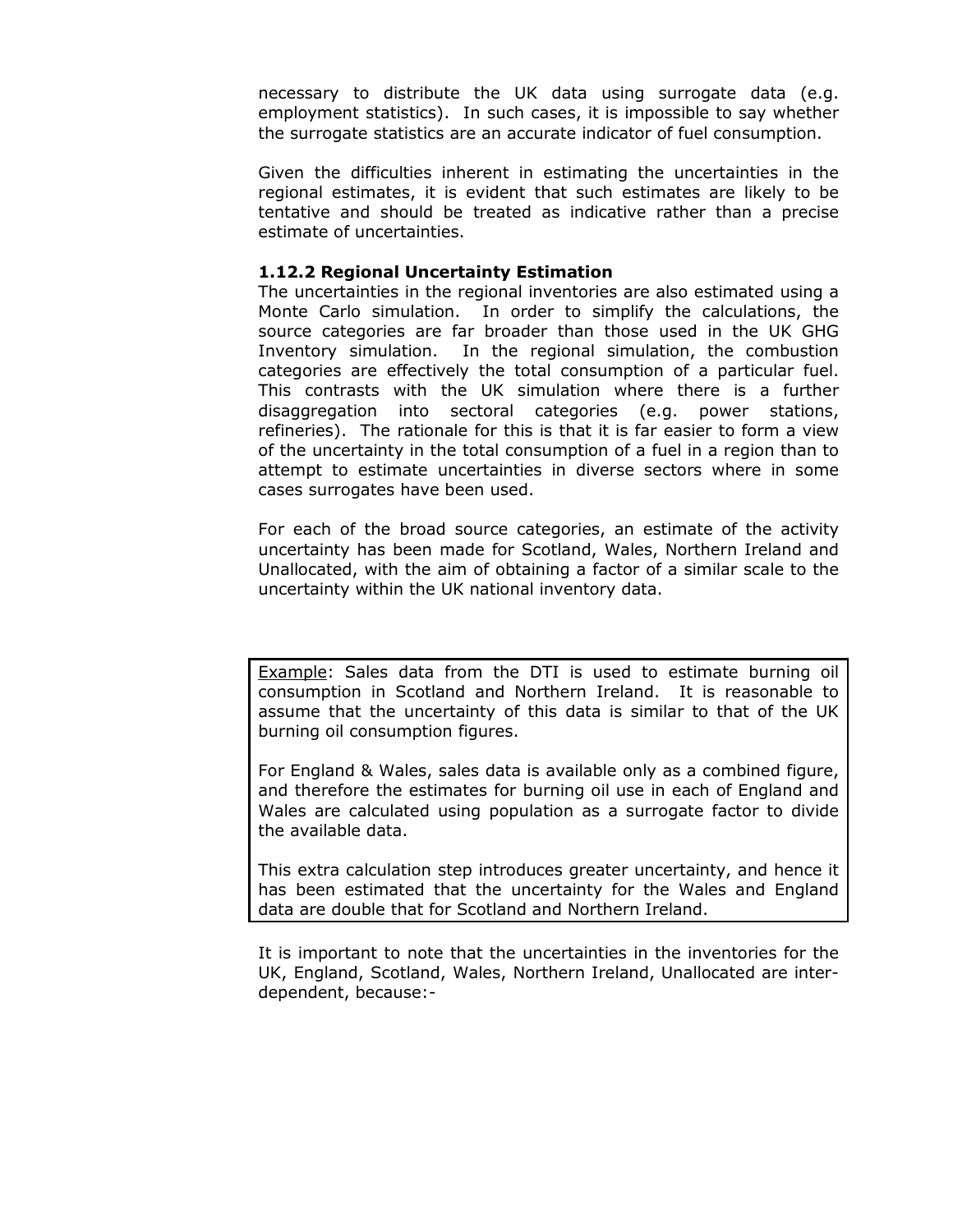necessary to distribute the UK data using surrogate data (e.g. employment statistics). In such cases, it is impossible to say whether the surrogate statistics are an accurate indicator of fuel consumption.

Given the difficulties inherent in estimating the uncertainties in the regional estimates, it is evident that such estimates are likely to be tentative and should be treated as indicative rather than a precise estimate of uncertainties.

#### 1.12.2 Regional Uncertainty Estimation

The uncertainties in the regional inventories are also estimated using a Monte Carlo simulation. In order to simplify the calculations, the source categories are far broader than those used in the UK GHG Inventory simulation. In the regional simulation, the combustion categories are effectively the total consumption of a particular fuel. This contrasts with the UK simulation where there is a further disaggregation into sectoral categories (e.g. power stations, refineries). The rationale for this is that it is far easier to form a view of the uncertainty in the total consumption of a fuel in a region than to attempt to estimate uncertainties in diverse sectors where in some cases surrogates have been used.

For each of the broad source categories, an estimate of the activity uncertainty has been made for Scotland, Wales, Northern Ireland and Unallocated, with the aim of obtaining a factor of a similar scale to the uncertainty within the UK national inventory data.

> Example: Sales data from the DTI is used to estimate burning oil consumption in Scotland and Northern Ireland. It is reasonable to assume that the uncertainty of this data is similar to that of the UK burning oil consumption figures.
>
> For England & Wales, sales data is available only as a combined figure, and therefore the estimates for burning oil use in each of England and Wales are calculated using population as a surrogate factor to divide the available data.
>
> This extra calculation step introduces greater uncertainty, and hence it has been estimated that the uncertainty for the Wales and England data are double that for Scotland and Northern Ireland.

It is important to note that the uncertainties in the inventories for the UK, England, Scotland, Wales, Northern Ireland, Unallocated are inter-dependent, because:-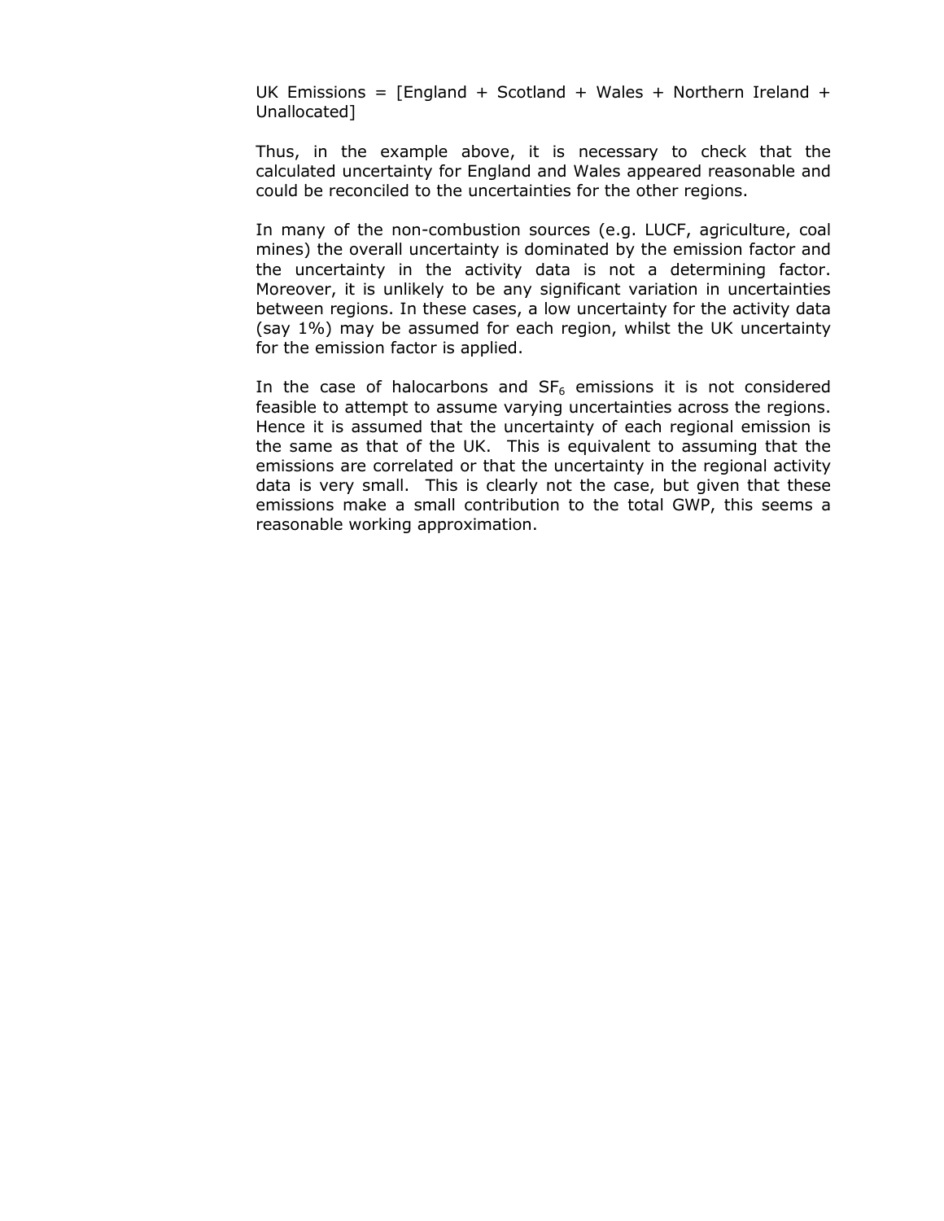UK Emissions = [England + Scotland + Wales + Northern Ireland + Unallocated]

Thus, in the example above, it is necessary to check that the calculated uncertainty for England and Wales appeared reasonable and could be reconciled to the uncertainties for the other regions.

In many of the non-combustion sources (e.g. LUCF, agriculture, coal mines) the overall uncertainty is dominated by the emission factor and the uncertainty in the activity data is not a determining factor. Moreover, it is unlikely to be any significant variation in uncertainties between regions. In these cases, a low uncertainty for the activity data (say 1%) may be assumed for each region, whilst the UK uncertainty for the emission factor is applied.

In the case of halocarbons and $SF_6$ emissions it is not considered feasible to attempt to assume varying uncertainties across the regions. Hence it is assumed that the uncertainty of each regional emission is the same as that of the UK. This is equivalent to assuming that the emissions are correlated or that the uncertainty in the regional activity data is very small. This is clearly not the case, but given that these emissions make a small contribution to the total GWP, this seems a reasonable working approximation.